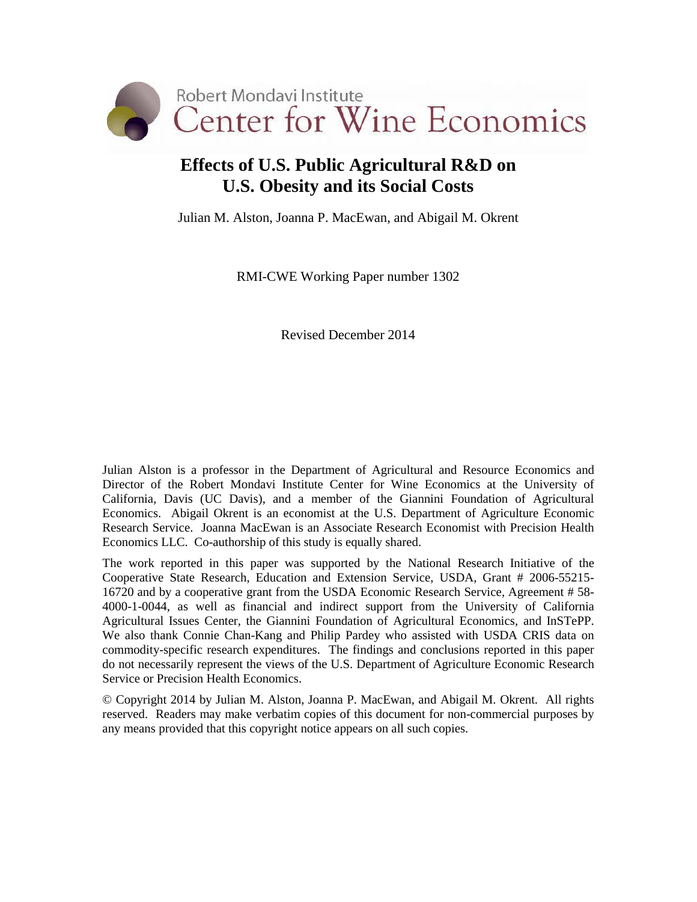Robert Mondavi Institute
Center for Wine Economics

# Effects of U.S. Public Agricultural R&D on U.S. Obesity and its Social Costs

Julian M. Alston, Joanna P. MacEwan, and Abigail M. Okrent

RMI-CWE Working Paper number 1302

Revised December 2014

Julian Alston is a professor in the Department of Agricultural and Resource Economics and Director of the Robert Mondavi Institute Center for Wine Economics at the University of California, Davis (UC Davis), and a member of the Giannini Foundation of Agricultural Economics. Abigail Okrent is an economist at the U.S. Department of Agriculture Economic Research Service. Joanna MacEwan is an Associate Research Economist with Precision Health Economics LLC. Co-authorship of this study is equally shared.

The work reported in this paper was supported by the National Research Initiative of the Cooperative State Research, Education and Extension Service, USDA, Grant # 2006-55215-16720 and by a cooperative grant from the USDA Economic Research Service, Agreement # 58-4000-1-0044, as well as financial and indirect support from the University of California Agricultural Issues Center, the Giannini Foundation of Agricultural Economics, and InSTePP. We also thank Connie Chan-Kang and Philip Pardey who assisted with USDA CRIS data on commodity-specific research expenditures. The findings and conclusions reported in this paper do not necessarily represent the views of the U.S. Department of Agriculture Economic Research Service or Precision Health Economics.

© Copyright 2014 by Julian M. Alston, Joanna P. MacEwan, and Abigail M. Okrent. All rights reserved. Readers may make verbatim copies of this document for non-commercial purposes by any means provided that this copyright notice appears on all such copies.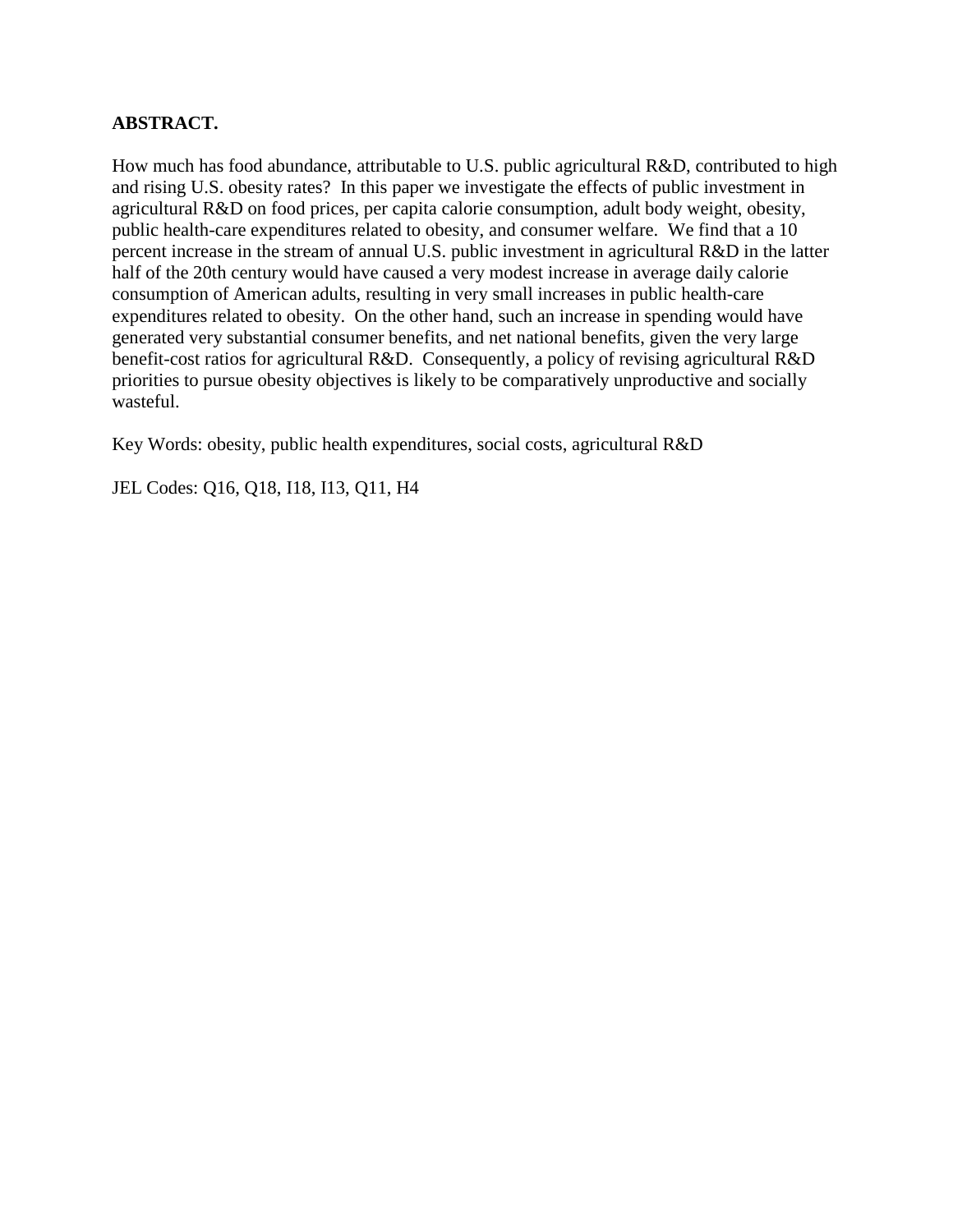**ABSTRACT.**

How much has food abundance, attributable to U.S. public agricultural R&D, contributed to high and rising U.S. obesity rates? In this paper we investigate the effects of public investment in agricultural R&D on food prices, per capita calorie consumption, adult body weight, obesity, public health-care expenditures related to obesity, and consumer welfare. We find that a 10 percent increase in the stream of annual U.S. public investment in agricultural R&D in the latter half of the 20th century would have caused a very modest increase in average daily calorie consumption of American adults, resulting in very small increases in public health-care expenditures related to obesity. On the other hand, such an increase in spending would have generated very substantial consumer benefits, and net national benefits, given the very large benefit-cost ratios for agricultural R&D. Consequently, a policy of revising agricultural R&D priorities to pursue obesity objectives is likely to be comparatively unproductive and socially wasteful.

Key Words: obesity, public health expenditures, social costs, agricultural R&D

JEL Codes: Q16, Q18, I18, I13, Q11, H4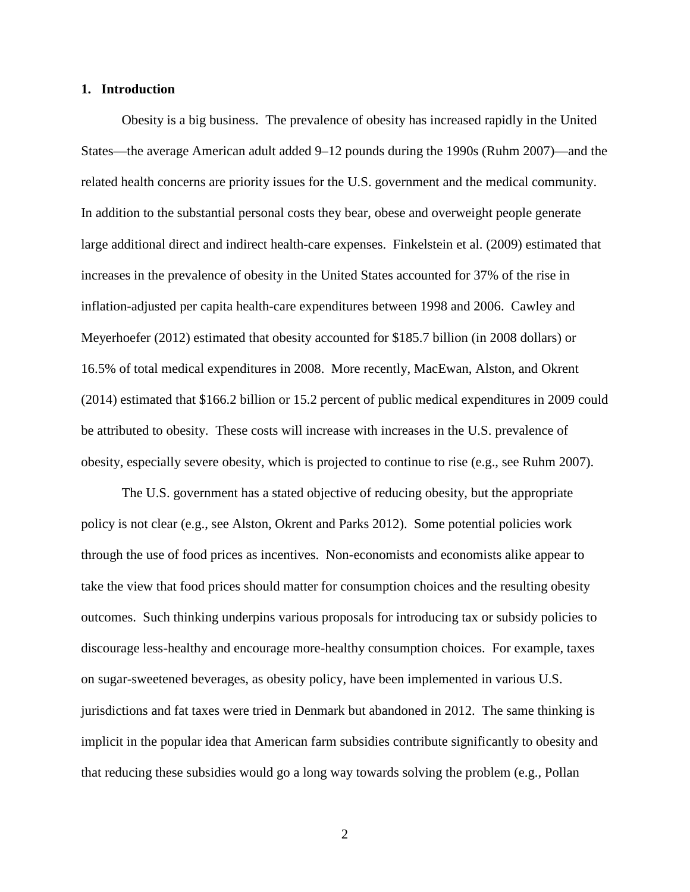## 1. Introduction

Obesity is a big business. The prevalence of obesity has increased rapidly in the United States—the average American adult added 9–12 pounds during the 1990s (Ruhm 2007)—and the related health concerns are priority issues for the U.S. government and the medical community. In addition to the substantial personal costs they bear, obese and overweight people generate large additional direct and indirect health-care expenses. Finkelstein et al. (2009) estimated that increases in the prevalence of obesity in the United States accounted for 37% of the rise in inflation-adjusted per capita health-care expenditures between 1998 and 2006. Cawley and Meyerhoefer (2012) estimated that obesity accounted for $185.7 billion (in 2008 dollars) or 16.5% of total medical expenditures in 2008. More recently, MacEwan, Alston, and Okrent (2014) estimated that $166.2 billion or 15.2 percent of public medical expenditures in 2009 could be attributed to obesity. These costs will increase with increases in the U.S. prevalence of obesity, especially severe obesity, which is projected to continue to rise (e.g., see Ruhm 2007).

The U.S. government has a stated objective of reducing obesity, but the appropriate policy is not clear (e.g., see Alston, Okrent and Parks 2012). Some potential policies work through the use of food prices as incentives. Non-economists and economists alike appear to take the view that food prices should matter for consumption choices and the resulting obesity outcomes. Such thinking underpins various proposals for introducing tax or subsidy policies to discourage less-healthy and encourage more-healthy consumption choices. For example, taxes on sugar-sweetened beverages, as obesity policy, have been implemented in various U.S. jurisdictions and fat taxes were tried in Denmark but abandoned in 2012. The same thinking is implicit in the popular idea that American farm subsidies contribute significantly to obesity and that reducing these subsidies would go a long way towards solving the problem (e.g., Pollan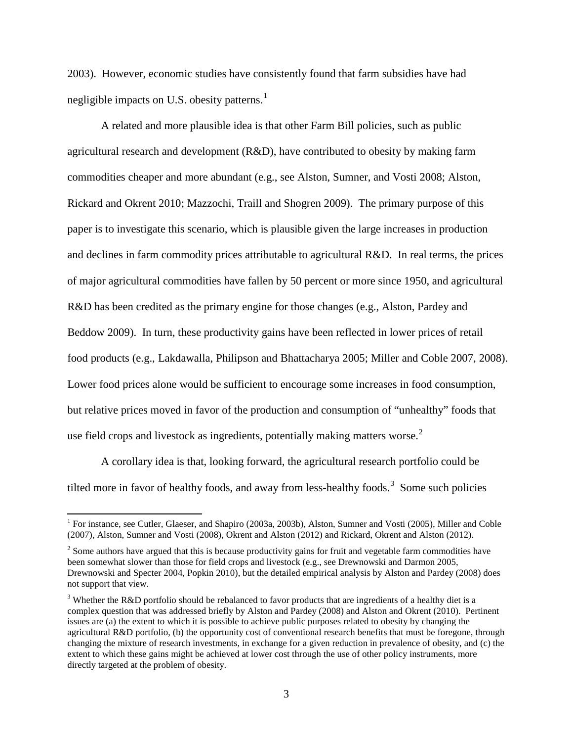2003). However, economic studies have consistently found that farm subsidies have had negligible impacts on U.S. obesity patterns.[1]

A related and more plausible idea is that other Farm Bill policies, such as public agricultural research and development (R&D), have contributed to obesity by making farm commodities cheaper and more abundant (e.g., see Alston, Sumner, and Vosti 2008; Alston, Rickard and Okrent 2010; Mazzochi, Traill and Shogren 2009). The primary purpose of this paper is to investigate this scenario, which is plausible given the large increases in production and declines in farm commodity prices attributable to agricultural R&D. In real terms, the prices of major agricultural commodities have fallen by 50 percent or more since 1950, and agricultural R&D has been credited as the primary engine for those changes (e.g., Alston, Pardey and Beddow 2009). In turn, these productivity gains have been reflected in lower prices of retail food products (e.g., Lakdawalla, Philipson and Bhattacharya 2005; Miller and Coble 2007, 2008). Lower food prices alone would be sufficient to encourage some increases in food consumption, but relative prices moved in favor of the production and consumption of "unhealthy" foods that use field crops and livestock as ingredients, potentially making matters worse.[2]

A corollary idea is that, looking forward, the agricultural research portfolio could be tilted more in favor of healthy foods, and away from less-healthy foods.[3] Some such policies

---

[1] For instance, see Cutler, Glaeser, and Shapiro (2003a, 2003b), Alston, Sumner and Vosti (2005), Miller and Coble (2007), Alston, Sumner and Vosti (2008), Okrent and Alston (2012) and Rickard, Okrent and Alston (2012).

[2] Some authors have argued that this is because productivity gains for fruit and vegetable farm commodities have been somewhat slower than those for field crops and livestock (e.g., see Drewnowski and Darmon 2005, Drewnowski and Specter 2004, Popkin 2010), but the detailed empirical analysis by Alston and Pardey (2008) does not support that view.

[3] Whether the R&D portfolio should be rebalanced to favor products that are ingredients of a healthy diet is a complex question that was addressed briefly by Alston and Pardey (2008) and Alston and Okrent (2010). Pertinent issues are (a) the extent to which it is possible to achieve public purposes related to obesity by changing the agricultural R&D portfolio, (b) the opportunity cost of conventional research benefits that must be foregone, through changing the mixture of research investments, in exchange for a given reduction in prevalence of obesity, and (c) the extent to which these gains might be achieved at lower cost through the use of other policy instruments, more directly targeted at the problem of obesity.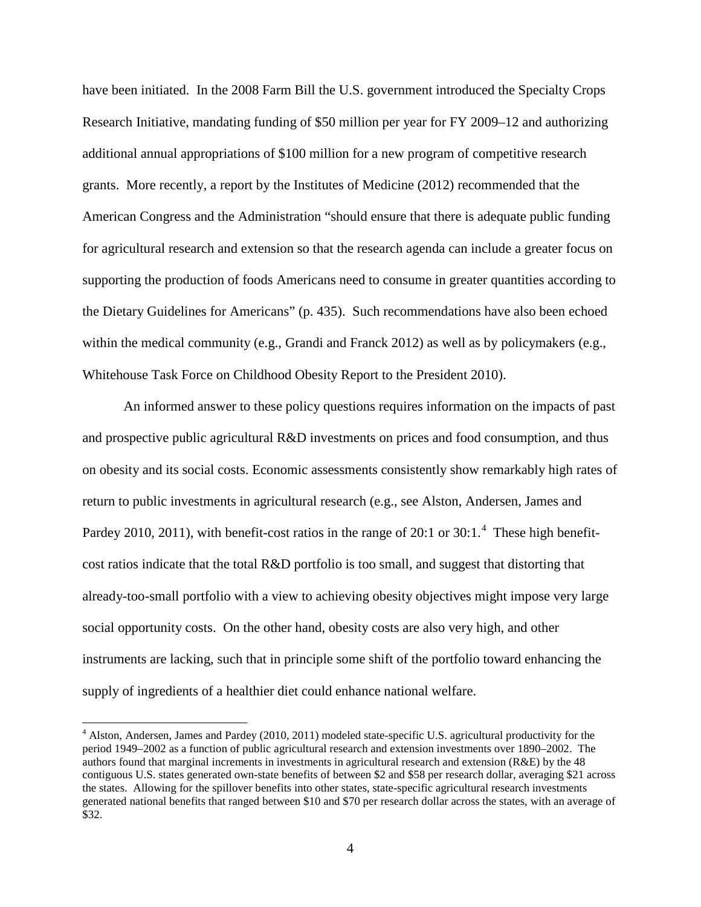have been initiated. In the 2008 Farm Bill the U.S. government introduced the Specialty Crops Research Initiative, mandating funding of $50 million per year for FY 2009–12 and authorizing additional annual appropriations of $100 million for a new program of competitive research grants. More recently, a report by the Institutes of Medicine (2012) recommended that the American Congress and the Administration "should ensure that there is adequate public funding for agricultural research and extension so that the research agenda can include a greater focus on supporting the production of foods Americans need to consume in greater quantities according to the Dietary Guidelines for Americans" (p. 435). Such recommendations have also been echoed within the medical community (e.g., Grandi and Franck 2012) as well as by policymakers (e.g., Whitehouse Task Force on Childhood Obesity Report to the President 2010).

An informed answer to these policy questions requires information on the impacts of past and prospective public agricultural R&D investments on prices and food consumption, and thus on obesity and its social costs. Economic assessments consistently show remarkably high rates of return to public investments in agricultural research (e.g., see Alston, Andersen, James and Pardey 2010, 2011), with benefit-cost ratios in the range of 20:1 or 30:1.[4] These high benefit-cost ratios indicate that the total R&D portfolio is too small, and suggest that distorting that already-too-small portfolio with a view to achieving obesity objectives might impose very large social opportunity costs. On the other hand, obesity costs are also very high, and other instruments are lacking, such that in principle some shift of the portfolio toward enhancing the supply of ingredients of a healthier diet could enhance national welfare.

[4] Alston, Andersen, James and Pardey (2010, 2011) modeled state-specific U.S. agricultural productivity for the period 1949–2002 as a function of public agricultural research and extension investments over 1890–2002. The authors found that marginal increments in investments in agricultural research and extension (R&E) by the 48 contiguous U.S. states generated own-state benefits of between $2 and $58 per research dollar, averaging $21 across the states. Allowing for the spillover benefits into other states, state-specific agricultural research investments generated national benefits that ranged between $10 and $70 per research dollar across the states, with an average of $32.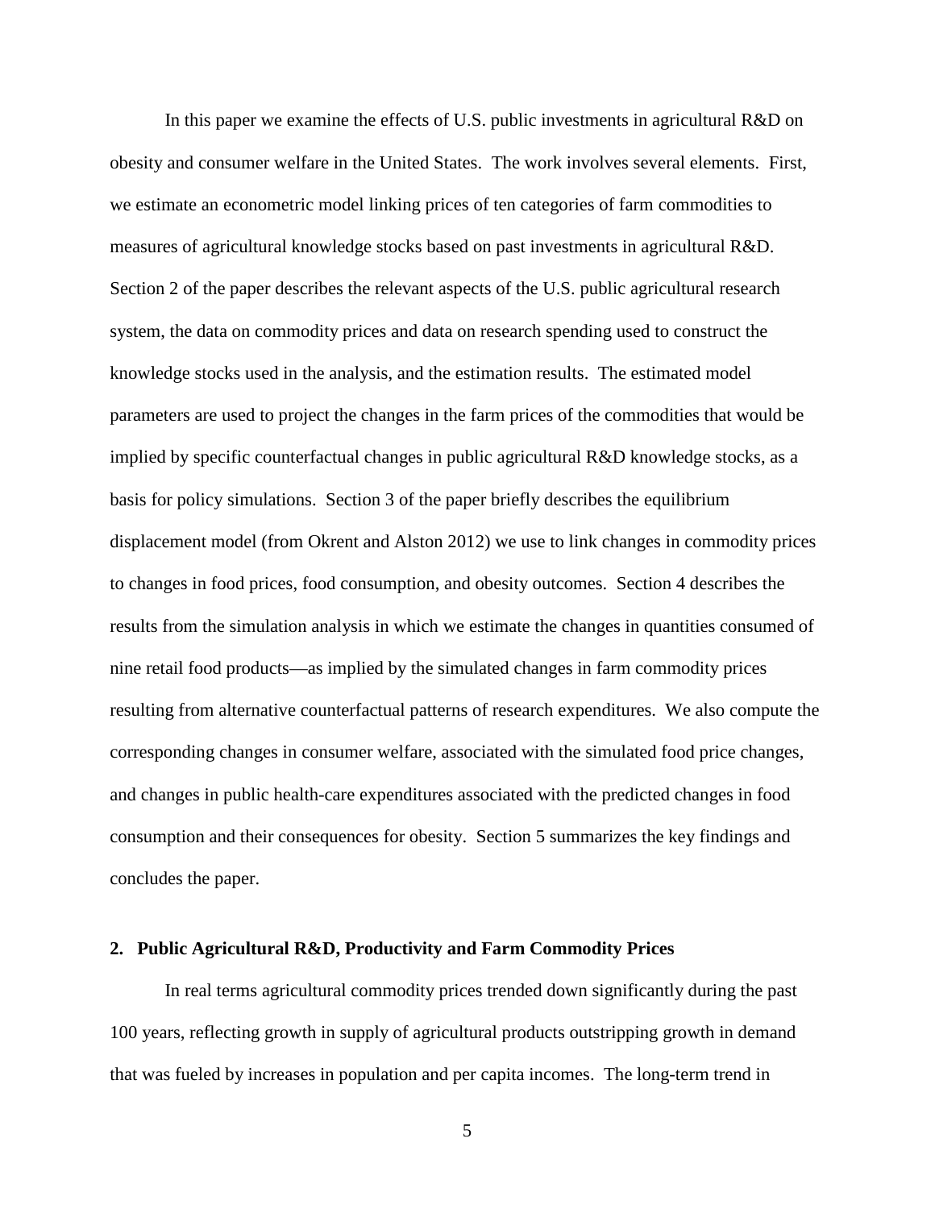In this paper we examine the effects of U.S. public investments in agricultural R&D on obesity and consumer welfare in the United States. The work involves several elements. First, we estimate an econometric model linking prices of ten categories of farm commodities to measures of agricultural knowledge stocks based on past investments in agricultural R&D. Section 2 of the paper describes the relevant aspects of the U.S. public agricultural research system, the data on commodity prices and data on research spending used to construct the knowledge stocks used in the analysis, and the estimation results. The estimated model parameters are used to project the changes in the farm prices of the commodities that would be implied by specific counterfactual changes in public agricultural R&D knowledge stocks, as a basis for policy simulations. Section 3 of the paper briefly describes the equilibrium displacement model (from Okrent and Alston 2012) we use to link changes in commodity prices to changes in food prices, food consumption, and obesity outcomes. Section 4 describes the results from the simulation analysis in which we estimate the changes in quantities consumed of nine retail food products—as implied by the simulated changes in farm commodity prices resulting from alternative counterfactual patterns of research expenditures. We also compute the corresponding changes in consumer welfare, associated with the simulated food price changes, and changes in public health-care expenditures associated with the predicted changes in food consumption and their consequences for obesity. Section 5 summarizes the key findings and concludes the paper.

## 2. Public Agricultural R&D, Productivity and Farm Commodity Prices

In real terms agricultural commodity prices trended down significantly during the past 100 years, reflecting growth in supply of agricultural products outstripping growth in demand that was fueled by increases in population and per capita incomes. The long-term trend in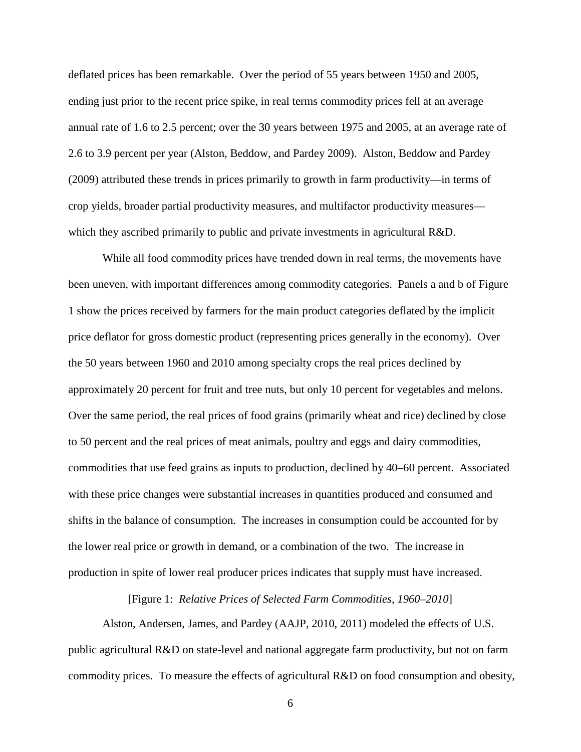deflated prices has been remarkable. Over the period of 55 years between 1950 and 2005, ending just prior to the recent price spike, in real terms commodity prices fell at an average annual rate of 1.6 to 2.5 percent; over the 30 years between 1975 and 2005, at an average rate of 2.6 to 3.9 percent per year (Alston, Beddow, and Pardey 2009). Alston, Beddow and Pardey (2009) attributed these trends in prices primarily to growth in farm productivity—in terms of crop yields, broader partial productivity measures, and multifactor productivity measures—which they ascribed primarily to public and private investments in agricultural R&D.

While all food commodity prices have trended down in real terms, the movements have been uneven, with important differences among commodity categories. Panels a and b of Figure 1 show the prices received by farmers for the main product categories deflated by the implicit price deflator for gross domestic product (representing prices generally in the economy). Over the 50 years between 1960 and 2010 among specialty crops the real prices declined by approximately 20 percent for fruit and tree nuts, but only 10 percent for vegetables and melons. Over the same period, the real prices of food grains (primarily wheat and rice) declined by close to 50 percent and the real prices of meat animals, poultry and eggs and dairy commodities, commodities that use feed grains as inputs to production, declined by 40–60 percent. Associated with these price changes were substantial increases in quantities produced and consumed and shifts in the balance of consumption. The increases in consumption could be accounted for by the lower real price or growth in demand, or a combination of the two. The increase in production in spite of lower real producer prices indicates that supply must have increased.

[Figure 1: *Relative Prices of Selected Farm Commodities, 1960–2010*]

Alston, Andersen, James, and Pardey (AAJP, 2010, 2011) modeled the effects of U.S. public agricultural R&D on state-level and national aggregate farm productivity, but not on farm commodity prices. To measure the effects of agricultural R&D on food consumption and obesity,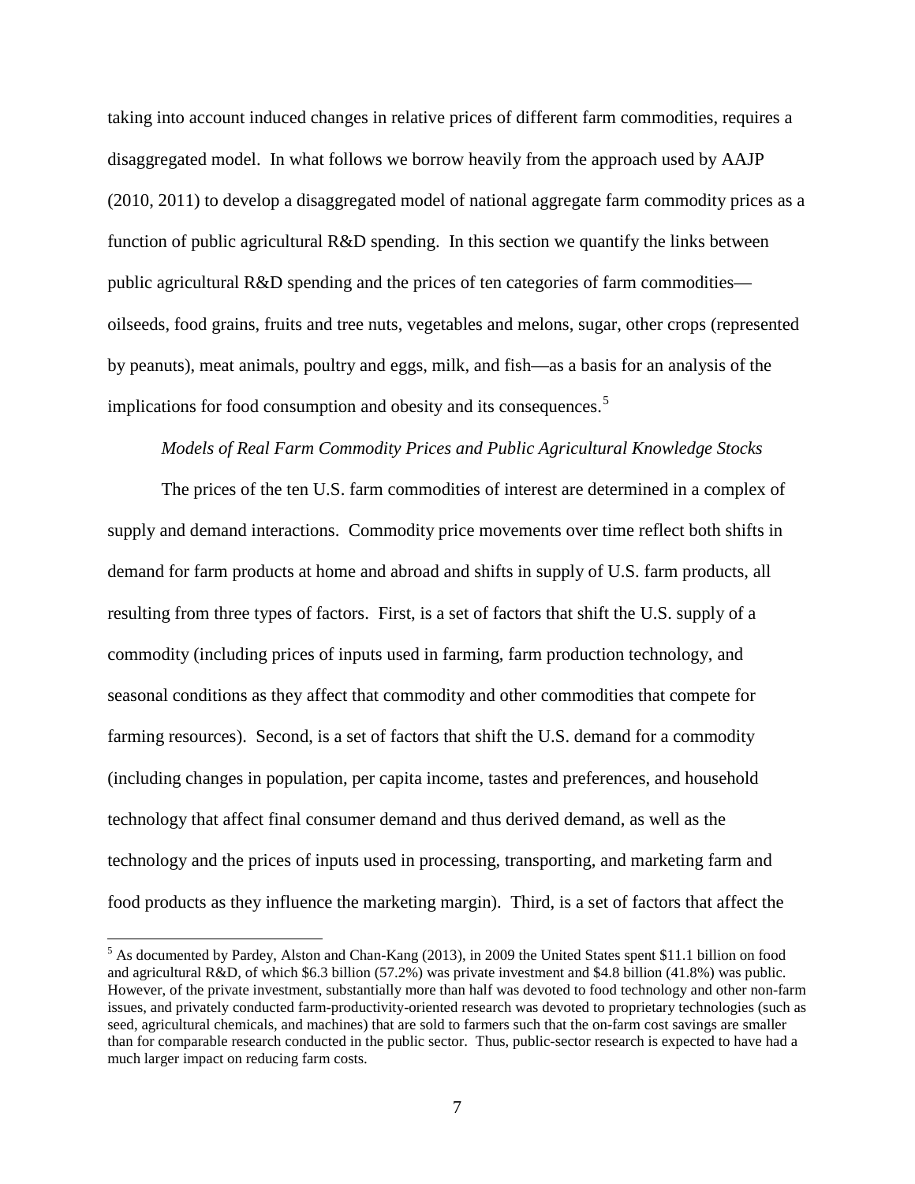taking into account induced changes in relative prices of different farm commodities, requires a disaggregated model. In what follows we borrow heavily from the approach used by AAJP (2010, 2011) to develop a disaggregated model of national aggregate farm commodity prices as a function of public agricultural R&D spending. In this section we quantify the links between public agricultural R&D spending and the prices of ten categories of farm commodities—oilseeds, food grains, fruits and tree nuts, vegetables and melons, sugar, other crops (represented by peanuts), meat animals, poultry and eggs, milk, and fish—as a basis for an analysis of the implications for food consumption and obesity and its consequences.[5]

*Models of Real Farm Commodity Prices and Public Agricultural Knowledge Stocks*

The prices of the ten U.S. farm commodities of interest are determined in a complex of supply and demand interactions. Commodity price movements over time reflect both shifts in demand for farm products at home and abroad and shifts in supply of U.S. farm products, all resulting from three types of factors. First, is a set of factors that shift the U.S. supply of a commodity (including prices of inputs used in farming, farm production technology, and seasonal conditions as they affect that commodity and other commodities that compete for farming resources). Second, is a set of factors that shift the U.S. demand for a commodity (including changes in population, per capita income, tastes and preferences, and household technology that affect final consumer demand and thus derived demand, as well as the technology and the prices of inputs used in processing, transporting, and marketing farm and food products as they influence the marketing margin). Third, is a set of factors that affect the

[5] As documented by Pardey, Alston and Chan-Kang (2013), in 2009 the United States spent \$11.1 billion on food and agricultural R&D, of which \$6.3 billion (57.2%) was private investment and \$4.8 billion (41.8%) was public. However, of the private investment, substantially more than half was devoted to food technology and other non-farm issues, and privately conducted farm-productivity-oriented research was devoted to proprietary technologies (such as seed, agricultural chemicals, and machines) that are sold to farmers such that the on-farm cost savings are smaller than for comparable research conducted in the public sector. Thus, public-sector research is expected to have had a much larger impact on reducing farm costs.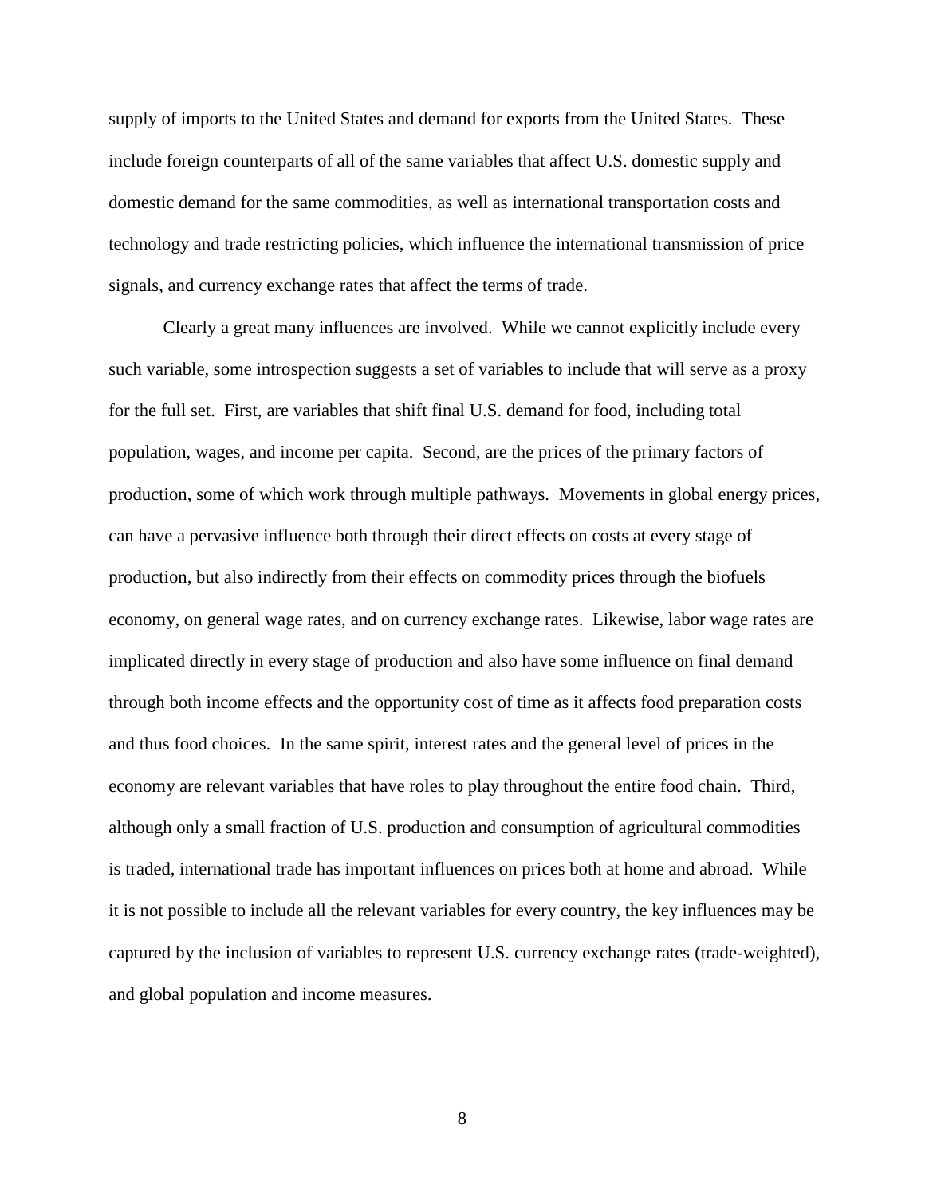supply of imports to the United States and demand for exports from the United States. These include foreign counterparts of all of the same variables that affect U.S. domestic supply and domestic demand for the same commodities, as well as international transportation costs and technology and trade restricting policies, which influence the international transmission of price signals, and currency exchange rates that affect the terms of trade.

Clearly a great many influences are involved. While we cannot explicitly include every such variable, some introspection suggests a set of variables to include that will serve as a proxy for the full set. First, are variables that shift final U.S. demand for food, including total population, wages, and income per capita. Second, are the prices of the primary factors of production, some of which work through multiple pathways. Movements in global energy prices, can have a pervasive influence both through their direct effects on costs at every stage of production, but also indirectly from their effects on commodity prices through the biofuels economy, on general wage rates, and on currency exchange rates. Likewise, labor wage rates are implicated directly in every stage of production and also have some influence on final demand through both income effects and the opportunity cost of time as it affects food preparation costs and thus food choices. In the same spirit, interest rates and the general level of prices in the economy are relevant variables that have roles to play throughout the entire food chain. Third, although only a small fraction of U.S. production and consumption of agricultural commodities is traded, international trade has important influences on prices both at home and abroad. While it is not possible to include all the relevant variables for every country, the key influences may be captured by the inclusion of variables to represent U.S. currency exchange rates (trade-weighted), and global population and income measures.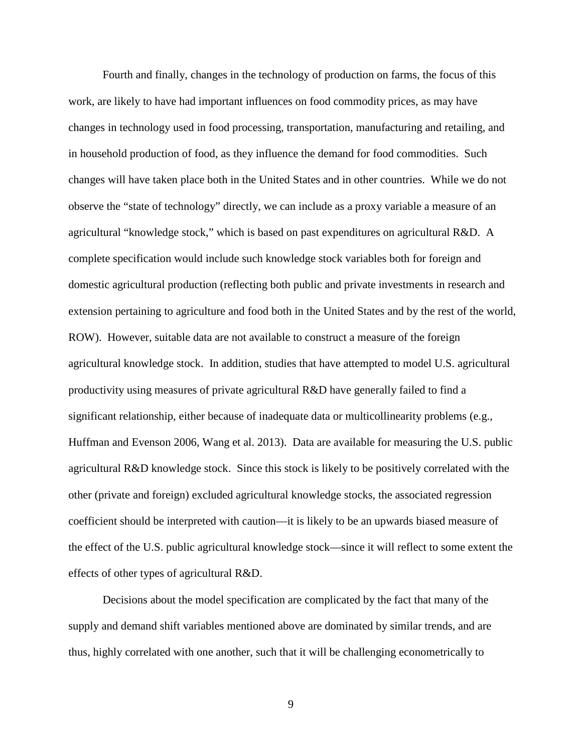Fourth and finally, changes in the technology of production on farms, the focus of this work, are likely to have had important influences on food commodity prices, as may have changes in technology used in food processing, transportation, manufacturing and retailing, and in household production of food, as they influence the demand for food commodities. Such changes will have taken place both in the United States and in other countries. While we do not observe the "state of technology" directly, we can include as a proxy variable a measure of an agricultural "knowledge stock," which is based on past expenditures on agricultural R&D. A complete specification would include such knowledge stock variables both for foreign and domestic agricultural production (reflecting both public and private investments in research and extension pertaining to agriculture and food both in the United States and by the rest of the world, ROW). However, suitable data are not available to construct a measure of the foreign agricultural knowledge stock. In addition, studies that have attempted to model U.S. agricultural productivity using measures of private agricultural R&D have generally failed to find a significant relationship, either because of inadequate data or multicollinearity problems (e.g., Huffman and Evenson 2006, Wang et al. 2013). Data are available for measuring the U.S. public agricultural R&D knowledge stock. Since this stock is likely to be positively correlated with the other (private and foreign) excluded agricultural knowledge stocks, the associated regression coefficient should be interpreted with caution—it is likely to be an upwards biased measure of the effect of the U.S. public agricultural knowledge stock—since it will reflect to some extent the effects of other types of agricultural R&D.

Decisions about the model specification are complicated by the fact that many of the supply and demand shift variables mentioned above are dominated by similar trends, and are thus, highly correlated with one another, such that it will be challenging econometrically to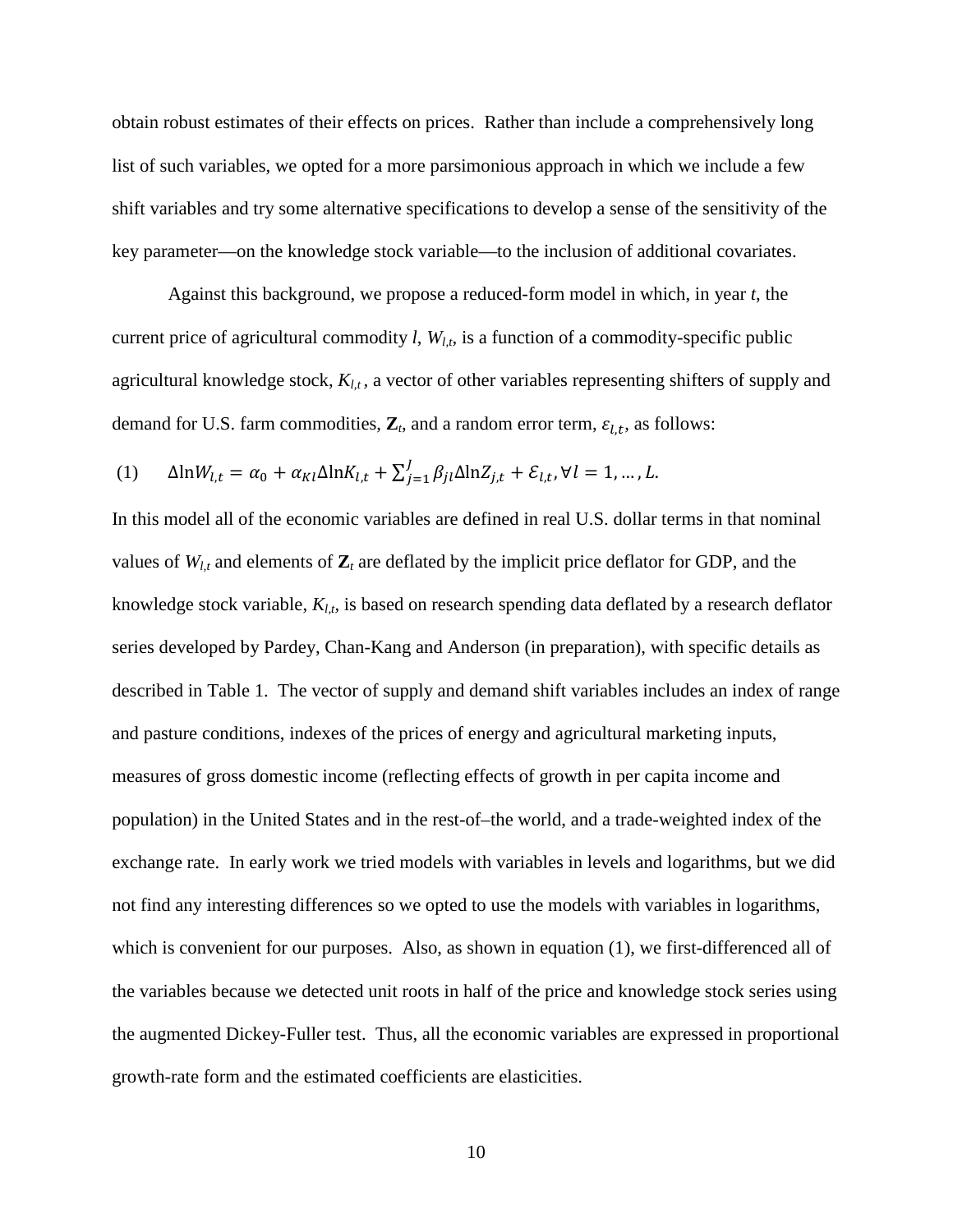obtain robust estimates of their effects on prices. Rather than include a comprehensively long list of such variables, we opted for a more parsimonious approach in which we include a few shift variables and try some alternative specifications to develop a sense of the sensitivity of the key parameter—on the knowledge stock variable—to the inclusion of additional covariates.

Against this background, we propose a reduced-form model in which, in year $t$, the current price of agricultural commodity $l$, $W_{l,t}$, is a function of a commodity-specific public agricultural knowledge stock, $K_{l,t}$, a vector of other variables representing shifters of supply and demand for U.S. farm commodities, $\mathbf{Z}_t$, and a random error term, $\varepsilon_{l,t}$, as follows:

$$(1) \qquad \Delta \ln W_{l,t} = \alpha_0 + \alpha_{Kl} \Delta \ln K_{l,t} + \sum_{j=1}^{J} \beta_{jl} \Delta \ln Z_{j,t} + \mathcal{E}_{l,t}, \forall l = 1, \dots, L.$$

In this model all of the economic variables are defined in real U.S. dollar terms in that nominal values of $W_{l,t}$ and elements of $\mathbf{Z}_t$ are deflated by the implicit price deflator for GDP, and the knowledge stock variable, $K_{l,t}$, is based on research spending data deflated by a research deflator series developed by Pardey, Chan-Kang and Anderson (in preparation), with specific details as described in Table 1. The vector of supply and demand shift variables includes an index of range and pasture conditions, indexes of the prices of energy and agricultural marketing inputs, measures of gross domestic income (reflecting effects of growth in per capita income and population) in the United States and in the rest-of–the world, and a trade-weighted index of the exchange rate. In early work we tried models with variables in levels and logarithms, but we did not find any interesting differences so we opted to use the models with variables in logarithms, which is convenient for our purposes. Also, as shown in equation (1), we first-differenced all of the variables because we detected unit roots in half of the price and knowledge stock series using the augmented Dickey-Fuller test. Thus, all the economic variables are expressed in proportional growth-rate form and the estimated coefficients are elasticities.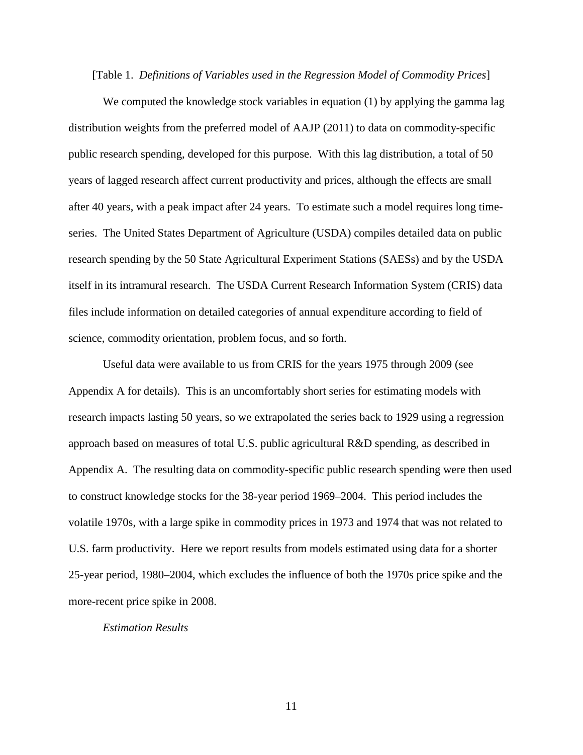[Table 1. *Definitions of Variables used in the Regression Model of Commodity Prices*]

We computed the knowledge stock variables in equation (1) by applying the gamma lag distribution weights from the preferred model of AAJP (2011) to data on commodity-specific public research spending, developed for this purpose. With this lag distribution, a total of 50 years of lagged research affect current productivity and prices, although the effects are small after 40 years, with a peak impact after 24 years. To estimate such a model requires long time-series. The United States Department of Agriculture (USDA) compiles detailed data on public research spending by the 50 State Agricultural Experiment Stations (SAESs) and by the USDA itself in its intramural research. The USDA Current Research Information System (CRIS) data files include information on detailed categories of annual expenditure according to field of science, commodity orientation, problem focus, and so forth.

Useful data were available to us from CRIS for the years 1975 through 2009 (see Appendix A for details). This is an uncomfortably short series for estimating models with research impacts lasting 50 years, so we extrapolated the series back to 1929 using a regression approach based on measures of total U.S. public agricultural R&D spending, as described in Appendix A. The resulting data on commodity-specific public research spending were then used to construct knowledge stocks for the 38-year period 1969–2004. This period includes the volatile 1970s, with a large spike in commodity prices in 1973 and 1974 that was not related to U.S. farm productivity. Here we report results from models estimated using data for a shorter 25-year period, 1980–2004, which excludes the influence of both the 1970s price spike and the more-recent price spike in 2008.

*Estimation Results*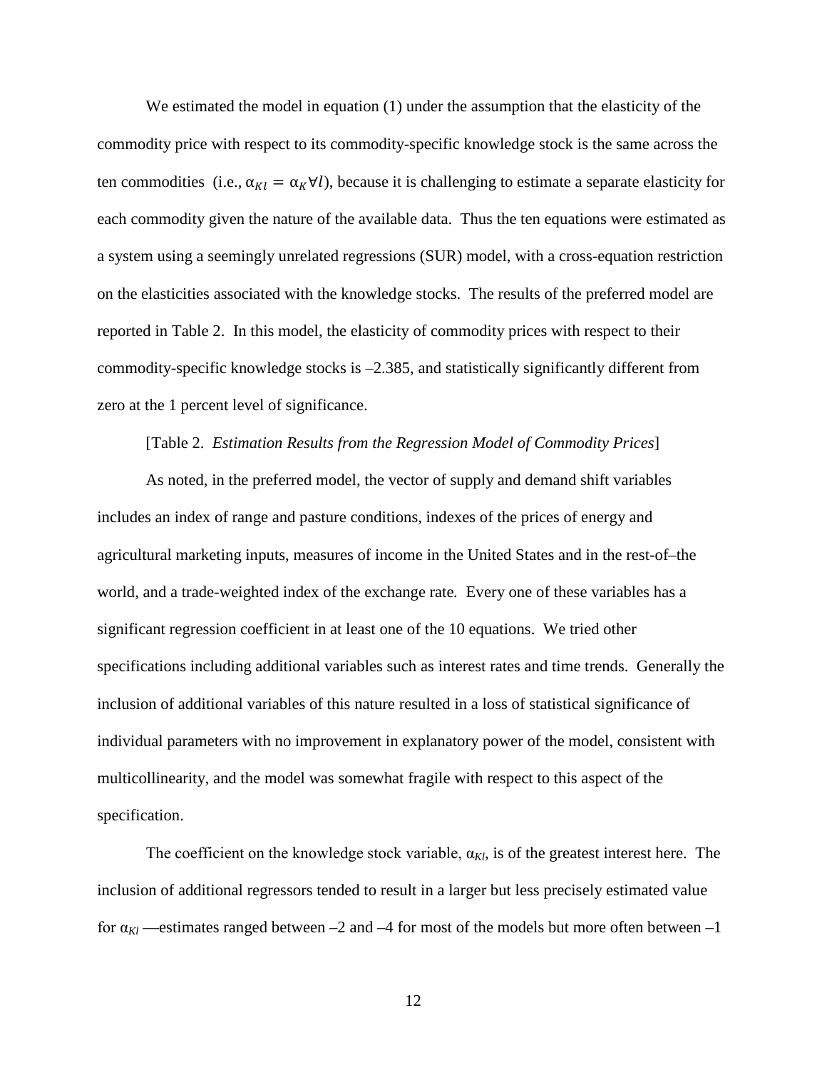We estimated the model in equation (1) under the assumption that the elasticity of the commodity price with respect to its commodity-specific knowledge stock is the same across the ten commodities (i.e., $\alpha_{Kl} = \alpha_K \forall l$), because it is challenging to estimate a separate elasticity for each commodity given the nature of the available data. Thus the ten equations were estimated as a system using a seemingly unrelated regressions (SUR) model, with a cross-equation restriction on the elasticities associated with the knowledge stocks. The results of the preferred model are reported in Table 2. In this model, the elasticity of commodity prices with respect to their commodity-specific knowledge stocks is –2.385, and statistically significantly different from zero at the 1 percent level of significance.

[Table 2. *Estimation Results from the Regression Model of Commodity Prices*]

As noted, in the preferred model, the vector of supply and demand shift variables includes an index of range and pasture conditions, indexes of the prices of energy and agricultural marketing inputs, measures of income in the United States and in the rest-of–the world, and a trade-weighted index of the exchange rate. Every one of these variables has a significant regression coefficient in at least one of the 10 equations. We tried other specifications including additional variables such as interest rates and time trends. Generally the inclusion of additional variables of this nature resulted in a loss of statistical significance of individual parameters with no improvement in explanatory power of the model, consistent with multicollinearity, and the model was somewhat fragile with respect to this aspect of the specification.

The coefficient on the knowledge stock variable, $\alpha_{Kl}$, is of the greatest interest here. The inclusion of additional regressors tended to result in a larger but less precisely estimated value for $\alpha_{Kl}$ —estimates ranged between –2 and –4 for most of the models but more often between –1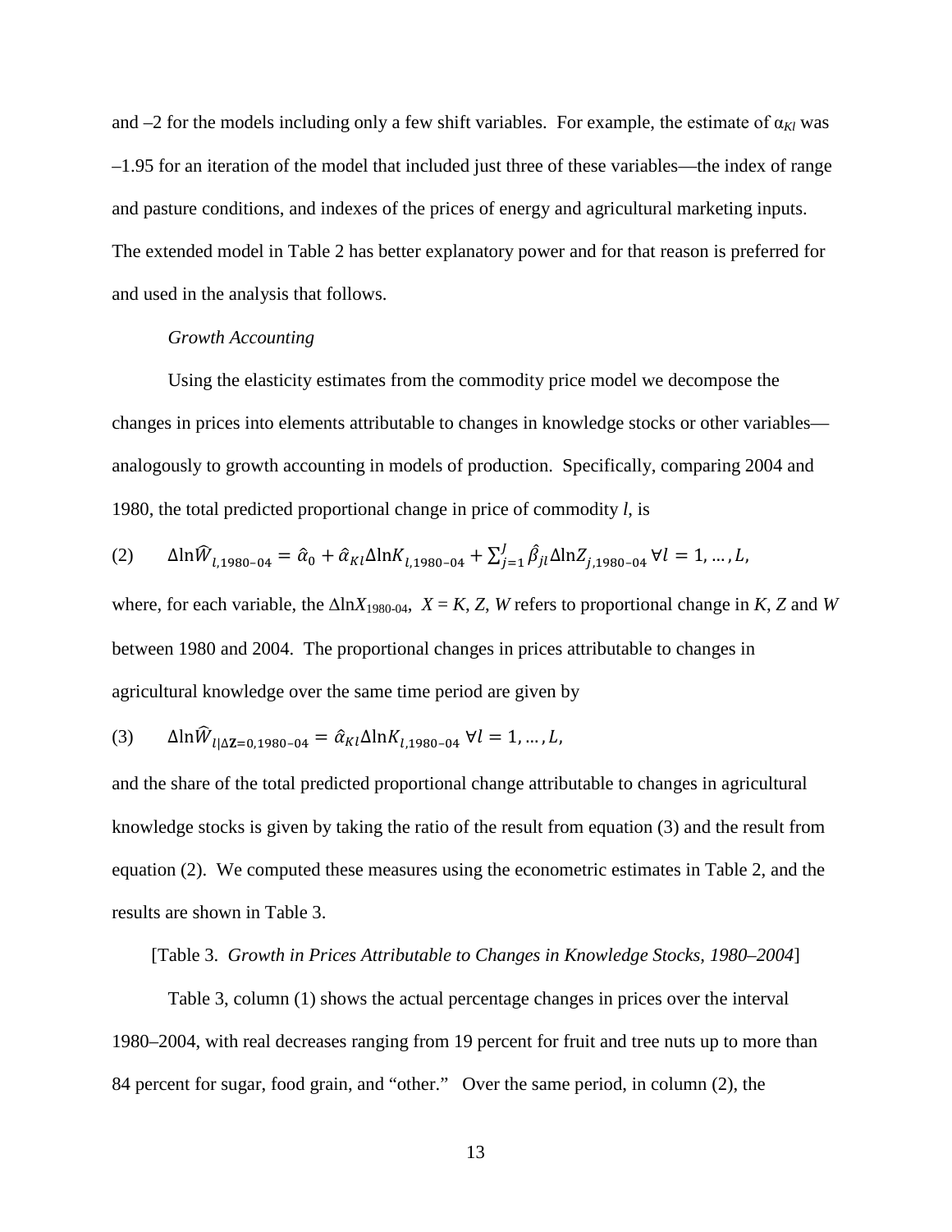and –2 for the models including only a few shift variables. For example, the estimate of $\alpha_{Kl}$ was –1.95 for an iteration of the model that included just three of these variables—the index of range and pasture conditions, and indexes of the prices of energy and agricultural marketing inputs. The extended model in Table 2 has better explanatory power and for that reason is preferred for and used in the analysis that follows.

*Growth Accounting*

Using the elasticity estimates from the commodity price model we decompose the changes in prices into elements attributable to changes in knowledge stocks or other variables—analogously to growth accounting in models of production. Specifically, comparing 2004 and 1980, the total predicted proportional change in price of commodity $l$, is

$$(2) \qquad \Delta\ln\widehat{W}_{l,1980\text{–}04} = \hat{\alpha}_0 + \hat{\alpha}_{Kl}\Delta\ln K_{l,1980\text{–}04} + \sum_{j=1}^{J}\hat{\beta}_{jl}\Delta\ln Z_{j,1980\text{–}04}\ \forall l = 1,\dots,L,$$

where, for each variable, the $\Delta\ln X_{1980\text{-}04}$, $X = K, Z, W$ refers to proportional change in $K$, $Z$ and $W$ between 1980 and 2004. The proportional changes in prices attributable to changes in agricultural knowledge over the same time period are given by

$$(3) \qquad \Delta\ln\widehat{W}_{l|\Delta\mathbf{Z}=0,1980\text{–}04} = \hat{\alpha}_{Kl}\Delta\ln K_{l,1980\text{–}04}\ \forall l = 1,\dots,L,$$

and the share of the total predicted proportional change attributable to changes in agricultural knowledge stocks is given by taking the ratio of the result from equation (3) and the result from equation (2). We computed these measures using the econometric estimates in Table 2, and the results are shown in Table 3.

[Table 3. *Growth in Prices Attributable to Changes in Knowledge Stocks, 1980–2004*]

Table 3, column (1) shows the actual percentage changes in prices over the interval 1980–2004, with real decreases ranging from 19 percent for fruit and tree nuts up to more than 84 percent for sugar, food grain, and "other." Over the same period, in column (2), the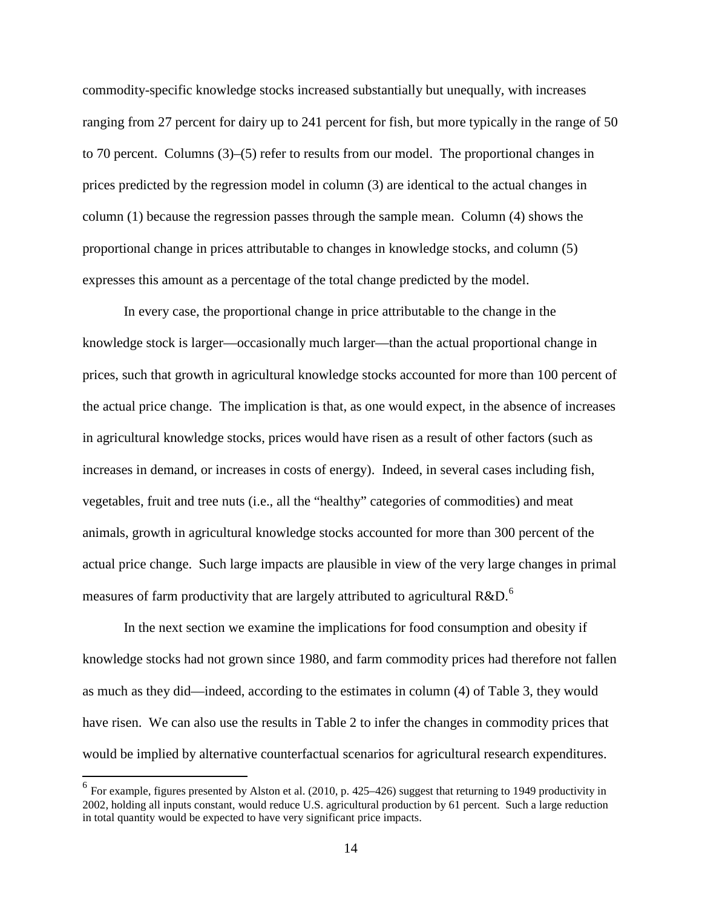commodity-specific knowledge stocks increased substantially but unequally, with increases ranging from 27 percent for dairy up to 241 percent for fish, but more typically in the range of 50 to 70 percent. Columns (3)–(5) refer to results from our model. The proportional changes in prices predicted by the regression model in column (3) are identical to the actual changes in column (1) because the regression passes through the sample mean. Column (4) shows the proportional change in prices attributable to changes in knowledge stocks, and column (5) expresses this amount as a percentage of the total change predicted by the model.

In every case, the proportional change in price attributable to the change in the knowledge stock is larger—occasionally much larger—than the actual proportional change in prices, such that growth in agricultural knowledge stocks accounted for more than 100 percent of the actual price change. The implication is that, as one would expect, in the absence of increases in agricultural knowledge stocks, prices would have risen as a result of other factors (such as increases in demand, or increases in costs of energy). Indeed, in several cases including fish, vegetables, fruit and tree nuts (i.e., all the "healthy" categories of commodities) and meat animals, growth in agricultural knowledge stocks accounted for more than 300 percent of the actual price change. Such large impacts are plausible in view of the very large changes in primal measures of farm productivity that are largely attributed to agricultural R&D.[6]

In the next section we examine the implications for food consumption and obesity if knowledge stocks had not grown since 1980, and farm commodity prices had therefore not fallen as much as they did—indeed, according to the estimates in column (4) of Table 3, they would have risen. We can also use the results in Table 2 to infer the changes in commodity prices that would be implied by alternative counterfactual scenarios for agricultural research expenditures.

[6] For example, figures presented by Alston et al. (2010, p. 425–426) suggest that returning to 1949 productivity in 2002, holding all inputs constant, would reduce U.S. agricultural production by 61 percent. Such a large reduction in total quantity would be expected to have very significant price impacts.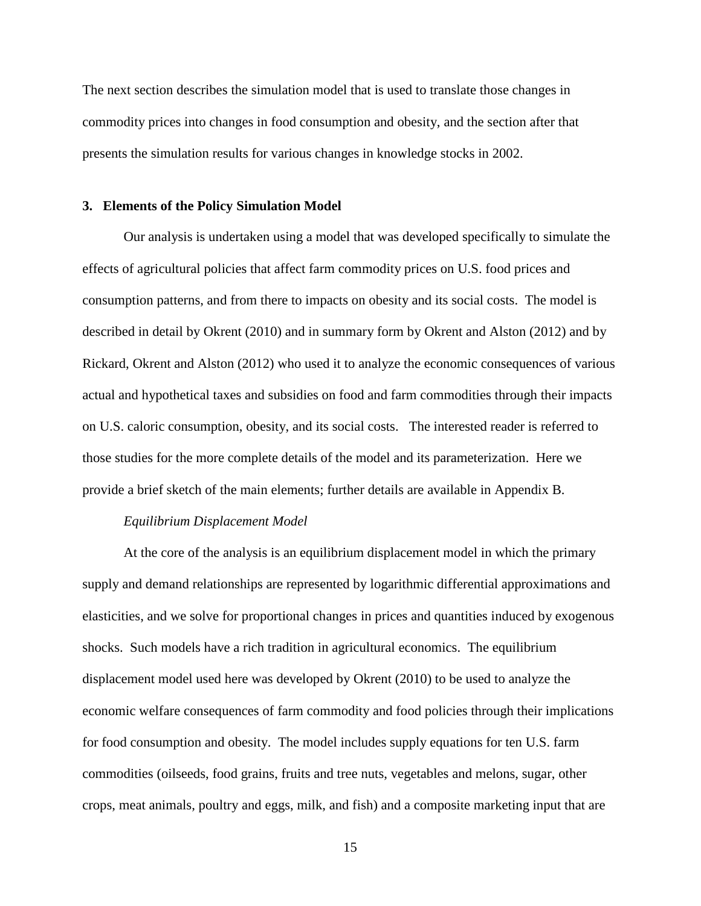The next section describes the simulation model that is used to translate those changes in commodity prices into changes in food consumption and obesity, and the section after that presents the simulation results for various changes in knowledge stocks in 2002.

## 3. Elements of the Policy Simulation Model

Our analysis is undertaken using a model that was developed specifically to simulate the effects of agricultural policies that affect farm commodity prices on U.S. food prices and consumption patterns, and from there to impacts on obesity and its social costs. The model is described in detail by Okrent (2010) and in summary form by Okrent and Alston (2012) and by Rickard, Okrent and Alston (2012) who used it to analyze the economic consequences of various actual and hypothetical taxes and subsidies on food and farm commodities through their impacts on U.S. caloric consumption, obesity, and its social costs. The interested reader is referred to those studies for the more complete details of the model and its parameterization. Here we provide a brief sketch of the main elements; further details are available in Appendix B.

### *Equilibrium Displacement Model*

At the core of the analysis is an equilibrium displacement model in which the primary supply and demand relationships are represented by logarithmic differential approximations and elasticities, and we solve for proportional changes in prices and quantities induced by exogenous shocks. Such models have a rich tradition in agricultural economics. The equilibrium displacement model used here was developed by Okrent (2010) to be used to analyze the economic welfare consequences of farm commodity and food policies through their implications for food consumption and obesity. The model includes supply equations for ten U.S. farm commodities (oilseeds, food grains, fruits and tree nuts, vegetables and melons, sugar, other crops, meat animals, poultry and eggs, milk, and fish) and a composite marketing input that are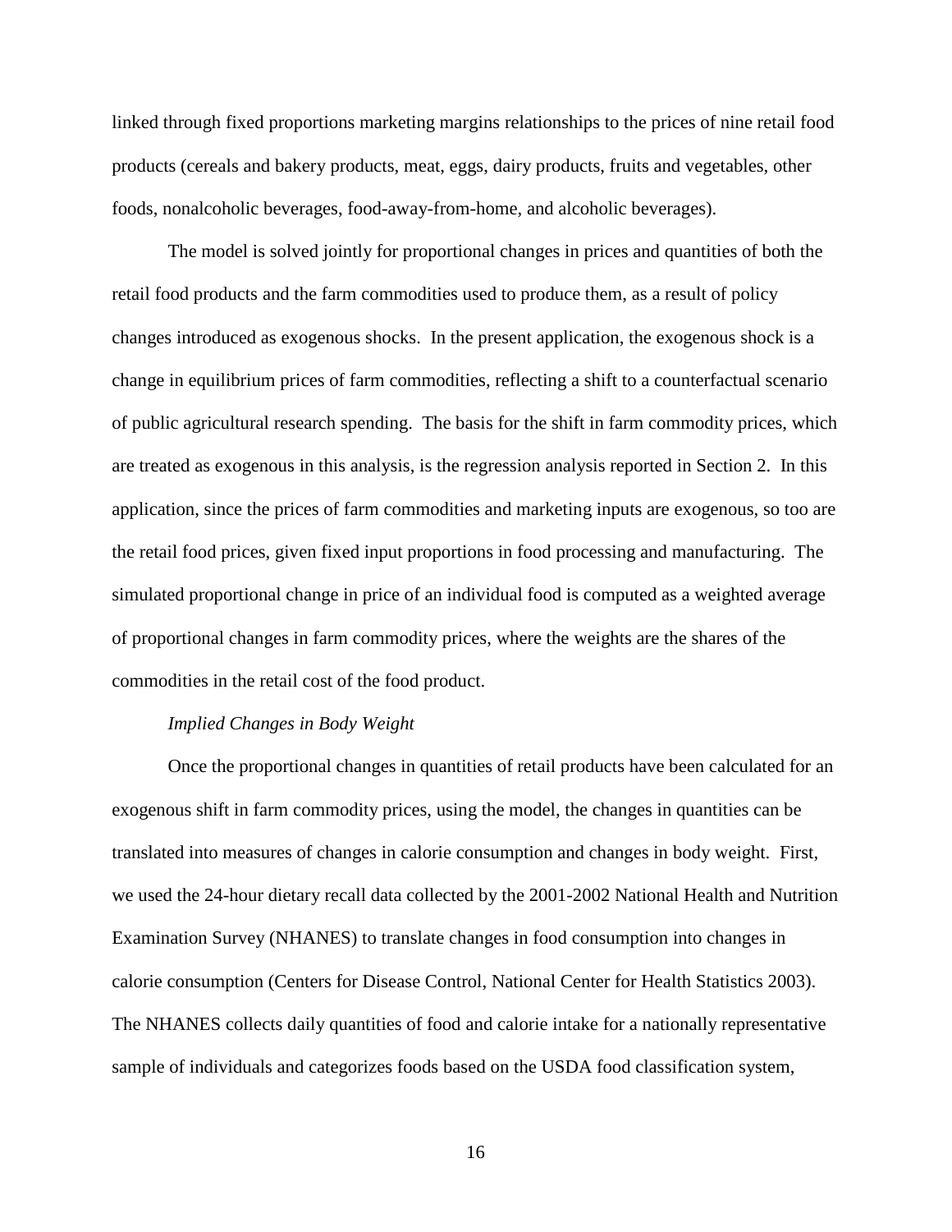linked through fixed proportions marketing margins relationships to the prices of nine retail food products (cereals and bakery products, meat, eggs, dairy products, fruits and vegetables, other foods, nonalcoholic beverages, food-away-from-home, and alcoholic beverages).

The model is solved jointly for proportional changes in prices and quantities of both the retail food products and the farm commodities used to produce them, as a result of policy changes introduced as exogenous shocks. In the present application, the exogenous shock is a change in equilibrium prices of farm commodities, reflecting a shift to a counterfactual scenario of public agricultural research spending. The basis for the shift in farm commodity prices, which are treated as exogenous in this analysis, is the regression analysis reported in Section 2. In this application, since the prices of farm commodities and marketing inputs are exogenous, so too are the retail food prices, given fixed input proportions in food processing and manufacturing. The simulated proportional change in price of an individual food is computed as a weighted average of proportional changes in farm commodity prices, where the weights are the shares of the commodities in the retail cost of the food product.

*Implied Changes in Body Weight*

Once the proportional changes in quantities of retail products have been calculated for an exogenous shift in farm commodity prices, using the model, the changes in quantities can be translated into measures of changes in calorie consumption and changes in body weight. First, we used the 24-hour dietary recall data collected by the 2001-2002 National Health and Nutrition Examination Survey (NHANES) to translate changes in food consumption into changes in calorie consumption (Centers for Disease Control, National Center for Health Statistics 2003). The NHANES collects daily quantities of food and calorie intake for a nationally representative sample of individuals and categorizes foods based on the USDA food classification system,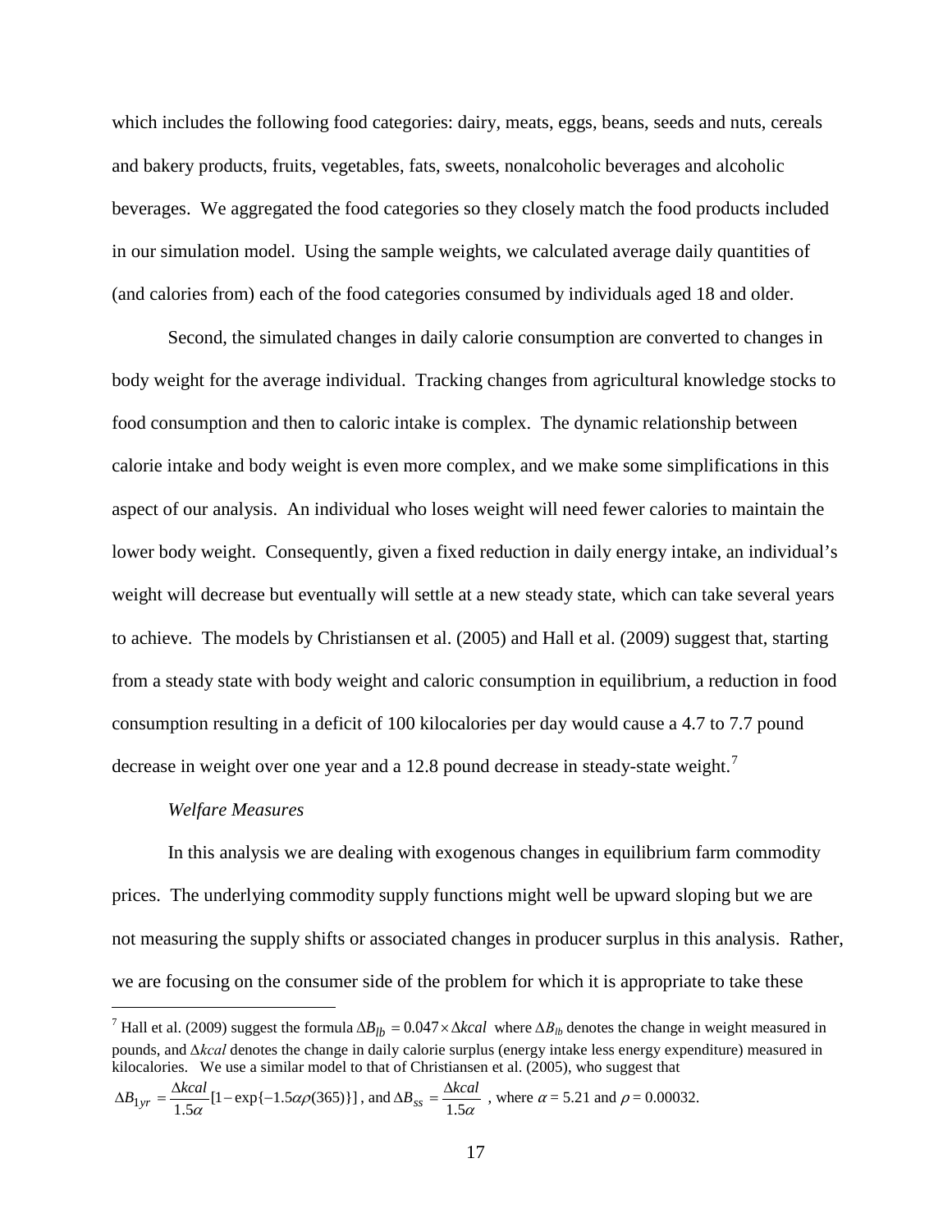which includes the following food categories: dairy, meats, eggs, beans, seeds and nuts, cereals and bakery products, fruits, vegetables, fats, sweets, nonalcoholic beverages and alcoholic beverages. We aggregated the food categories so they closely match the food products included in our simulation model. Using the sample weights, we calculated average daily quantities of (and calories from) each of the food categories consumed by individuals aged 18 and older.

Second, the simulated changes in daily calorie consumption are converted to changes in body weight for the average individual. Tracking changes from agricultural knowledge stocks to food consumption and then to caloric intake is complex. The dynamic relationship between calorie intake and body weight is even more complex, and we make some simplifications in this aspect of our analysis. An individual who loses weight will need fewer calories to maintain the lower body weight. Consequently, given a fixed reduction in daily energy intake, an individual's weight will decrease but eventually will settle at a new steady state, which can take several years to achieve. The models by Christiansen et al. (2005) and Hall et al. (2009) suggest that, starting from a steady state with body weight and caloric consumption in equilibrium, a reduction in food consumption resulting in a deficit of 100 kilocalories per day would cause a 4.7 to 7.7 pound decrease in weight over one year and a 12.8 pound decrease in steady-state weight.[7]

*Welfare Measures*

In this analysis we are dealing with exogenous changes in equilibrium farm commodity prices. The underlying commodity supply functions might well be upward sloping but we are not measuring the supply shifts or associated changes in producer surplus in this analysis. Rather, we are focusing on the consumer side of the problem for which it is appropriate to take these

[7] Hall et al. (2009) suggest the formula $\Delta B_{lb} = 0.047 \times \Delta kcal$ where $\Delta B_{lb}$ denotes the change in weight measured in pounds, and $\Delta kcal$ denotes the change in daily calorie surplus (energy intake less energy expenditure) measured in kilocalories. We use a similar model to that of Christiansen et al. (2005), who suggest that $\Delta B_{1yr} = \frac{\Delta kcal}{1.5\alpha}[1 - \exp\{-1.5\alpha\rho(365)\}]$, and $\Delta B_{ss} = \frac{\Delta kcal}{1.5\alpha}$, where $\alpha = 5.21$ and $\rho = 0.00032$.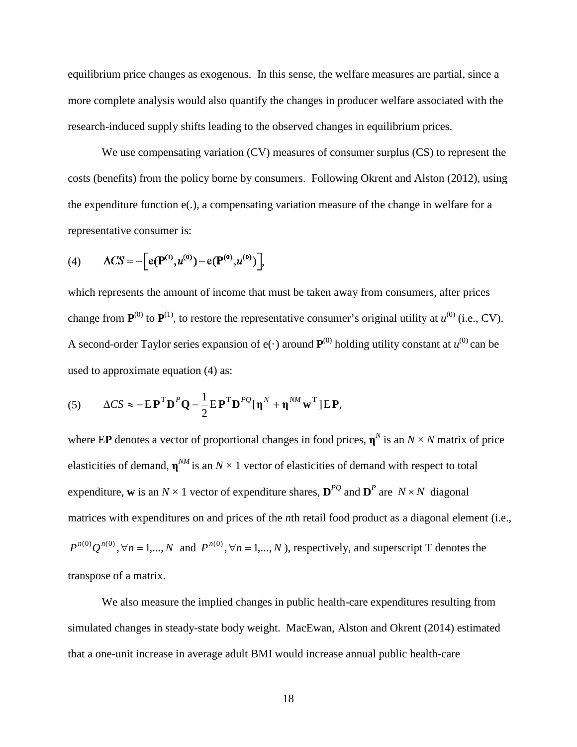equilibrium price changes as exogenous. In this sense, the welfare measures are partial, since a more complete analysis would also quantify the changes in producer welfare associated with the research-induced supply shifts leading to the observed changes in equilibrium prices.

We use compensating variation (CV) measures of consumer surplus (CS) to represent the costs (benefits) from the policy borne by consumers. Following Okrent and Alston (2012), using the expenditure function e(.), a compensating variation measure of the change in welfare for a representative consumer is:

$$\text{(4)} \qquad \Delta CS = -\left[\mathrm{e}(\mathbf{P}^{(1)}, u^{(0)}) - \mathrm{e}(\mathbf{P}^{(0)}, u^{(0)})\right],$$

which represents the amount of income that must be taken away from consumers, after prices change from $\mathbf{P}^{(0)}$ to $\mathbf{P}^{(1)}$, to restore the representative consumer's original utility at $u^{(0)}$ (i.e., CV). A second-order Taylor series expansion of $\mathrm{e}(\cdot)$ around $\mathbf{P}^{(0)}$ holding utility constant at $u^{(0)}$ can be used to approximate equation (4) as:

$$\text{(5)} \qquad \Delta CS \approx -\mathrm{E}\,\mathbf{P}^{\mathrm{T}}\mathbf{D}^{P}\mathbf{Q} - \frac{1}{2}\mathrm{E}\,\mathbf{P}^{\mathrm{T}}\mathbf{D}^{PQ}[\boldsymbol{\eta}^{N} + \boldsymbol{\eta}^{NM}\mathbf{w}^{\mathrm{T}}]\,\mathrm{E}\,\mathbf{P},$$

where E**P** denotes a vector of proportional changes in food prices, $\boldsymbol{\eta}^{N}$ is an $N \times N$ matrix of price elasticities of demand, $\boldsymbol{\eta}^{NM}$ is an $N \times 1$ vector of elasticities of demand with respect to total expenditure, **w** is an $N \times 1$ vector of expenditure shares, $\mathbf{D}^{PQ}$ and $\mathbf{D}^{P}$ are $N \times N$ diagonal matrices with expenditures on and prices of the *n*th retail food product as a diagonal element (i.e., $P^{n(0)}Q^{n(0)}, \forall n = 1,...,N$ and $P^{n(0)}, \forall n = 1,...,N$), respectively, and superscript T denotes the transpose of a matrix.

We also measure the implied changes in public health-care expenditures resulting from simulated changes in steady-state body weight. MacEwan, Alston and Okrent (2014) estimated that a one-unit increase in average adult BMI would increase annual public health-care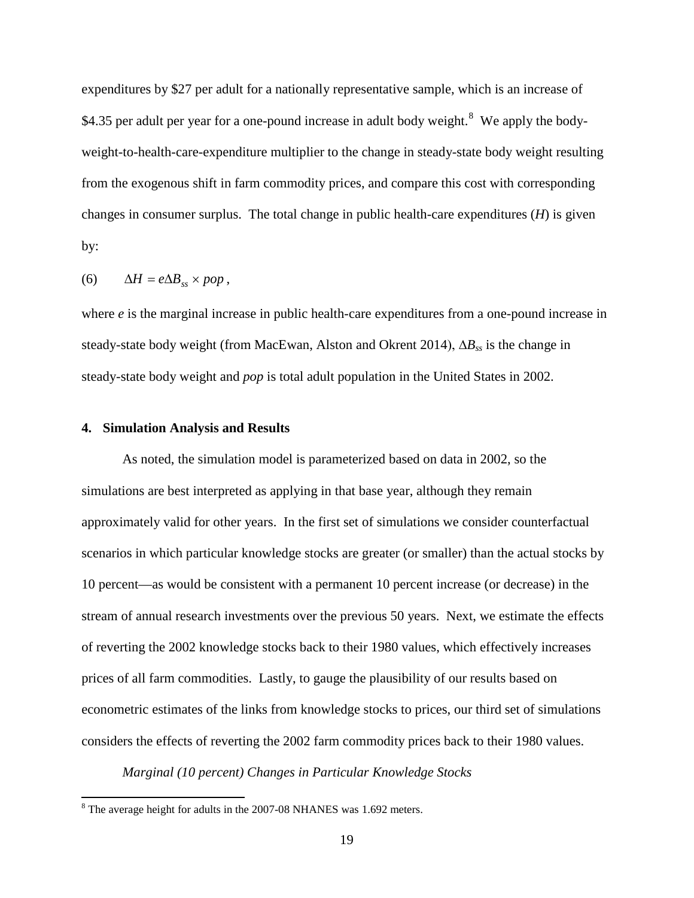expenditures by \$27 per adult for a nationally representative sample, which is an increase of \$4.35 per adult per year for a one-pound increase in adult body weight.[8] We apply the body-weight-to-health-care-expenditure multiplier to the change in steady-state body weight resulting from the exogenous shift in farm commodity prices, and compare this cost with corresponding changes in consumer surplus. The total change in public health-care expenditures ($H$) is given by:

$$(6) \qquad \Delta H = e \Delta B_{ss} \times pop ,$$

where $e$ is the marginal increase in public health-care expenditures from a one-pound increase in steady-state body weight (from MacEwan, Alston and Okrent 2014), $\Delta B_{ss}$ is the change in steady-state body weight and $pop$ is total adult population in the United States in 2002.

## 4. Simulation Analysis and Results

As noted, the simulation model is parameterized based on data in 2002, so the simulations are best interpreted as applying in that base year, although they remain approximately valid for other years. In the first set of simulations we consider counterfactual scenarios in which particular knowledge stocks are greater (or smaller) than the actual stocks by 10 percent—as would be consistent with a permanent 10 percent increase (or decrease) in the stream of annual research investments over the previous 50 years. Next, we estimate the effects of reverting the 2002 knowledge stocks back to their 1980 values, which effectively increases prices of all farm commodities. Lastly, to gauge the plausibility of our results based on econometric estimates of the links from knowledge stocks to prices, our third set of simulations considers the effects of reverting the 2002 farm commodity prices back to their 1980 values.

*Marginal (10 percent) Changes in Particular Knowledge Stocks*

[8] The average height for adults in the 2007-08 NHANES was 1.692 meters.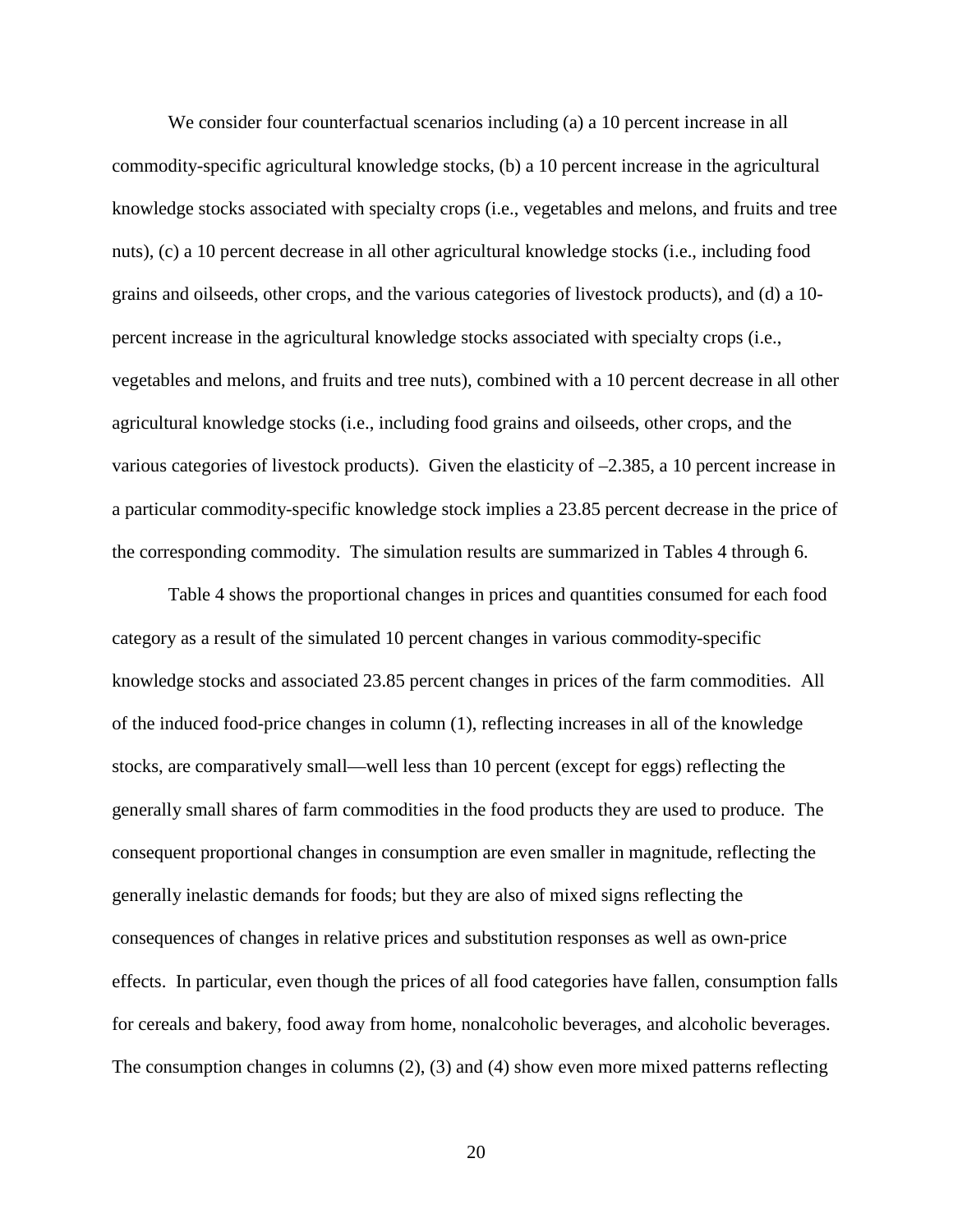We consider four counterfactual scenarios including (a) a 10 percent increase in all commodity-specific agricultural knowledge stocks, (b) a 10 percent increase in the agricultural knowledge stocks associated with specialty crops (i.e., vegetables and melons, and fruits and tree nuts), (c) a 10 percent decrease in all other agricultural knowledge stocks (i.e., including food grains and oilseeds, other crops, and the various categories of livestock products), and (d) a 10-percent increase in the agricultural knowledge stocks associated with specialty crops (i.e., vegetables and melons, and fruits and tree nuts), combined with a 10 percent decrease in all other agricultural knowledge stocks (i.e., including food grains and oilseeds, other crops, and the various categories of livestock products). Given the elasticity of –2.385, a 10 percent increase in a particular commodity-specific knowledge stock implies a 23.85 percent decrease in the price of the corresponding commodity. The simulation results are summarized in Tables 4 through 6.

Table 4 shows the proportional changes in prices and quantities consumed for each food category as a result of the simulated 10 percent changes in various commodity-specific knowledge stocks and associated 23.85 percent changes in prices of the farm commodities. All of the induced food-price changes in column (1), reflecting increases in all of the knowledge stocks, are comparatively small—well less than 10 percent (except for eggs) reflecting the generally small shares of farm commodities in the food products they are used to produce. The consequent proportional changes in consumption are even smaller in magnitude, reflecting the generally inelastic demands for foods; but they are also of mixed signs reflecting the consequences of changes in relative prices and substitution responses as well as own-price effects. In particular, even though the prices of all food categories have fallen, consumption falls for cereals and bakery, food away from home, nonalcoholic beverages, and alcoholic beverages. The consumption changes in columns (2), (3) and (4) show even more mixed patterns reflecting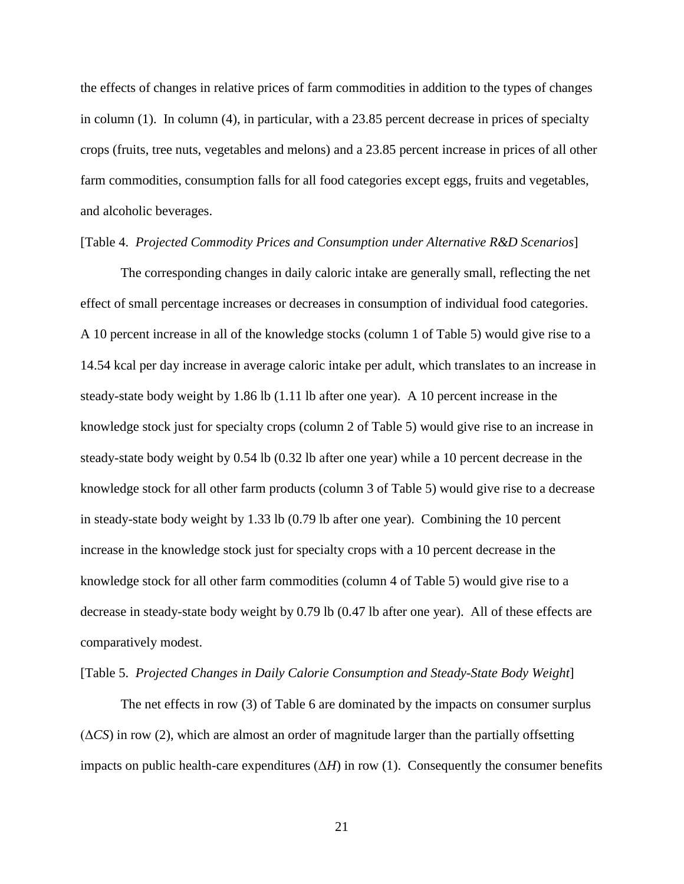the effects of changes in relative prices of farm commodities in addition to the types of changes in column (1). In column (4), in particular, with a 23.85 percent decrease in prices of specialty crops (fruits, tree nuts, vegetables and melons) and a 23.85 percent increase in prices of all other farm commodities, consumption falls for all food categories except eggs, fruits and vegetables, and alcoholic beverages.

[Table 4. *Projected Commodity Prices and Consumption under Alternative R&D Scenarios*]

The corresponding changes in daily caloric intake are generally small, reflecting the net effect of small percentage increases or decreases in consumption of individual food categories. A 10 percent increase in all of the knowledge stocks (column 1 of Table 5) would give rise to a 14.54 kcal per day increase in average caloric intake per adult, which translates to an increase in steady-state body weight by 1.86 lb (1.11 lb after one year). A 10 percent increase in the knowledge stock just for specialty crops (column 2 of Table 5) would give rise to an increase in steady-state body weight by 0.54 lb (0.32 lb after one year) while a 10 percent decrease in the knowledge stock for all other farm products (column 3 of Table 5) would give rise to a decrease in steady-state body weight by 1.33 lb (0.79 lb after one year). Combining the 10 percent increase in the knowledge stock just for specialty crops with a 10 percent decrease in the knowledge stock for all other farm commodities (column 4 of Table 5) would give rise to a decrease in steady-state body weight by 0.79 lb (0.47 lb after one year). All of these effects are comparatively modest.

[Table 5. *Projected Changes in Daily Calorie Consumption and Steady-State Body Weight*]

The net effects in row (3) of Table 6 are dominated by the impacts on consumer surplus ($\Delta CS$) in row (2), which are almost an order of magnitude larger than the partially offsetting impacts on public health-care expenditures ($\Delta H$) in row (1). Consequently the consumer benefits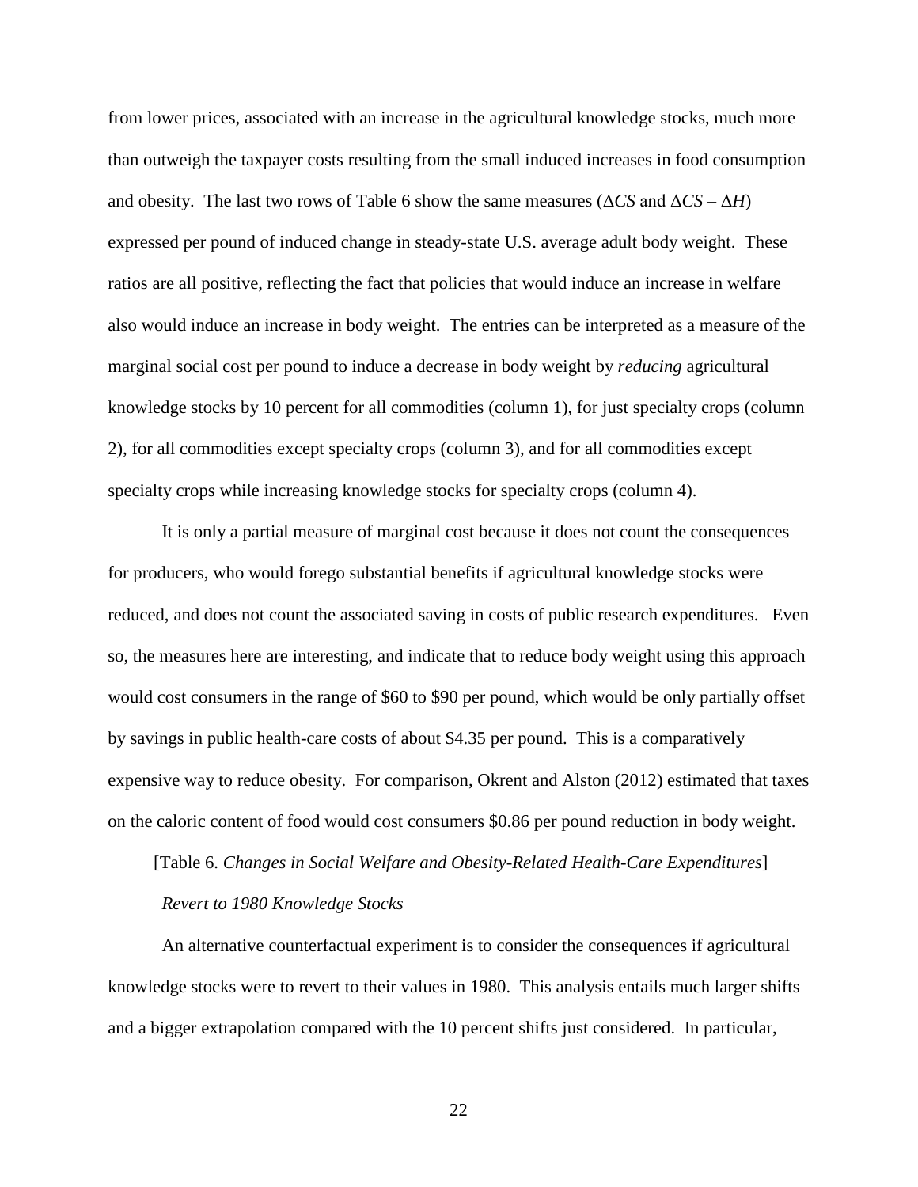from lower prices, associated with an increase in the agricultural knowledge stocks, much more than outweigh the taxpayer costs resulting from the small induced increases in food consumption and obesity. The last two rows of Table 6 show the same measures ($\Delta CS$ and $\Delta CS - \Delta H$) expressed per pound of induced change in steady-state U.S. average adult body weight. These ratios are all positive, reflecting the fact that policies that would induce an increase in welfare also would induce an increase in body weight. The entries can be interpreted as a measure of the marginal social cost per pound to induce a decrease in body weight by *reducing* agricultural knowledge stocks by 10 percent for all commodities (column 1), for just specialty crops (column 2), for all commodities except specialty crops (column 3), and for all commodities except specialty crops while increasing knowledge stocks for specialty crops (column 4).

It is only a partial measure of marginal cost because it does not count the consequences for producers, who would forego substantial benefits if agricultural knowledge stocks were reduced, and does not count the associated saving in costs of public research expenditures. Even so, the measures here are interesting, and indicate that to reduce body weight using this approach would cost consumers in the range of $60 to $90 per pound, which would be only partially offset by savings in public health-care costs of about $4.35 per pound. This is a comparatively expensive way to reduce obesity. For comparison, Okrent and Alston (2012) estimated that taxes on the caloric content of food would cost consumers $0.86 per pound reduction in body weight.

[Table 6. *Changes in Social Welfare and Obesity-Related Health-Care Expenditures*]

*Revert to 1980 Knowledge Stocks*

An alternative counterfactual experiment is to consider the consequences if agricultural knowledge stocks were to revert to their values in 1980. This analysis entails much larger shifts and a bigger extrapolation compared with the 10 percent shifts just considered. In particular,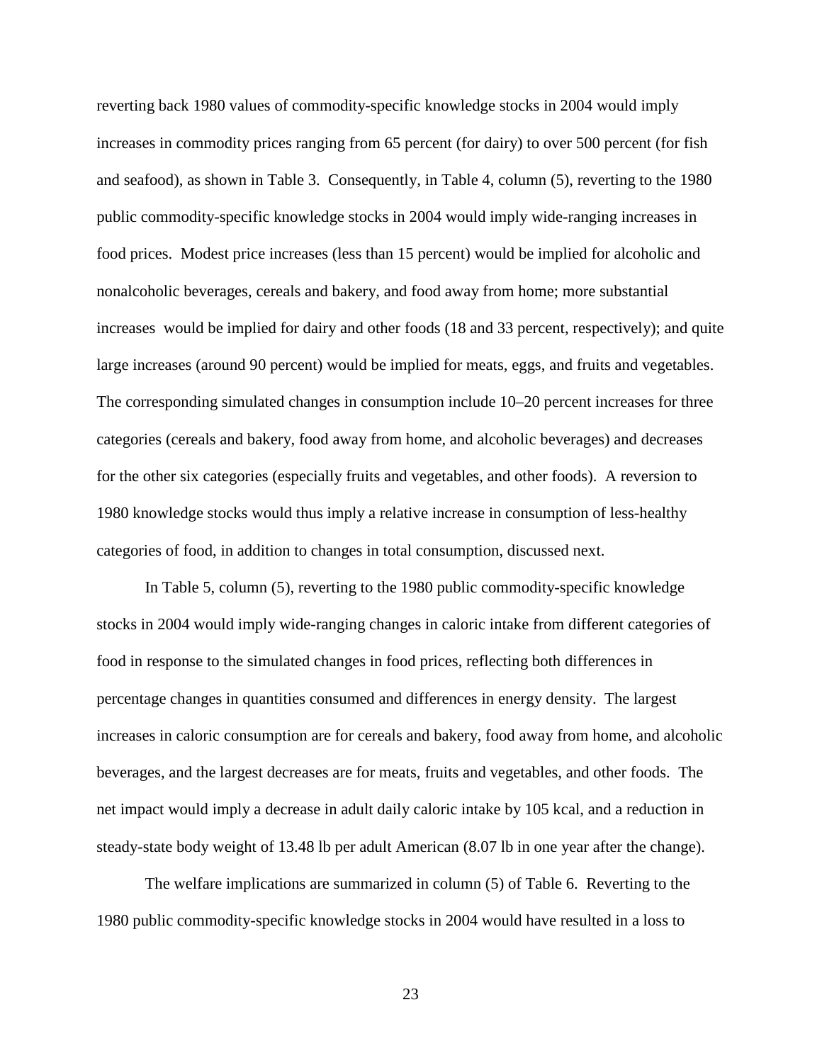reverting back 1980 values of commodity-specific knowledge stocks in 2004 would imply increases in commodity prices ranging from 65 percent (for dairy) to over 500 percent (for fish and seafood), as shown in Table 3. Consequently, in Table 4, column (5), reverting to the 1980 public commodity-specific knowledge stocks in 2004 would imply wide-ranging increases in food prices. Modest price increases (less than 15 percent) would be implied for alcoholic and nonalcoholic beverages, cereals and bakery, and food away from home; more substantial increases would be implied for dairy and other foods (18 and 33 percent, respectively); and quite large increases (around 90 percent) would be implied for meats, eggs, and fruits and vegetables. The corresponding simulated changes in consumption include 10–20 percent increases for three categories (cereals and bakery, food away from home, and alcoholic beverages) and decreases for the other six categories (especially fruits and vegetables, and other foods). A reversion to 1980 knowledge stocks would thus imply a relative increase in consumption of less-healthy categories of food, in addition to changes in total consumption, discussed next.

In Table 5, column (5), reverting to the 1980 public commodity-specific knowledge stocks in 2004 would imply wide-ranging changes in caloric intake from different categories of food in response to the simulated changes in food prices, reflecting both differences in percentage changes in quantities consumed and differences in energy density. The largest increases in caloric consumption are for cereals and bakery, food away from home, and alcoholic beverages, and the largest decreases are for meats, fruits and vegetables, and other foods. The net impact would imply a decrease in adult daily caloric intake by 105 kcal, and a reduction in steady-state body weight of 13.48 lb per adult American (8.07 lb in one year after the change).

The welfare implications are summarized in column (5) of Table 6. Reverting to the 1980 public commodity-specific knowledge stocks in 2004 would have resulted in a loss to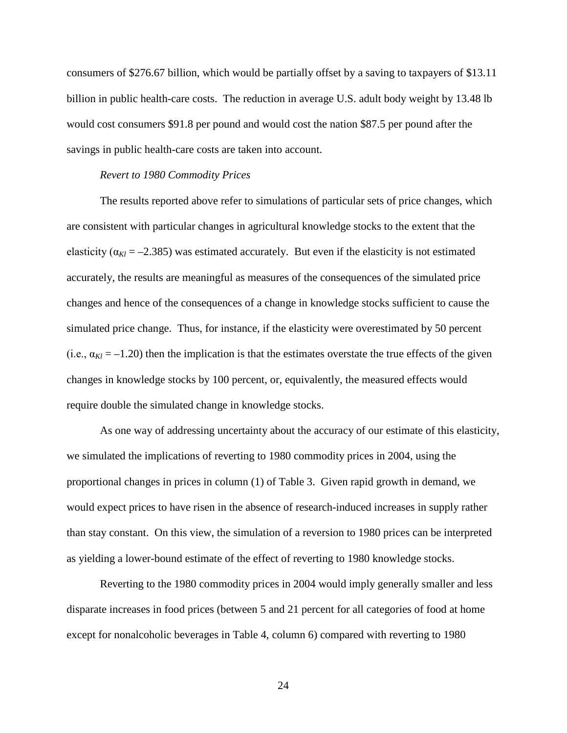consumers of $276.67 billion, which would be partially offset by a saving to taxpayers of $13.11 billion in public health-care costs. The reduction in average U.S. adult body weight by 13.48 lb would cost consumers $91.8 per pound and would cost the nation $87.5 per pound after the savings in public health-care costs are taken into account.

*Revert to 1980 Commodity Prices*

The results reported above refer to simulations of particular sets of price changes, which are consistent with particular changes in agricultural knowledge stocks to the extent that the elasticity ($\alpha_{Kl}$ = –2.385) was estimated accurately. But even if the elasticity is not estimated accurately, the results are meaningful as measures of the consequences of the simulated price changes and hence of the consequences of a change in knowledge stocks sufficient to cause the simulated price change. Thus, for instance, if the elasticity were overestimated by 50 percent (i.e., $\alpha_{Kl}$ = –1.20) then the implication is that the estimates overstate the true effects of the given changes in knowledge stocks by 100 percent, or, equivalently, the measured effects would require double the simulated change in knowledge stocks.

As one way of addressing uncertainty about the accuracy of our estimate of this elasticity, we simulated the implications of reverting to 1980 commodity prices in 2004, using the proportional changes in prices in column (1) of Table 3. Given rapid growth in demand, we would expect prices to have risen in the absence of research-induced increases in supply rather than stay constant. On this view, the simulation of a reversion to 1980 prices can be interpreted as yielding a lower-bound estimate of the effect of reverting to 1980 knowledge stocks.

Reverting to the 1980 commodity prices in 2004 would imply generally smaller and less disparate increases in food prices (between 5 and 21 percent for all categories of food at home except for nonalcoholic beverages in Table 4, column 6) compared with reverting to 1980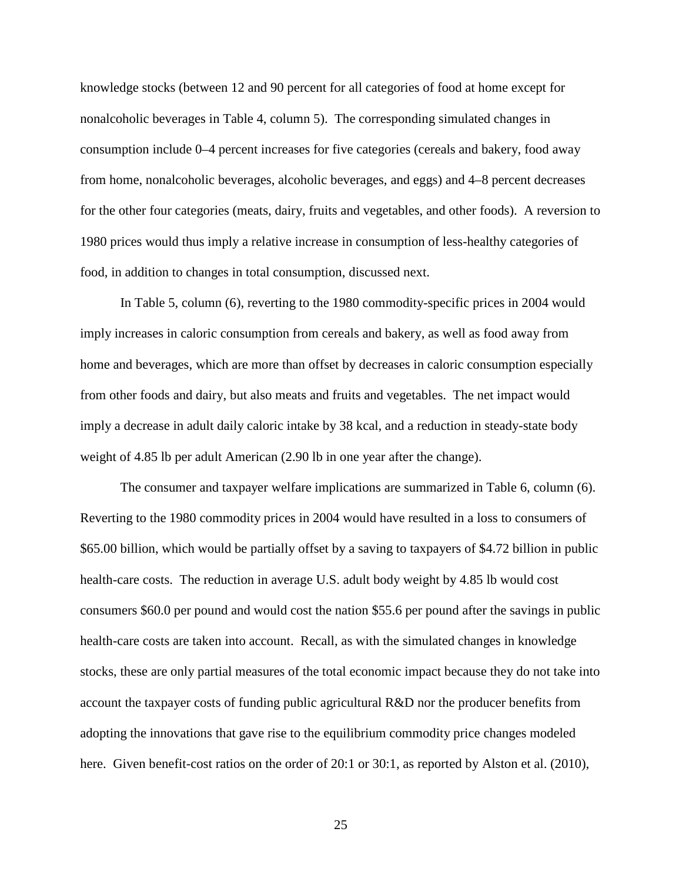knowledge stocks (between 12 and 90 percent for all categories of food at home except for nonalcoholic beverages in Table 4, column 5). The corresponding simulated changes in consumption include 0–4 percent increases for five categories (cereals and bakery, food away from home, nonalcoholic beverages, alcoholic beverages, and eggs) and 4–8 percent decreases for the other four categories (meats, dairy, fruits and vegetables, and other foods). A reversion to 1980 prices would thus imply a relative increase in consumption of less-healthy categories of food, in addition to changes in total consumption, discussed next.

In Table 5, column (6), reverting to the 1980 commodity-specific prices in 2004 would imply increases in caloric consumption from cereals and bakery, as well as food away from home and beverages, which are more than offset by decreases in caloric consumption especially from other foods and dairy, but also meats and fruits and vegetables. The net impact would imply a decrease in adult daily caloric intake by 38 kcal, and a reduction in steady-state body weight of 4.85 lb per adult American (2.90 lb in one year after the change).

The consumer and taxpayer welfare implications are summarized in Table 6, column (6). Reverting to the 1980 commodity prices in 2004 would have resulted in a loss to consumers of \$65.00 billion, which would be partially offset by a saving to taxpayers of \$4.72 billion in public health-care costs. The reduction in average U.S. adult body weight by 4.85 lb would cost consumers \$60.0 per pound and would cost the nation \$55.6 per pound after the savings in public health-care costs are taken into account. Recall, as with the simulated changes in knowledge stocks, these are only partial measures of the total economic impact because they do not take into account the taxpayer costs of funding public agricultural R&D nor the producer benefits from adopting the innovations that gave rise to the equilibrium commodity price changes modeled here. Given benefit-cost ratios on the order of 20:1 or 30:1, as reported by Alston et al. (2010),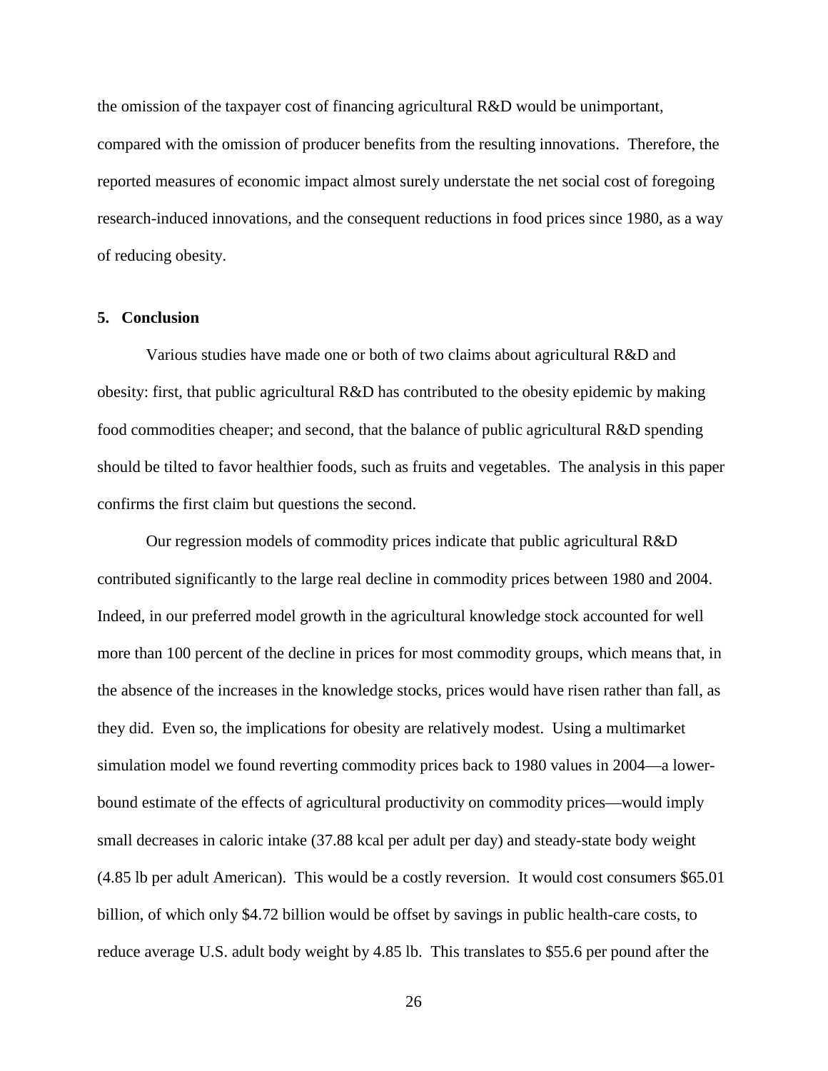the omission of the taxpayer cost of financing agricultural R&D would be unimportant, compared with the omission of producer benefits from the resulting innovations. Therefore, the reported measures of economic impact almost surely understate the net social cost of foregoing research-induced innovations, and the consequent reductions in food prices since 1980, as a way of reducing obesity.

## 5. Conclusion

Various studies have made one or both of two claims about agricultural R&D and obesity: first, that public agricultural R&D has contributed to the obesity epidemic by making food commodities cheaper; and second, that the balance of public agricultural R&D spending should be tilted to favor healthier foods, such as fruits and vegetables. The analysis in this paper confirms the first claim but questions the second.

Our regression models of commodity prices indicate that public agricultural R&D contributed significantly to the large real decline in commodity prices between 1980 and 2004. Indeed, in our preferred model growth in the agricultural knowledge stock accounted for well more than 100 percent of the decline in prices for most commodity groups, which means that, in the absence of the increases in the knowledge stocks, prices would have risen rather than fall, as they did. Even so, the implications for obesity are relatively modest. Using a multimarket simulation model we found reverting commodity prices back to 1980 values in 2004—a lower-bound estimate of the effects of agricultural productivity on commodity prices—would imply small decreases in caloric intake (37.88 kcal per adult per day) and steady-state body weight (4.85 lb per adult American). This would be a costly reversion. It would cost consumers $65.01 billion, of which only $4.72 billion would be offset by savings in public health-care costs, to reduce average U.S. adult body weight by 4.85 lb. This translates to $55.6 per pound after the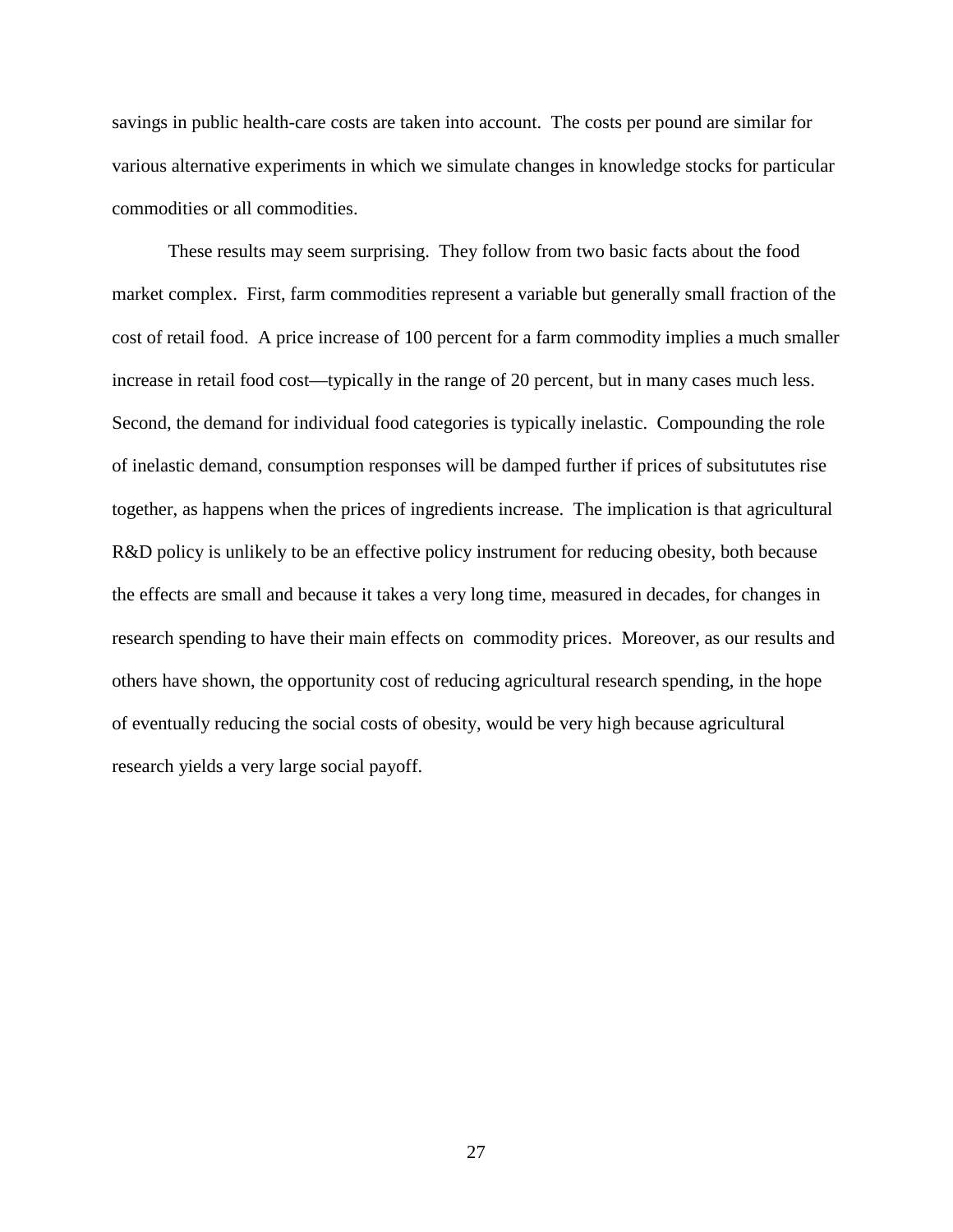savings in public health-care costs are taken into account. The costs per pound are similar for various alternative experiments in which we simulate changes in knowledge stocks for particular commodities or all commodities.

These results may seem surprising. They follow from two basic facts about the food market complex. First, farm commodities represent a variable but generally small fraction of the cost of retail food. A price increase of 100 percent for a farm commodity implies a much smaller increase in retail food cost—typically in the range of 20 percent, but in many cases much less. Second, the demand for individual food categories is typically inelastic. Compounding the role of inelastic demand, consumption responses will be damped further if prices of subsitututes rise together, as happens when the prices of ingredients increase. The implication is that agricultural R&D policy is unlikely to be an effective policy instrument for reducing obesity, both because the effects are small and because it takes a very long time, measured in decades, for changes in research spending to have their main effects on commodity prices. Moreover, as our results and others have shown, the opportunity cost of reducing agricultural research spending, in the hope of eventually reducing the social costs of obesity, would be very high because agricultural research yields a very large social payoff.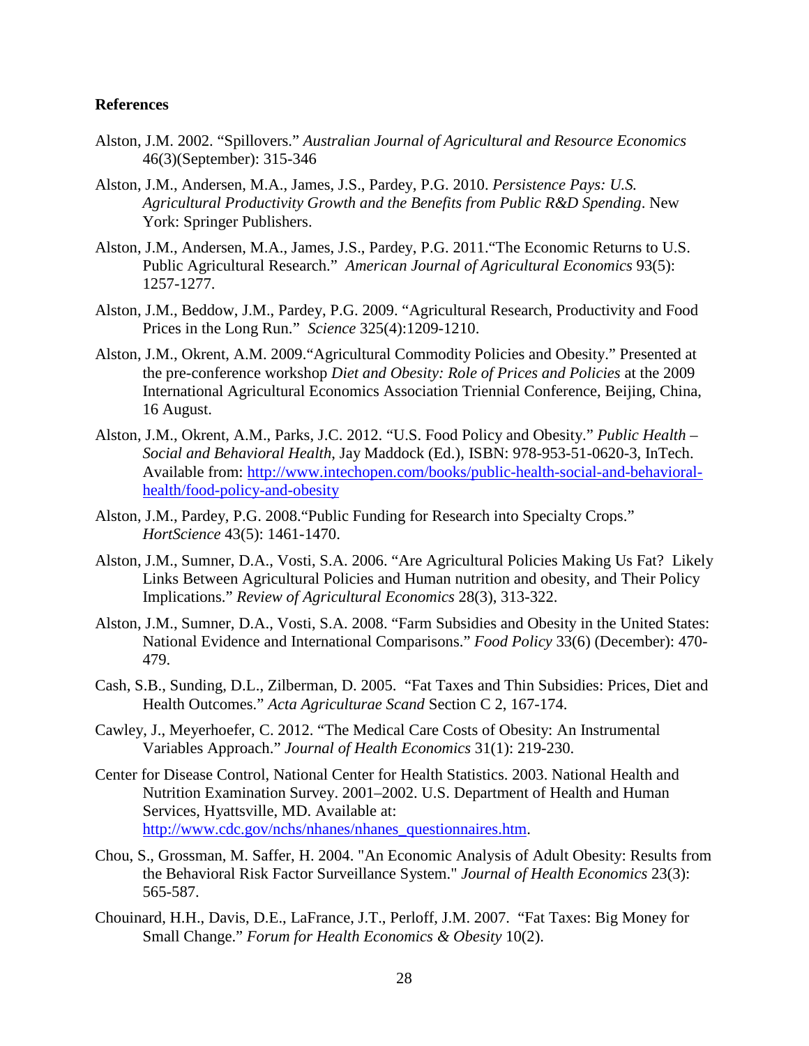**References**

Alston, J.M. 2002. "Spillovers." *Australian Journal of Agricultural and Resource Economics* 46(3)(September): 315-346

Alston, J.M., Andersen, M.A., James, J.S., Pardey, P.G. 2010. *Persistence Pays: U.S. Agricultural Productivity Growth and the Benefits from Public R&D Spending*. New York: Springer Publishers.

Alston, J.M., Andersen, M.A., James, J.S., Pardey, P.G. 2011."The Economic Returns to U.S. Public Agricultural Research." *American Journal of Agricultural Economics* 93(5): 1257-1277.

Alston, J.M., Beddow, J.M., Pardey, P.G. 2009. "Agricultural Research, Productivity and Food Prices in the Long Run." *Science* 325(4):1209-1210.

Alston, J.M., Okrent, A.M. 2009."Agricultural Commodity Policies and Obesity." Presented at the pre-conference workshop *Diet and Obesity: Role of Prices and Policies* at the 2009 International Agricultural Economics Association Triennial Conference, Beijing, China, 16 August.

Alston, J.M., Okrent, A.M., Parks, J.C. 2012. "U.S. Food Policy and Obesity." *Public Health – Social and Behavioral Health*, Jay Maddock (Ed.), ISBN: 978-953-51-0620-3, InTech. Available from: http://www.intechopen.com/books/public-health-social-and-behavioral-health/food-policy-and-obesity

Alston, J.M., Pardey, P.G. 2008."Public Funding for Research into Specialty Crops." *HortScience* 43(5): 1461-1470.

Alston, J.M., Sumner, D.A., Vosti, S.A. 2006. "Are Agricultural Policies Making Us Fat? Likely Links Between Agricultural Policies and Human nutrition and obesity, and Their Policy Implications." *Review of Agricultural Economics* 28(3), 313-322.

Alston, J.M., Sumner, D.A., Vosti, S.A. 2008. "Farm Subsidies and Obesity in the United States: National Evidence and International Comparisons." *Food Policy* 33(6) (December): 470-479.

Cash, S.B., Sunding, D.L., Zilberman, D. 2005. "Fat Taxes and Thin Subsidies: Prices, Diet and Health Outcomes." *Acta Agriculturae Scand* Section C 2, 167-174.

Cawley, J., Meyerhoefer, C. 2012. "The Medical Care Costs of Obesity: An Instrumental Variables Approach." *Journal of Health Economics* 31(1): 219-230.

Center for Disease Control, National Center for Health Statistics. 2003. National Health and Nutrition Examination Survey. 2001–2002. U.S. Department of Health and Human Services, Hyattsville, MD. Available at: http://www.cdc.gov/nchs/nhanes/nhanes_questionnaires.htm.

Chou, S., Grossman, M. Saffer, H. 2004. "An Economic Analysis of Adult Obesity: Results from the Behavioral Risk Factor Surveillance System." *Journal of Health Economics* 23(3): 565-587.

Chouinard, H.H., Davis, D.E., LaFrance, J.T., Perloff, J.M. 2007. "Fat Taxes: Big Money for Small Change." *Forum for Health Economics & Obesity* 10(2).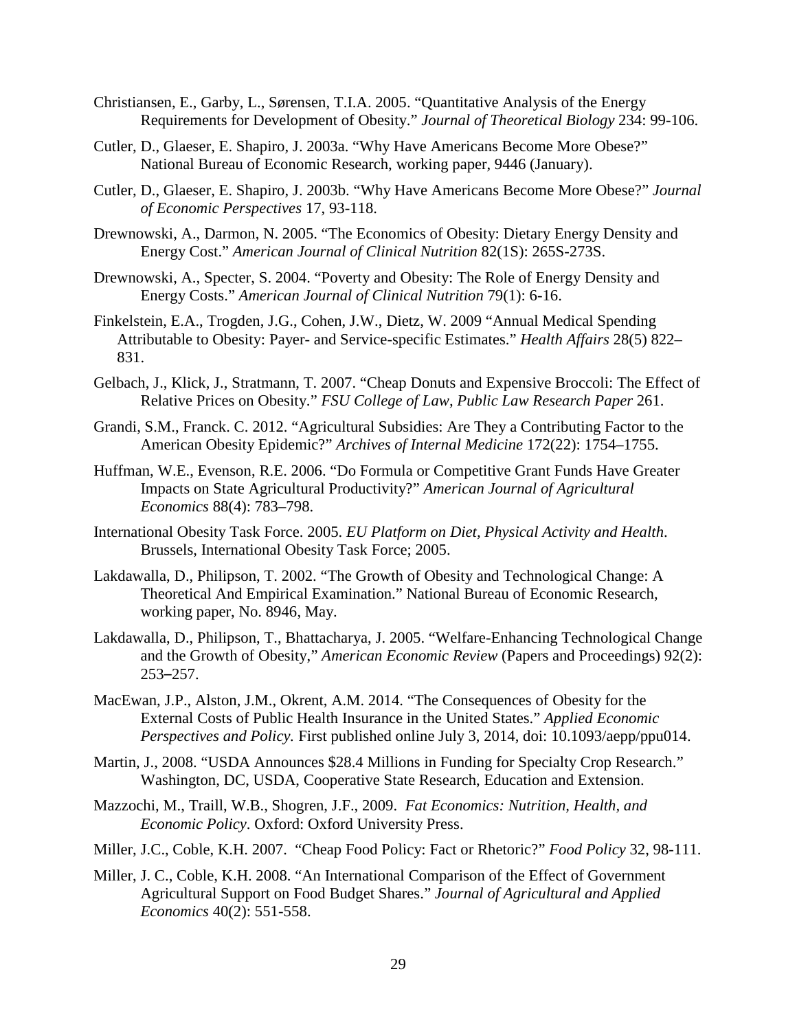Christiansen, E., Garby, L., Sørensen, T.I.A. 2005. "Quantitative Analysis of the Energy Requirements for Development of Obesity." *Journal of Theoretical Biology* 234: 99-106.

Cutler, D., Glaeser, E. Shapiro, J. 2003a. "Why Have Americans Become More Obese?" National Bureau of Economic Research, working paper, 9446 (January).

Cutler, D., Glaeser, E. Shapiro, J. 2003b. "Why Have Americans Become More Obese?" *Journal of Economic Perspectives* 17, 93-118.

Drewnowski, A., Darmon, N. 2005. "The Economics of Obesity: Dietary Energy Density and Energy Cost." *American Journal of Clinical Nutrition* 82(1S): 265S-273S.

Drewnowski, A., Specter, S. 2004. "Poverty and Obesity: The Role of Energy Density and Energy Costs." *American Journal of Clinical Nutrition* 79(1): 6-16.

Finkelstein, E.A., Trogden, J.G., Cohen, J.W., Dietz, W. 2009 "Annual Medical Spending Attributable to Obesity: Payer- and Service-specific Estimates." *Health Affairs* 28(5) 822–831.

Gelbach, J., Klick, J., Stratmann, T. 2007. "Cheap Donuts and Expensive Broccoli: The Effect of Relative Prices on Obesity." *FSU College of Law, Public Law Research Paper* 261.

Grandi, S.M., Franck. C. 2012. "Agricultural Subsidies: Are They a Contributing Factor to the American Obesity Epidemic?" *Archives of Internal Medicine* 172(22): 1754–1755.

Huffman, W.E., Evenson, R.E. 2006. "Do Formula or Competitive Grant Funds Have Greater Impacts on State Agricultural Productivity?" *American Journal of Agricultural Economics* 88(4): 783–798.

International Obesity Task Force. 2005. *EU Platform on Diet, Physical Activity and Health*. Brussels, International Obesity Task Force; 2005.

Lakdawalla, D., Philipson, T. 2002. "The Growth of Obesity and Technological Change: A Theoretical And Empirical Examination." National Bureau of Economic Research, working paper, No. 8946, May.

Lakdawalla, D., Philipson, T., Bhattacharya, J. 2005. "Welfare-Enhancing Technological Change and the Growth of Obesity," *American Economic Review* (Papers and Proceedings) 92(2): 253–257.

MacEwan, J.P., Alston, J.M., Okrent, A.M. 2014. "The Consequences of Obesity for the External Costs of Public Health Insurance in the United States." *Applied Economic Perspectives and Policy.* First published online July 3, 2014, doi: 10.1093/aepp/ppu014.

Martin, J., 2008. "USDA Announces $28.4 Millions in Funding for Specialty Crop Research." Washington, DC, USDA, Cooperative State Research, Education and Extension.

Mazzochi, M., Traill, W.B., Shogren, J.F., 2009. *Fat Economics: Nutrition, Health, and Economic Policy*. Oxford: Oxford University Press.

Miller, J.C., Coble, K.H. 2007. "Cheap Food Policy: Fact or Rhetoric?" *Food Policy* 32, 98-111.

Miller, J. C., Coble, K.H. 2008. "An International Comparison of the Effect of Government Agricultural Support on Food Budget Shares." *Journal of Agricultural and Applied Economics* 40(2): 551-558.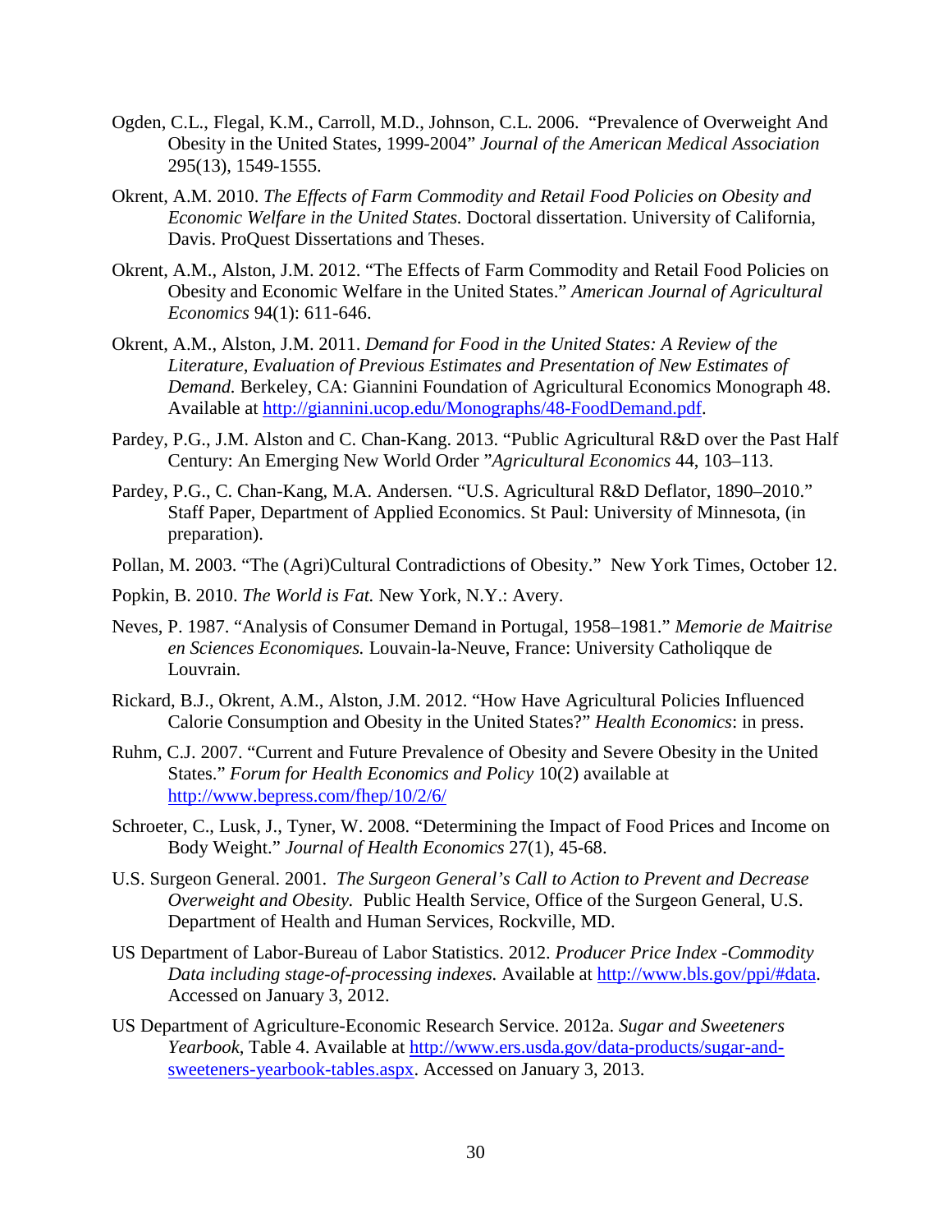Ogden, C.L., Flegal, K.M., Carroll, M.D., Johnson, C.L. 2006. "Prevalence of Overweight And Obesity in the United States, 1999-2004" *Journal of the American Medical Association* 295(13), 1549-1555.

Okrent, A.M. 2010. *The Effects of Farm Commodity and Retail Food Policies on Obesity and Economic Welfare in the United States.* Doctoral dissertation. University of California, Davis. ProQuest Dissertations and Theses.

Okrent, A.M., Alston, J.M. 2012. "The Effects of Farm Commodity and Retail Food Policies on Obesity and Economic Welfare in the United States." *American Journal of Agricultural Economics* 94(1): 611-646.

Okrent, A.M., Alston, J.M. 2011. *Demand for Food in the United States: A Review of the Literature, Evaluation of Previous Estimates and Presentation of New Estimates of Demand.* Berkeley, CA: Giannini Foundation of Agricultural Economics Monograph 48. Available at http://giannini.ucop.edu/Monographs/48-FoodDemand.pdf.

Pardey, P.G., J.M. Alston and C. Chan-Kang. 2013. "Public Agricultural R&D over the Past Half Century: An Emerging New World Order "*Agricultural Economics* 44, 103–113.

Pardey, P.G., C. Chan-Kang, M.A. Andersen. "U.S. Agricultural R&D Deflator, 1890–2010." Staff Paper, Department of Applied Economics. St Paul: University of Minnesota, (in preparation).

Pollan, M. 2003. "The (Agri)Cultural Contradictions of Obesity." New York Times, October 12.

Popkin, B. 2010. *The World is Fat.* New York, N.Y.: Avery.

Neves, P. 1987. "Analysis of Consumer Demand in Portugal, 1958–1981." *Memorie de Maitrise en Sciences Economiques.* Louvain-la-Neuve, France: University Catholiqque de Louvrain.

Rickard, B.J., Okrent, A.M., Alston, J.M. 2012. "How Have Agricultural Policies Influenced Calorie Consumption and Obesity in the United States?" *Health Economics*: in press.

Ruhm, C.J. 2007. "Current and Future Prevalence of Obesity and Severe Obesity in the United States." *Forum for Health Economics and Policy* 10(2) available at http://www.bepress.com/fhep/10/2/6/

Schroeter, C., Lusk, J., Tyner, W. 2008. "Determining the Impact of Food Prices and Income on Body Weight." *Journal of Health Economics* 27(1), 45-68.

U.S. Surgeon General. 2001. *The Surgeon General's Call to Action to Prevent and Decrease Overweight and Obesity.* Public Health Service, Office of the Surgeon General, U.S. Department of Health and Human Services, Rockville, MD.

US Department of Labor-Bureau of Labor Statistics. 2012. *Producer Price Index -Commodity Data including stage-of-processing indexes.* Available at http://www.bls.gov/ppi/#data. Accessed on January 3, 2012.

US Department of Agriculture-Economic Research Service. 2012a. *Sugar and Sweeteners Yearbook*, Table 4. Available at http://www.ers.usda.gov/data-products/sugar-and-sweeteners-yearbook-tables.aspx. Accessed on January 3, 2013.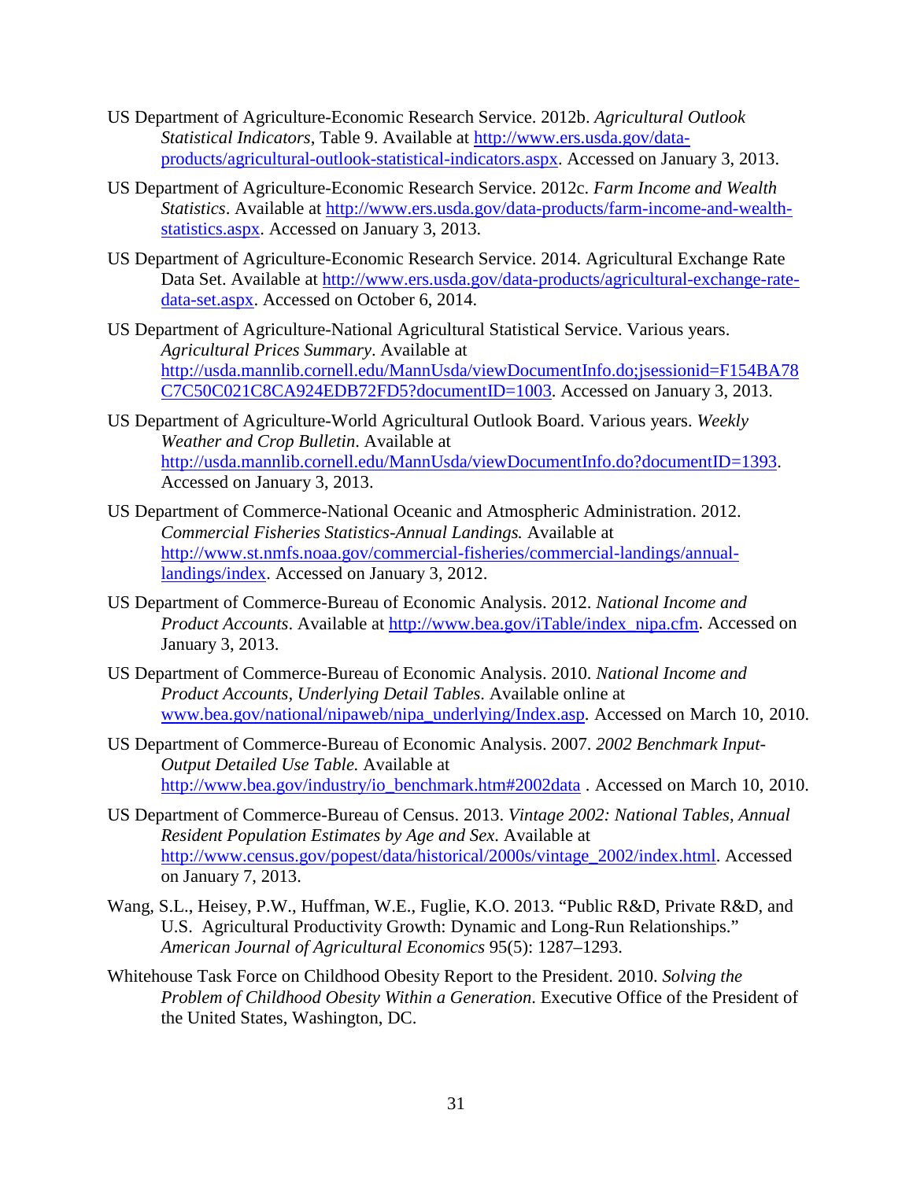US Department of Agriculture-Economic Research Service. 2012b. *Agricultural Outlook Statistical Indicators*, Table 9. Available at http://www.ers.usda.gov/data-products/agricultural-outlook-statistical-indicators.aspx. Accessed on January 3, 2013.

US Department of Agriculture-Economic Research Service. 2012c. *Farm Income and Wealth Statistics*. Available at http://www.ers.usda.gov/data-products/farm-income-and-wealth-statistics.aspx. Accessed on January 3, 2013.

US Department of Agriculture-Economic Research Service. 2014. Agricultural Exchange Rate Data Set. Available at http://www.ers.usda.gov/data-products/agricultural-exchange-rate-data-set.aspx. Accessed on October 6, 2014.

US Department of Agriculture-National Agricultural Statistical Service. Various years. *Agricultural Prices Summary*. Available at http://usda.mannlib.cornell.edu/MannUsda/viewDocumentInfo.do;jsessionid=F154BA78C7C50C021C8CA924EDB72FD5?documentID=1003. Accessed on January 3, 2013.

US Department of Agriculture-World Agricultural Outlook Board. Various years. *Weekly Weather and Crop Bulletin*. Available at http://usda.mannlib.cornell.edu/MannUsda/viewDocumentInfo.do?documentID=1393. Accessed on January 3, 2013.

US Department of Commerce-National Oceanic and Atmospheric Administration. 2012. *Commercial Fisheries Statistics-Annual Landings.* Available at http://www.st.nmfs.noaa.gov/commercial-fisheries/commercial-landings/annual-landings/index. Accessed on January 3, 2012.

US Department of Commerce-Bureau of Economic Analysis. 2012. *National Income and Product Accounts*. Available at http://www.bea.gov/iTable/index_nipa.cfm. Accessed on January 3, 2013.

US Department of Commerce-Bureau of Economic Analysis. 2010. *National Income and Product Accounts, Underlying Detail Tables*. Available online at www.bea.gov/national/nipaweb/nipa_underlying/Index.asp. Accessed on March 10, 2010.

US Department of Commerce-Bureau of Economic Analysis. 2007. *2002 Benchmark Input-Output Detailed Use Table.* Available at http://www.bea.gov/industry/io_benchmark.htm#2002data . Accessed on March 10, 2010.

US Department of Commerce-Bureau of Census. 2013. *Vintage 2002: National Tables, Annual Resident Population Estimates by Age and Sex*. Available at http://www.census.gov/popest/data/historical/2000s/vintage_2002/index.html. Accessed on January 7, 2013.

Wang, S.L., Heisey, P.W., Huffman, W.E., Fuglie, K.O. 2013. "Public R&D, Private R&D, and U.S. Agricultural Productivity Growth: Dynamic and Long-Run Relationships." *American Journal of Agricultural Economics* 95(5): 1287–1293.

Whitehouse Task Force on Childhood Obesity Report to the President. 2010. *Solving the Problem of Childhood Obesity Within a Generation*. Executive Office of the President of the United States, Washington, DC.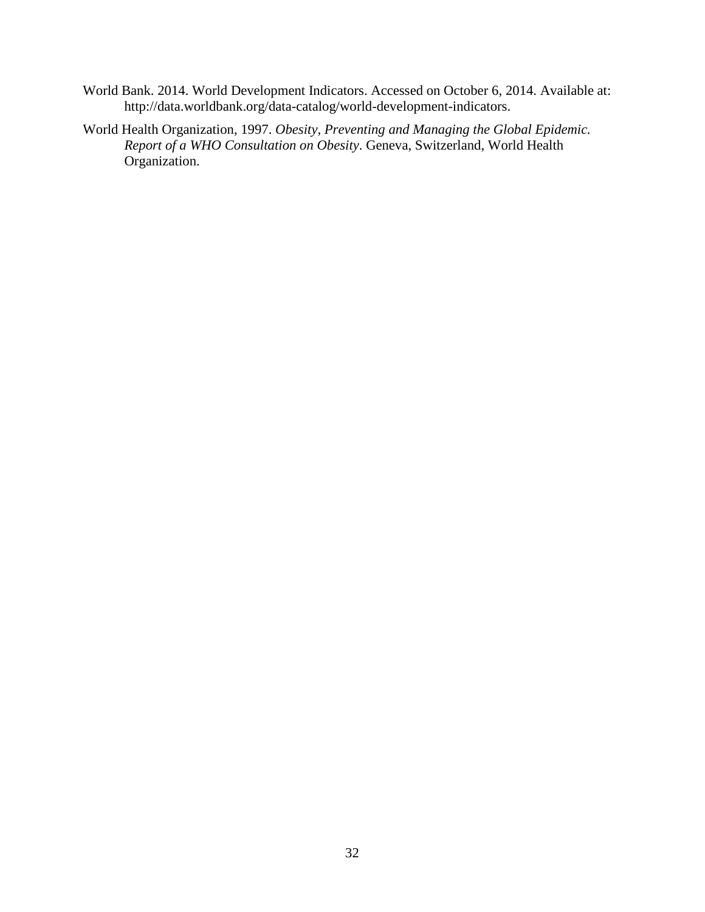World Bank. 2014. World Development Indicators. Accessed on October 6, 2014. Available at: http://data.worldbank.org/data-catalog/world-development-indicators.

World Health Organization, 1997. *Obesity, Preventing and Managing the Global Epidemic. Report of a WHO Consultation on Obesity*. Geneva, Switzerland, World Health Organization.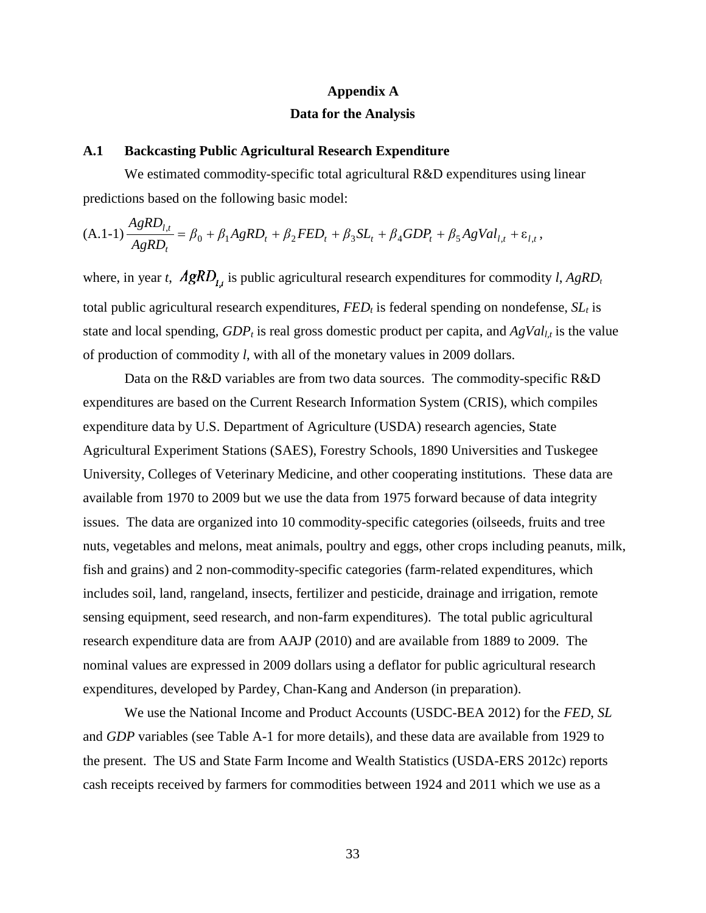# Appendix A

## Data for the Analysis

### A.1 Backcasting Public Agricultural Research Expenditure

We estimated commodity-specific total agricultural R&D expenditures using linear predictions based on the following basic model:

$$\text{(A.1-1)}\ \frac{AgRD_{l,t}}{AgRD_t} = \beta_0 + \beta_1 AgRD_t + \beta_2 FED_t + \beta_3 SL_t + \beta_4 GDP_t + \beta_5 AgVal_{l,t} + \varepsilon_{l,t},$$

where, in year $t$, $AgRD_{l,t}$ is public agricultural research expenditures for commodity $l$, $AgRD_t$ total public agricultural research expenditures, $FED_t$ is federal spending on nondefense, $SL_t$ is state and local spending, $GDP_t$ is real gross domestic product per capita, and $AgVal_{l,t}$ is the value of production of commodity $l$, with all of the monetary values in 2009 dollars.

Data on the R&D variables are from two data sources. The commodity-specific R&D expenditures are based on the Current Research Information System (CRIS), which compiles expenditure data by U.S. Department of Agriculture (USDA) research agencies, State Agricultural Experiment Stations (SAES), Forestry Schools, 1890 Universities and Tuskegee University, Colleges of Veterinary Medicine, and other cooperating institutions. These data are available from 1970 to 2009 but we use the data from 1975 forward because of data integrity issues. The data are organized into 10 commodity-specific categories (oilseeds, fruits and tree nuts, vegetables and melons, meat animals, poultry and eggs, other crops including peanuts, milk, fish and grains) and 2 non-commodity-specific categories (farm-related expenditures, which includes soil, land, rangeland, insects, fertilizer and pesticide, drainage and irrigation, remote sensing equipment, seed research, and non-farm expenditures). The total public agricultural research expenditure data are from AAJP (2010) and are available from 1889 to 2009. The nominal values are expressed in 2009 dollars using a deflator for public agricultural research expenditures, developed by Pardey, Chan-Kang and Anderson (in preparation).

We use the National Income and Product Accounts (USDC-BEA 2012) for the *FED*, *SL* and *GDP* variables (see Table A-1 for more details), and these data are available from 1929 to the present. The US and State Farm Income and Wealth Statistics (USDA-ERS 2012c) reports cash receipts received by farmers for commodities between 1924 and 2011 which we use as a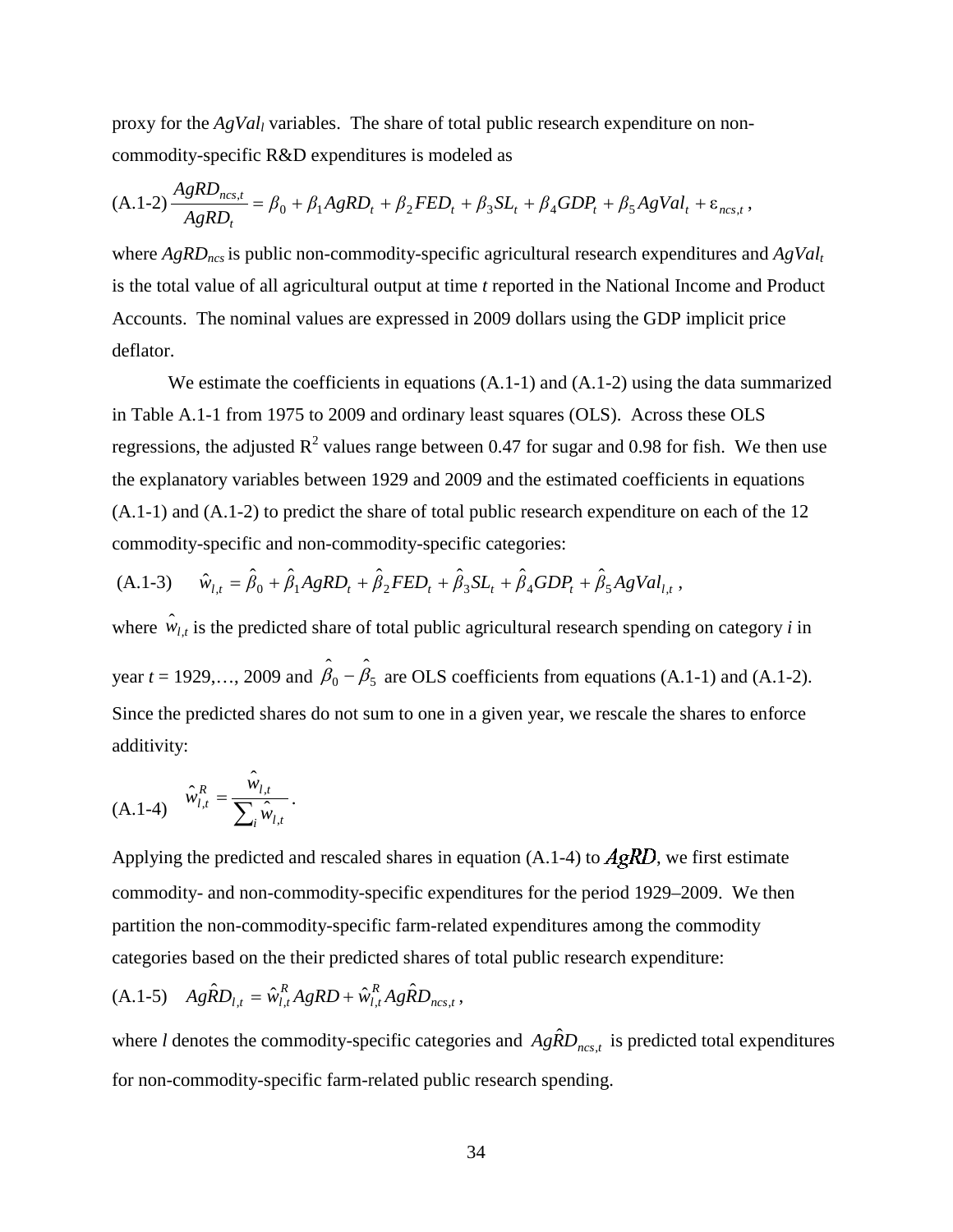proxy for the $AgVal_l$ variables. The share of total public research expenditure on non-commodity-specific R&D expenditures is modeled as

$$\text{(A.1-2)} \quad \frac{AgRD_{ncs,t}}{AgRD_t} = \beta_0 + \beta_1 AgRD_t + \beta_2 FED_t + \beta_3 SL_t + \beta_4 GDP_t + \beta_5 AgVal_t + \varepsilon_{ncs,t}\,,$$

where $AgRD_{ncs}$ is public non-commodity-specific agricultural research expenditures and $AgVal_t$ is the total value of all agricultural output at time *t* reported in the National Income and Product Accounts. The nominal values are expressed in 2009 dollars using the GDP implicit price deflator.

We estimate the coefficients in equations (A.1-1) and (A.1-2) using the data summarized in Table A.1-1 from 1975 to 2009 and ordinary least squares (OLS). Across these OLS regressions, the adjusted $R^2$ values range between 0.47 for sugar and 0.98 for fish. We then use the explanatory variables between 1929 and 2009 and the estimated coefficients in equations (A.1-1) and (A.1-2) to predict the share of total public research expenditure on each of the 12 commodity-specific and non-commodity-specific categories:

$$\text{(A.1-3)} \quad \hat{w}_{l,t} = \hat{\beta}_0 + \hat{\beta}_1 AgRD_t + \hat{\beta}_2 FED_t + \hat{\beta}_3 SL_t + \hat{\beta}_4 GDP_t + \hat{\beta}_5 AgVal_{l,t}\,,$$

where $\hat{w}_{l,t}$ is the predicted share of total public agricultural research spending on category *i* in year $t = 1929,\ldots, 2009$ and $\hat{\beta}_0 - \hat{\beta}_5$ are OLS coefficients from equations (A.1-1) and (A.1-2). Since the predicted shares do not sum to one in a given year, we rescale the shares to enforce additivity:

$$\text{(A.1-4)} \quad \hat{w}_{l,t}^R = \frac{\hat{w}_{l,t}}{\sum_i \hat{w}_{l,t}}\,.$$

Applying the predicted and rescaled shares in equation (A.1-4) to $AgRD$, we first estimate commodity- and non-commodity-specific expenditures for the period 1929–2009. We then partition the non-commodity-specific farm-related expenditures among the commodity categories based on the their predicted shares of total public research expenditure:

$$\text{(A.1-5)} \quad Ag\hat{R}D_{l,t} = \hat{w}_{l,t}^R AgRD + \hat{w}_{l,t}^R Ag\hat{R}D_{ncs,t}\,,$$

where *l* denotes the commodity-specific categories and $Ag\hat{R}D_{ncs,t}$ is predicted total expenditures for non-commodity-specific farm-related public research spending.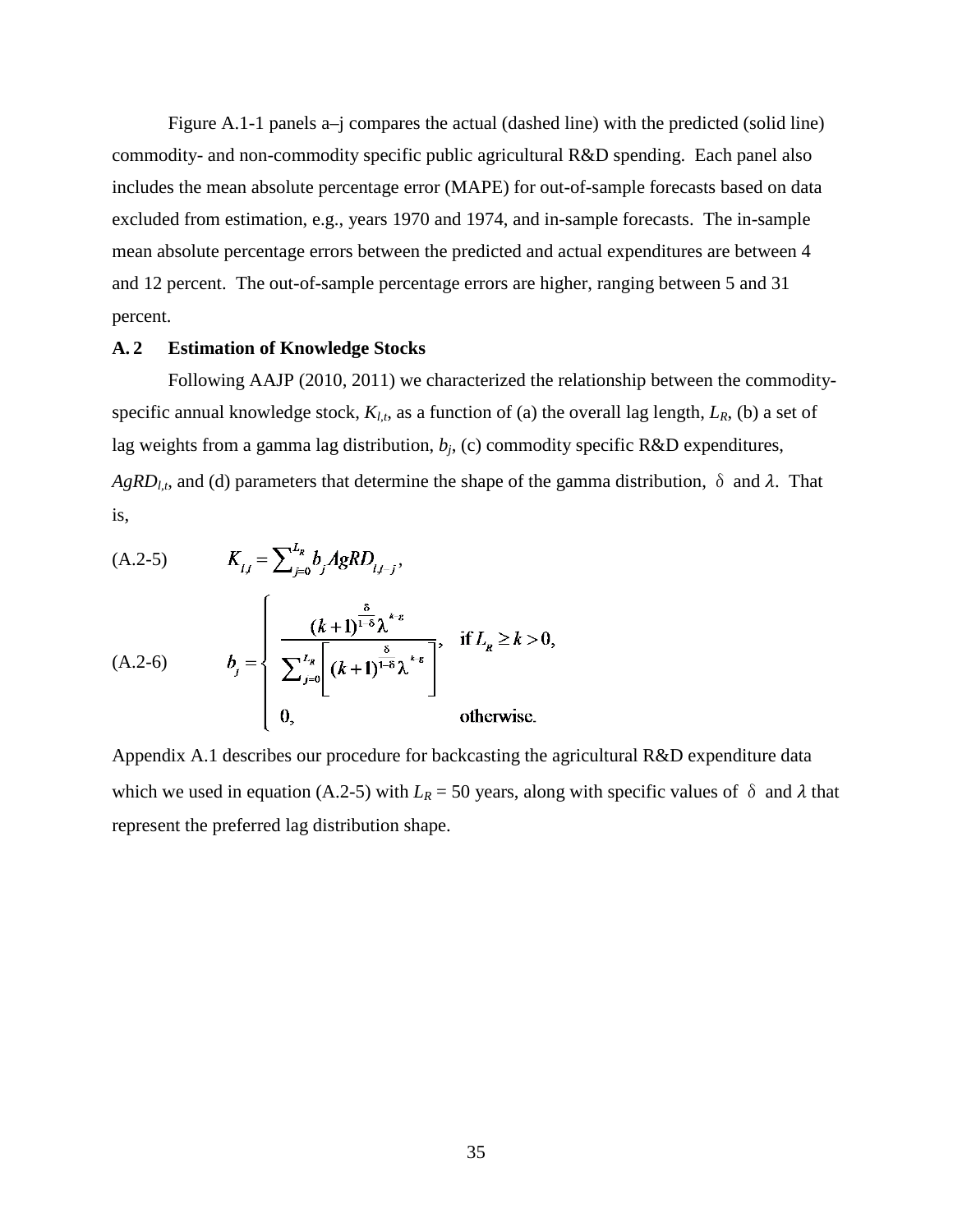Figure A.1-1 panels a–j compares the actual (dashed line) with the predicted (solid line) commodity- and non-commodity specific public agricultural R&D spending. Each panel also includes the mean absolute percentage error (MAPE) for out-of-sample forecasts based on data excluded from estimation, e.g., years 1970 and 1974, and in-sample forecasts. The in-sample mean absolute percentage errors between the predicted and actual expenditures are between 4 and 12 percent. The out-of-sample percentage errors are higher, ranging between 5 and 31 percent.

### A. 2 Estimation of Knowledge Stocks

Following AAJP (2010, 2011) we characterized the relationship between the commodity-specific annual knowledge stock, $K_{l,t}$, as a function of (a) the overall lag length, $L_R$, (b) a set of lag weights from a gamma lag distribution, $b_j$, (c) commodity specific R&D expenditures, $AgRD_{l,t}$, and (d) parameters that determine the shape of the gamma distribution, $\delta$ and $\lambda$. That is,

$$K_{l,t} = \sum_{j=0}^{L_R} b_j AgRD_{l,t-j}, \tag{A.2-5}$$

$$b_j = \begin{cases} \dfrac{(k+1)^{\frac{\delta}{1-\delta}} \lambda^{k \cdot \varepsilon}}{\sum_{j=0}^{L_R} \left[ (k+1)^{\frac{\delta}{1-\delta}} \lambda^{k \cdot \varepsilon} \right]}, & \text{if } L_R \geq k > 0, \\ 0, & \text{otherwise.} \end{cases} \tag{A.2-6}$$

Appendix A.1 describes our procedure for backcasting the agricultural R&D expenditure data which we used in equation (A.2-5) with $L_R$ = 50 years, along with specific values of $\delta$ and $\lambda$ that represent the preferred lag distribution shape.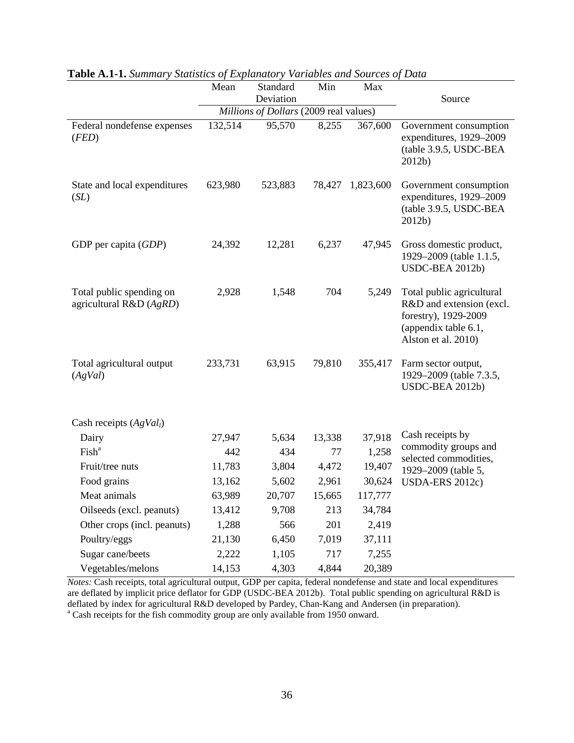**Table A.1-1.** *Summary Statistics of Explanatory Variables and Sources of Data*

| | Mean | Standard Deviation | Min | Max | Source |
|---|---|---|---|---|---|
| | *Millions of Dollars* (2009 real values) | | | | |
| Federal nondefense expenses (*FED*) | 132,514 | 95,570 | 8,255 | 367,600 | Government consumption expenditures, 1929–2009 (table 3.9.5, USDC-BEA 2012b) |
| State and local expenditures (*SL*) | 623,980 | 523,883 | 78,427 | 1,823,600 | Government consumption expenditures, 1929–2009 (table 3.9.5, USDC-BEA 2012b) |
| GDP per capita (*GDP*) | 24,392 | 12,281 | 6,237 | 47,945 | Gross domestic product, 1929–2009 (table 1.1.5, USDC-BEA 2012b) |
| Total public spending on agricultural R&D (*AgRD*) | 2,928 | 1,548 | 704 | 5,249 | Total public agricultural R&D and extension (excl. forestry), 1929-2009 (appendix table 6.1, Alston et al. 2010) |
| Total agricultural output (*AgVal*) | 233,731 | 63,915 | 79,810 | 355,417 | Farm sector output, 1929–2009 (table 7.3.5, USDC-BEA 2012b) |
| Cash receipts ($AgVal_l$) | | | | | Cash receipts by commodity groups and selected commodities, 1929–2009 (table 5, USDA-ERS 2012c) |
| Dairy | 27,947 | 5,634 | 13,338 | 37,918 | |
| Fish[a] | 442 | 434 | 77 | 1,258 | |
| Fruit/tree nuts | 11,783 | 3,804 | 4,472 | 19,407 | |
| Food grains | 13,162 | 5,602 | 2,961 | 30,624 | |
| Meat animals | 63,989 | 20,707 | 15,665 | 117,777 | |
| Oilseeds (excl. peanuts) | 13,412 | 9,708 | 213 | 34,784 | |
| Other crops (incl. peanuts) | 1,288 | 566 | 201 | 2,419 | |
| Poultry/eggs | 21,130 | 6,450 | 7,019 | 37,111 | |
| Sugar cane/beets | 2,222 | 1,105 | 717 | 7,255 | |
| Vegetables/melons | 14,153 | 4,303 | 4,844 | 20,389 | |

*Notes:* Cash receipts, total agricultural output, GDP per capita, federal nondefense and state and local expenditures are deflated by implicit price deflator for GDP (USDC-BEA 2012b). Total public spending on agricultural R&D is deflated by index for agricultural R&D developed by Pardey, Chan-Kang and Andersen (in preparation).
[a] Cash receipts for the fish commodity group are only available from 1950 onward.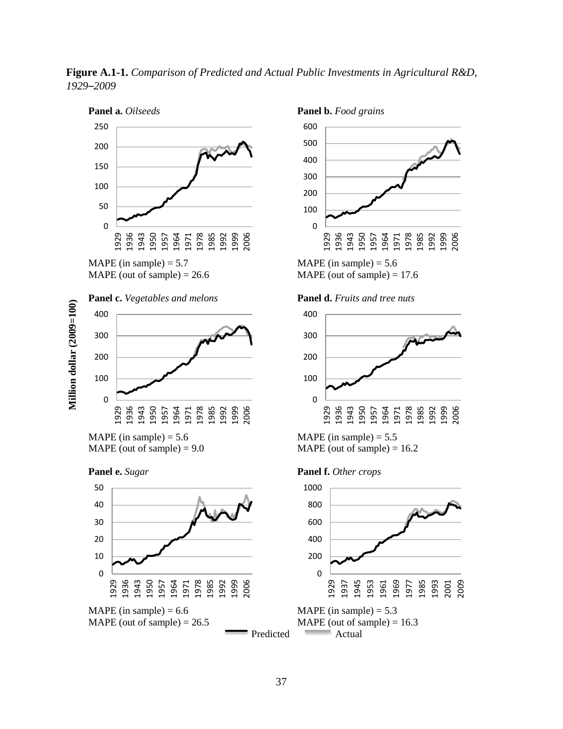**Figure A.1-1.** *Comparison of Predicted and Actual Public Investments in Agricultural R&D, 1929–2009*

**Panel a.** *Oilseeds*

MAPE (in sample) = 5.7
MAPE (out of sample) = 26.6

**Panel b.** *Food grains*

MAPE (in sample) = 5.6
MAPE (out of sample) = 17.6

**Panel c.** *Vegetables and melons*

MAPE (in sample) = 5.6
MAPE (out of sample) = 9.0

**Panel d.** *Fruits and tree nuts*

MAPE (in sample) = 5.5
MAPE (out of sample) = 16.2

**Panel e.** *Sugar*

MAPE (in sample) = 6.6
MAPE (out of sample) = 26.5

**Panel f.** *Other crops*

MAPE (in sample) = 5.3
MAPE (out of sample) = 16.3

Million dollar (2009=100)

Predicted — Actual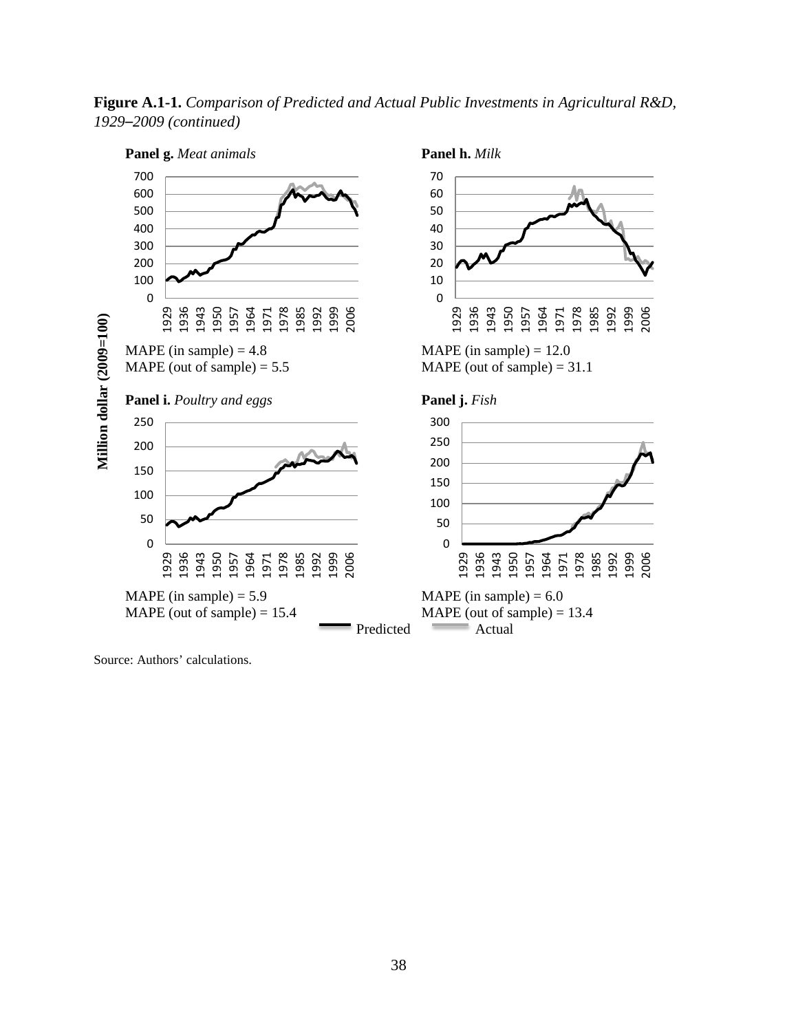**Figure A.1-1.** *Comparison of Predicted and Actual Public Investments in Agricultural R&D, 1929–2009 (continued)*

**Panel g.** *Meat animals*

MAPE (in sample) = 4.8
MAPE (out of sample) = 5.5

**Panel h.** *Milk*

MAPE (in sample) = 12.0
MAPE (out of sample) = 31.1

**Panel i.** *Poultry and eggs*

MAPE (in sample) = 5.9
MAPE (out of sample) = 15.4

**Panel j.** *Fish*

MAPE (in sample) = 6.0
MAPE (out of sample) = 13.4

Million dollar (2009=100)

Predicted — Actual

Source: Authors' calculations.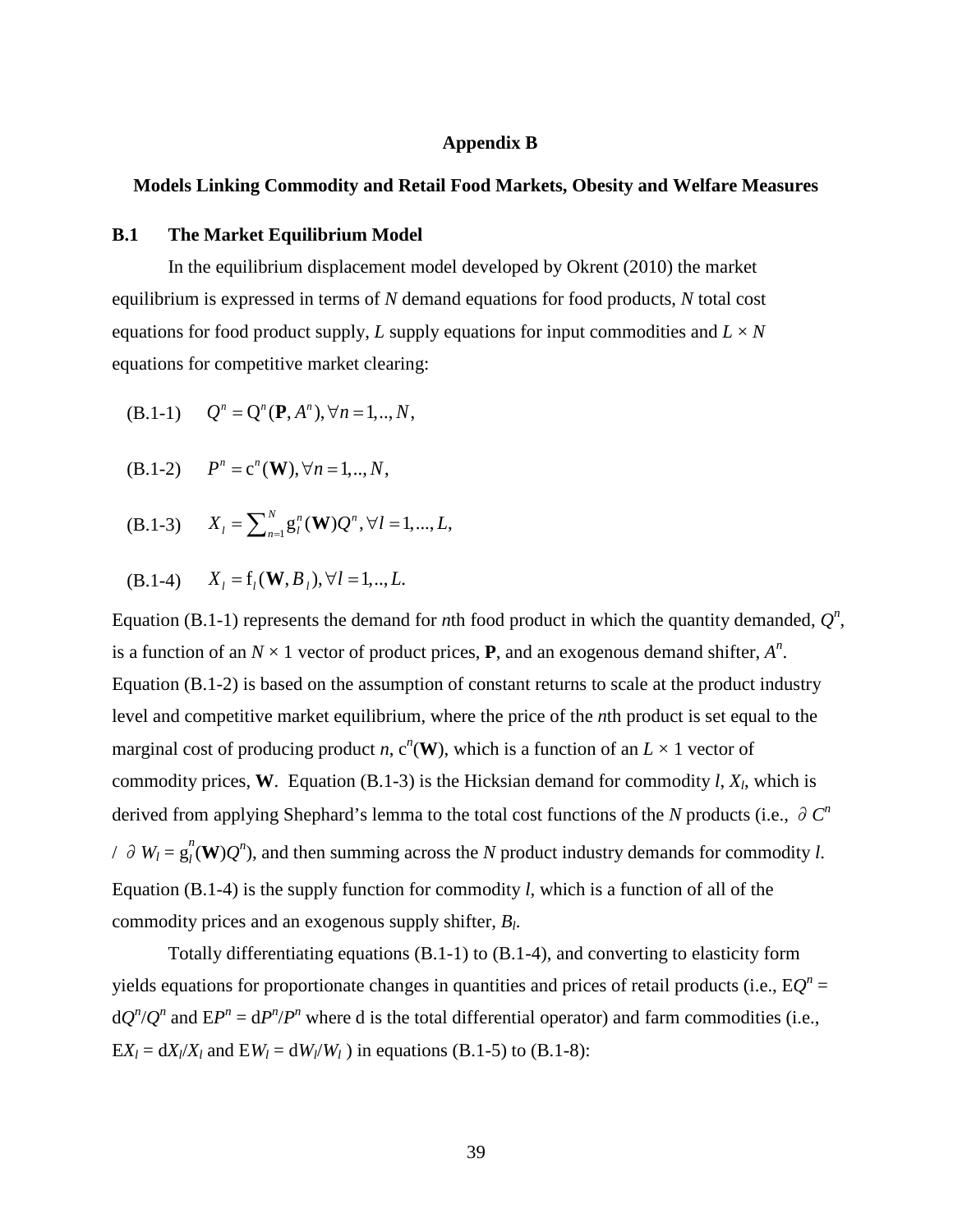# Appendix B

## Models Linking Commodity and Retail Food Markets, Obesity and Welfare Measures

### B.1 The Market Equilibrium Model

In the equilibrium displacement model developed by Okrent (2010) the market equilibrium is expressed in terms of $N$ demand equations for food products, $N$ total cost equations for food product supply, $L$ supply equations for input commodities and $L \times N$ equations for competitive market clearing:

$$\text{(B.1-1)} \quad Q^n = \mathrm{Q}^n(\mathbf{P}, A^n), \forall n = 1,.., N,$$

$$\text{(B.1-2)} \quad P^n = \mathrm{c}^n(\mathbf{W}), \forall n = 1,.., N,$$

$$\text{(B.1-3)} \quad X_l = \sum_{n=1}^{N} \mathrm{g}_l^n(\mathbf{W}) Q^n, \forall l = 1,..., L,$$

$$\text{(B.1-4)} \quad X_l = \mathrm{f}_l(\mathbf{W}, B_l), \forall l = 1,.., L.$$

Equation (B.1-1) represents the demand for $n$th food product in which the quantity demanded, $Q^n$, is a function of an $N \times 1$ vector of product prices, $\mathbf{P}$, and an exogenous demand shifter, $A^n$. Equation (B.1-2) is based on the assumption of constant returns to scale at the product industry level and competitive market equilibrium, where the price of the $n$th product is set equal to the marginal cost of producing product $n$, $\mathrm{c}^n(\mathbf{W})$, which is a function of an $L \times 1$ vector of commodity prices, $\mathbf{W}$. Equation (B.1-3) is the Hicksian demand for commodity $l$, $X_l$, which is derived from applying Shephard's lemma to the total cost functions of the $N$ products (i.e., $\partial C^n / \partial W_l = \mathrm{g}_l^n(\mathbf{W})Q^n$), and then summing across the $N$ product industry demands for commodity $l$. Equation (B.1-4) is the supply function for commodity $l$, which is a function of all of the commodity prices and an exogenous supply shifter, $B_l$.

Totally differentiating equations (B.1-1) to (B.1-4), and converting to elasticity form yields equations for proportionate changes in quantities and prices of retail products (i.e., $\mathrm{E}Q^n = \mathrm{d}Q^n/Q^n$ and $\mathrm{E}P^n = \mathrm{d}P^n/P^n$ where d is the total differential operator) and farm commodities (i.e., $\mathrm{E}X_l = \mathrm{d}X_l/X_l$ and $\mathrm{E}W_l = \mathrm{d}W_l/W_l$ ) in equations (B.1-5) to (B.1-8):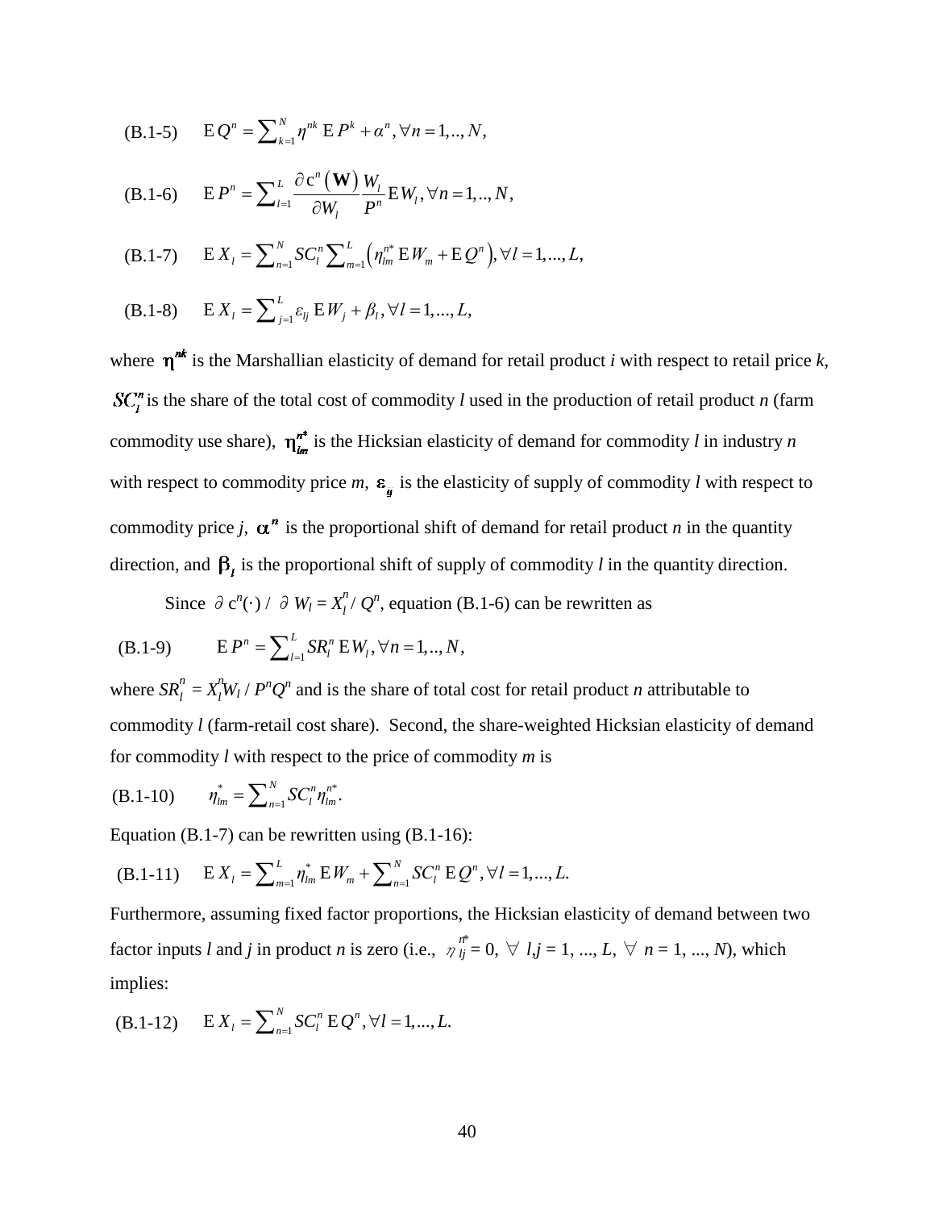$$\text{(B.1-5)} \quad \mathrm{E}\, Q^n = \sum\nolimits_{k=1}^{N} \eta^{nk}\, \mathrm{E}\, P^k + \alpha^n, \forall n = 1,.., N,$$

$$\text{(B.1-6)} \quad \mathrm{E}\, P^n = \sum\nolimits_{l=1}^{L} \frac{\partial\, \mathrm{c}^n(\mathbf{W})}{\partial W_l} \frac{W_l}{P^n} \mathrm{E} W_l, \forall n = 1,.., N,$$

$$\text{(B.1-7)} \quad \mathrm{E}\, X_l = \sum\nolimits_{n=1}^{N} SC_l^n \sum\nolimits_{m=1}^{L} \left( \eta_{lm}^{n*}\, \mathrm{E} W_m + \mathrm{E}\, Q^n \right), \forall l = 1,..., L,$$

$$\text{(B.1-8)} \quad \mathrm{E}\, X_l = \sum\nolimits_{j=1}^{L} \varepsilon_{lj}\, \mathrm{E} W_j + \beta_l, \forall l = 1,..., L,$$

where $\eta^{nk}$ is the Marshallian elasticity of demand for retail product *i* with respect to retail price *k*, $SC_l^n$ is the share of the total cost of commodity *l* used in the production of retail product *n* (farm commodity use share), $\eta_{lm}^{n*}$ is the Hicksian elasticity of demand for commodity *l* in industry *n* with respect to commodity price *m*, $\varepsilon_{lj}$ is the elasticity of supply of commodity *l* with respect to commodity price *j*, $\alpha^n$ is the proportional shift of demand for retail product *n* in the quantity direction, and $\beta_l$ is the proportional shift of supply of commodity *l* in the quantity direction.

Since $\partial\, c^n(\cdot) / \partial W_l = X_l^n / Q^n$, equation (B.1-6) can be rewritten as

$$\text{(B.1-9)} \quad \mathrm{E}\, P^n = \sum\nolimits_{l=1}^{L} SR_l^n\, \mathrm{E} W_l, \forall n = 1,.., N,$$

where $SR_l^n = X_l^n W_l / P^n Q^n$ and is the share of total cost for retail product *n* attributable to commodity *l* (farm-retail cost share). Second, the share-weighted Hicksian elasticity of demand for commodity *l* with respect to the price of commodity *m* is

$$\text{(B.1-10)} \quad \eta_{lm}^{*} = \sum\nolimits_{n=1}^{N} SC_l^n \eta_{lm}^{n*}.$$

Equation (B.1-7) can be rewritten using (B.1-16):

$$\text{(B.1-11)} \quad \mathrm{E}\, X_l = \sum\nolimits_{m=1}^{L} \eta_{lm}^{*}\, \mathrm{E} W_m + \sum\nolimits_{n=1}^{N} SC_l^n\, \mathrm{E}\, Q^n, \forall l = 1,..., L.$$

Furthermore, assuming fixed factor proportions, the Hicksian elasticity of demand between two factor inputs *l* and *j* in product *n* is zero (i.e., $\eta_{lj}^{n*} = 0$, $\forall$ *l*,*j* = 1, ..., *L*, $\forall$ *n* = 1, ..., *N*), which implies:

$$\text{(B.1-12)} \quad \mathrm{E}\, X_l = \sum\nolimits_{n=1}^{N} SC_l^n\, \mathrm{E}\, Q^n, \forall l = 1,..., L.$$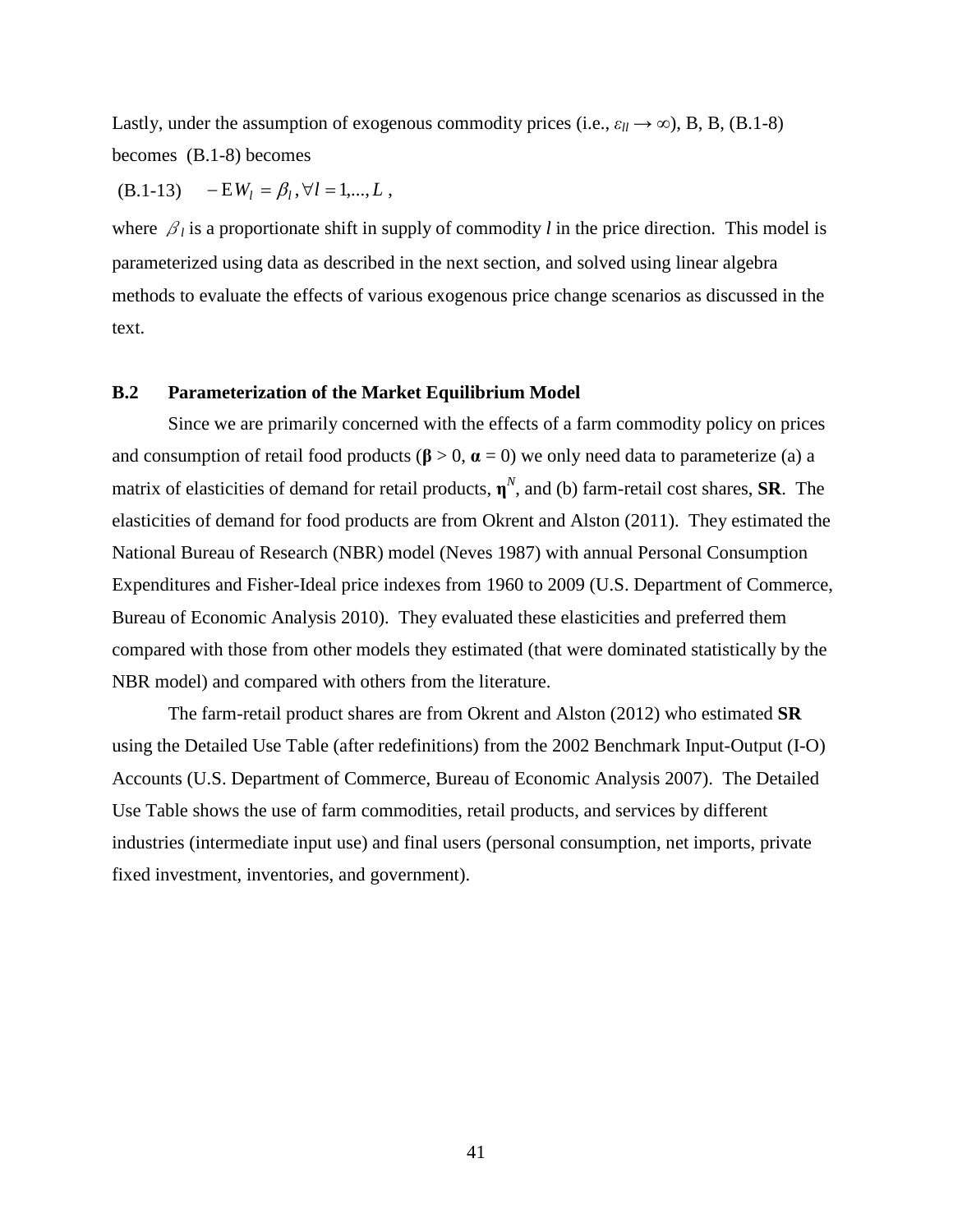Lastly, under the assumption of exogenous commodity prices (i.e., $\varepsilon_{ll} \rightarrow \infty$), B, B, (B.1-8) becomes (B.1-8) becomes

$$\text{(B.1-13)} \quad -\mathrm{E}W_l = \beta_l, \forall l = 1,...,L,$$

where $\beta_l$ is a proportionate shift in supply of commodity $l$ in the price direction. This model is parameterized using data as described in the next section, and solved using linear algebra methods to evaluate the effects of various exogenous price change scenarios as discussed in the text.

## B.2 Parameterization of the Market Equilibrium Model

Since we are primarily concerned with the effects of a farm commodity policy on prices and consumption of retail food products ($\boldsymbol{\beta} > 0$, $\boldsymbol{\alpha} = 0$) we only need data to parameterize (a) a matrix of elasticities of demand for retail products, $\boldsymbol{\eta}^N$, and (b) farm-retail cost shares, **SR**. The elasticities of demand for food products are from Okrent and Alston (2011). They estimated the National Bureau of Research (NBR) model (Neves 1987) with annual Personal Consumption Expenditures and Fisher-Ideal price indexes from 1960 to 2009 (U.S. Department of Commerce, Bureau of Economic Analysis 2010). They evaluated these elasticities and preferred them compared with those from other models they estimated (that were dominated statistically by the NBR model) and compared with others from the literature.

The farm-retail product shares are from Okrent and Alston (2012) who estimated **SR** using the Detailed Use Table (after redefinitions) from the 2002 Benchmark Input-Output (I-O) Accounts (U.S. Department of Commerce, Bureau of Economic Analysis 2007). The Detailed Use Table shows the use of farm commodities, retail products, and services by different industries (intermediate input use) and final users (personal consumption, net imports, private fixed investment, inventories, and government).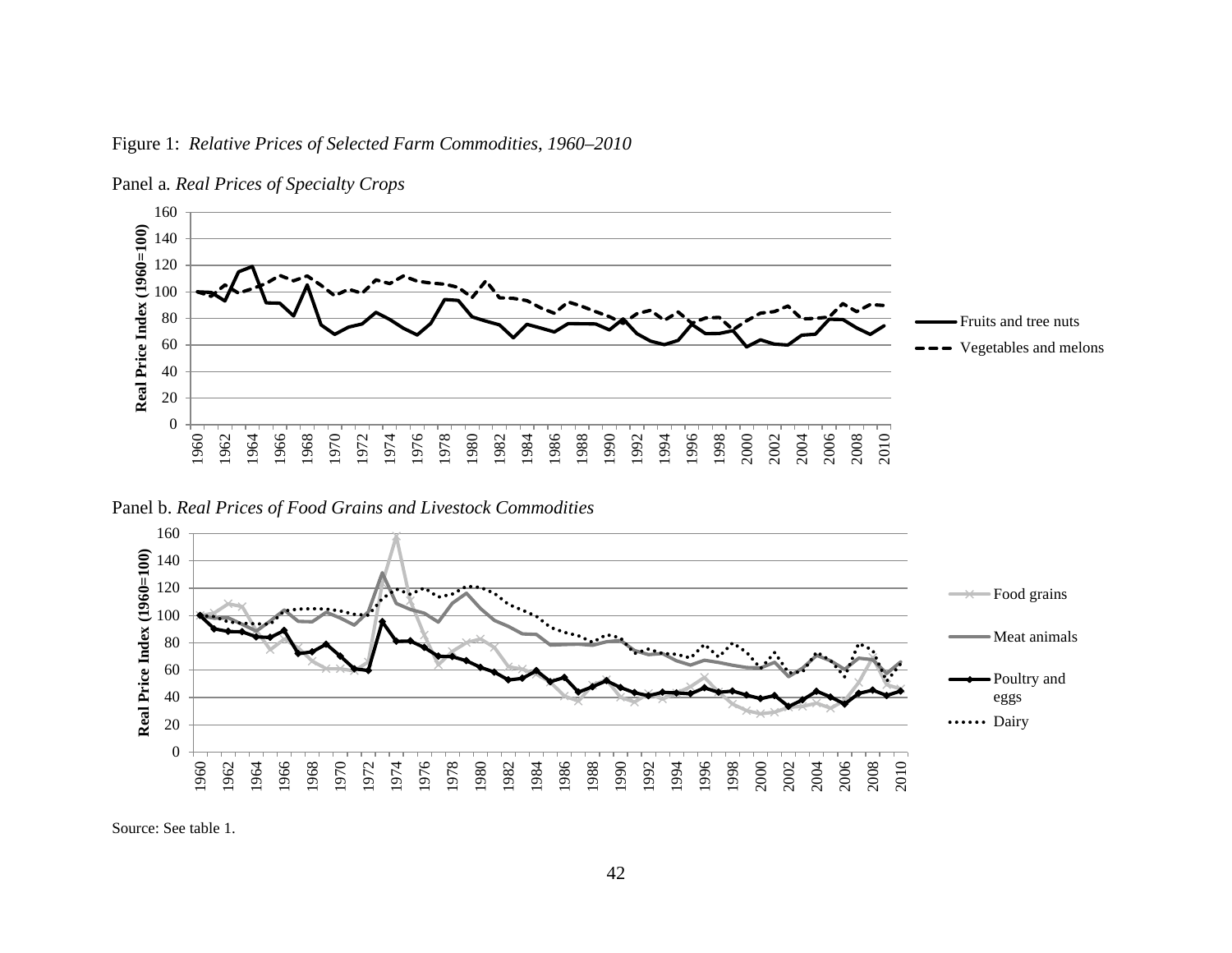Figure 1: *Relative Prices of Selected Farm Commodities, 1960–2010*

Panel a. *Real Prices of Specialty Crops*

Panel b. *Real Prices of Food Grains and Livestock Commodities*

Source: See table 1.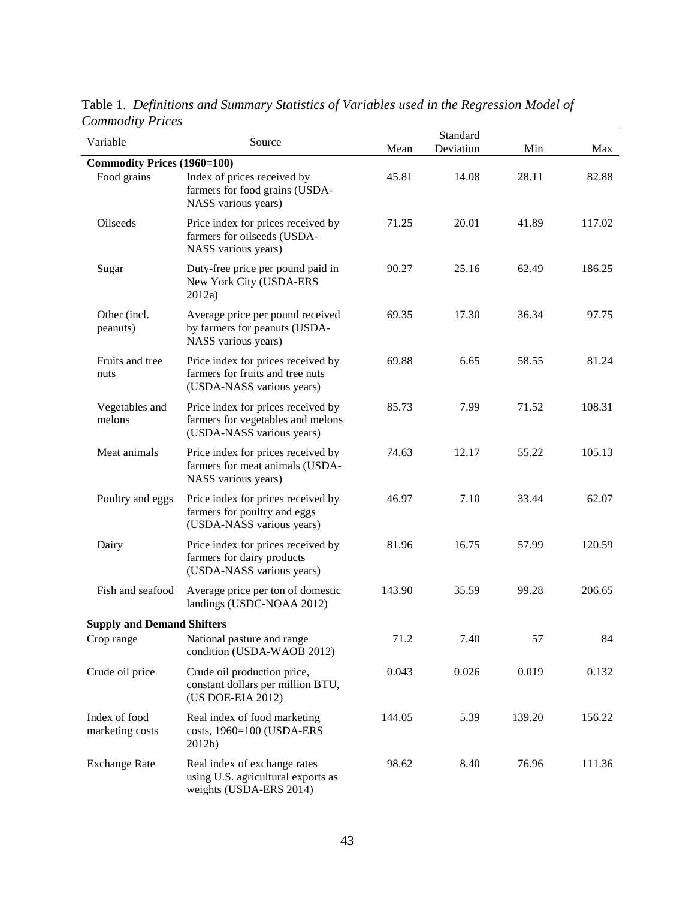Table 1. *Definitions and Summary Statistics of Variables used in the Regression Model of Commodity Prices*

| Variable | Source | Mean | Standard Deviation | Min | Max |
|---|---|---|---|---|---|
| **Commodity Prices (1960=100)** | | | | | |
| Food grains | Index of prices received by farmers for food grains (USDA-NASS various years) | 45.81 | 14.08 | 28.11 | 82.88 |
| Oilseeds | Price index for prices received by farmers for oilseeds (USDA-NASS various years) | 71.25 | 20.01 | 41.89 | 117.02 |
| Sugar | Duty-free price per pound paid in New York City (USDA-ERS 2012a) | 90.27 | 25.16 | 62.49 | 186.25 |
| Other (incl. peanuts) | Average price per pound received by farmers for peanuts (USDA-NASS various years) | 69.35 | 17.30 | 36.34 | 97.75 |
| Fruits and tree nuts | Price index for prices received by farmers for fruits and tree nuts (USDA-NASS various years) | 69.88 | 6.65 | 58.55 | 81.24 |
| Vegetables and melons | Price index for prices received by farmers for vegetables and melons (USDA-NASS various years) | 85.73 | 7.99 | 71.52 | 108.31 |
| Meat animals | Price index for prices received by farmers for meat animals (USDA-NASS various years) | 74.63 | 12.17 | 55.22 | 105.13 |
| Poultry and eggs | Price index for prices received by farmers for poultry and eggs (USDA-NASS various years) | 46.97 | 7.10 | 33.44 | 62.07 |
| Dairy | Price index for prices received by farmers for dairy products (USDA-NASS various years) | 81.96 | 16.75 | 57.99 | 120.59 |
| Fish and seafood | Average price per ton of domestic landings (USDC-NOAA 2012) | 143.90 | 35.59 | 99.28 | 206.65 |
| **Supply and Demand Shifters** | | | | | |
| Crop range | National pasture and range condition (USDA-WAOB 2012) | 71.2 | 7.40 | 57 | 84 |
| Crude oil price | Crude oil production price, constant dollars per million BTU, (US DOE-EIA 2012) | 0.043 | 0.026 | 0.019 | 0.132 |
| Index of food marketing costs | Real index of food marketing costs, 1960=100 (USDA-ERS 2012b) | 144.05 | 5.39 | 139.20 | 156.22 |
| Exchange Rate | Real index of exchange rates using U.S. agricultural exports as weights (USDA-ERS 2014) | 98.62 | 8.40 | 76.96 | 111.36 |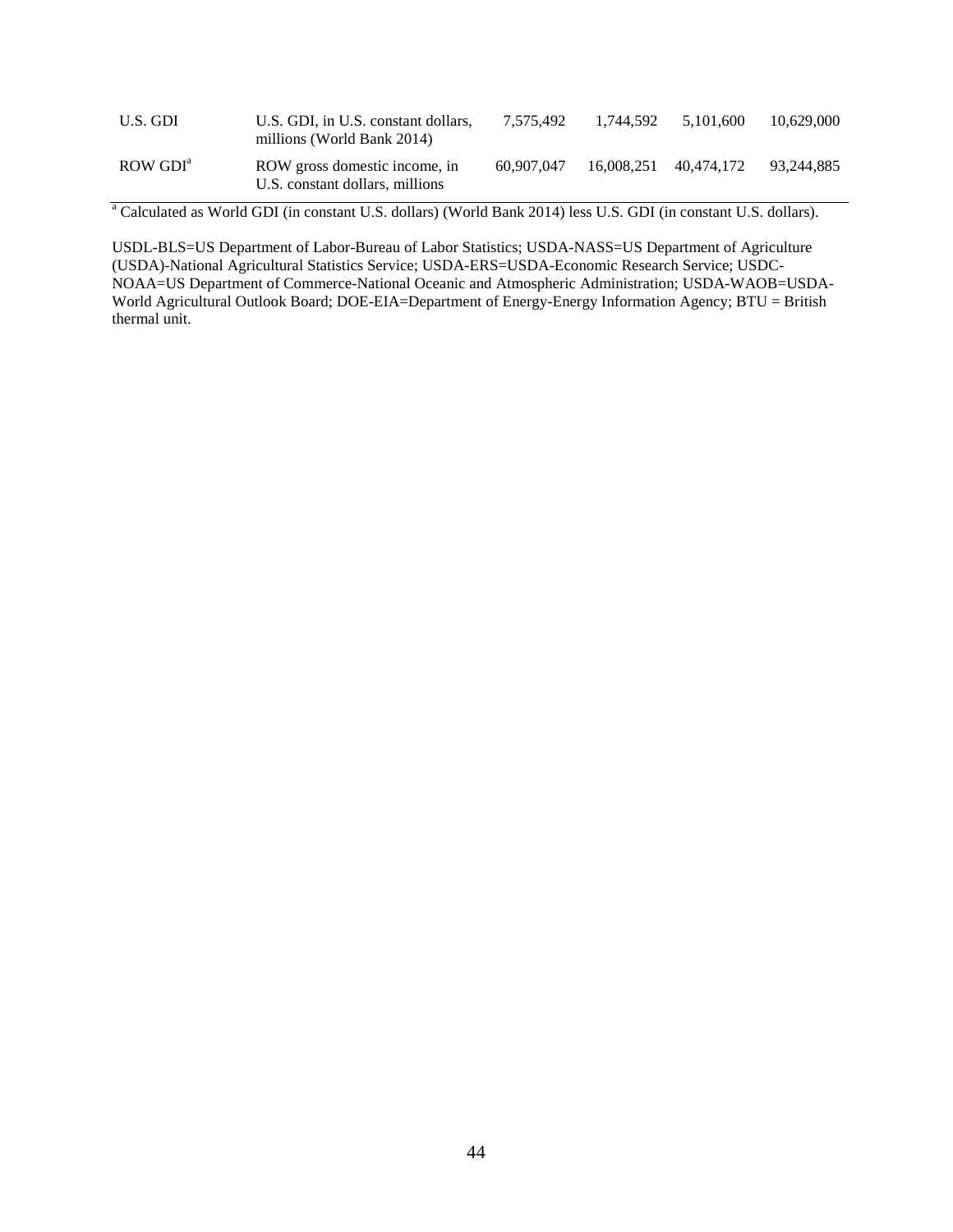| | | | | | |
|---|---|---|---|---|---|
| U.S. GDI | U.S. GDI, in U.S. constant dollars, millions (World Bank 2014) | 7,575,492 | 1,744,592 | 5,101,600 | 10,629,000 |
| ROW GDI[a] | ROW gross domestic income, in U.S. constant dollars, millions | 60,907,047 | 16,008,251 | 40,474,172 | 93,244,885 |

[a] Calculated as World GDI (in constant U.S. dollars) (World Bank 2014) less U.S. GDI (in constant U.S. dollars).

USDL-BLS=US Department of Labor-Bureau of Labor Statistics; USDA-NASS=US Department of Agriculture (USDA)-National Agricultural Statistics Service; USDA-ERS=USDA-Economic Research Service; USDC-NOAA=US Department of Commerce-National Oceanic and Atmospheric Administration; USDA-WAOB=USDA-World Agricultural Outlook Board; DOE-EIA=Department of Energy-Energy Information Agency; BTU = British thermal unit.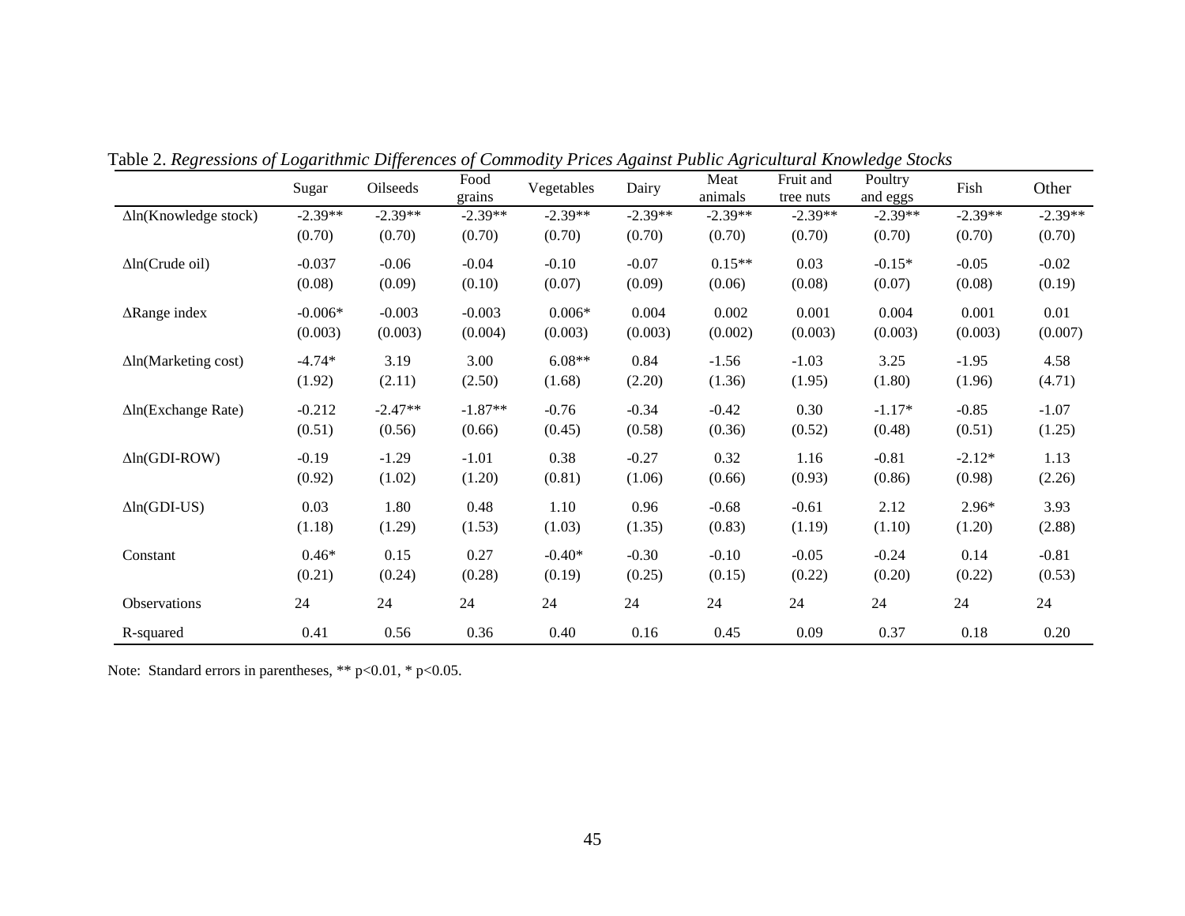Table 2. *Regressions of Logarithmic Differences of Commodity Prices Against Public Agricultural Knowledge Stocks*

| | Sugar | Oilseeds | Food grains | Vegetables | Dairy | Meat animals | Fruit and tree nuts | Poultry and eggs | Fish | Other |
|---|---|---|---|---|---|---|---|---|---|---|
| Δln(Knowledge stock) | -2.39** | -2.39** | -2.39** | -2.39** | -2.39** | -2.39** | -2.39** | -2.39** | -2.39** | -2.39** |
| | (0.70) | (0.70) | (0.70) | (0.70) | (0.70) | (0.70) | (0.70) | (0.70) | (0.70) | (0.70) |
| Δln(Crude oil) | -0.037 | -0.06 | -0.04 | -0.10 | -0.07 | 0.15** | 0.03 | -0.15* | -0.05 | -0.02 |
| | (0.08) | (0.09) | (0.10) | (0.07) | (0.09) | (0.06) | (0.08) | (0.07) | (0.08) | (0.19) |
| ΔRange index | -0.006* | -0.003 | -0.003 | 0.006* | 0.004 | 0.002 | 0.001 | 0.004 | 0.001 | 0.01 |
| | (0.003) | (0.003) | (0.004) | (0.003) | (0.003) | (0.002) | (0.003) | (0.003) | (0.003) | (0.007) |
| Δln(Marketing cost) | -4.74* | 3.19 | 3.00 | 6.08** | 0.84 | -1.56 | -1.03 | 3.25 | -1.95 | 4.58 |
| | (1.92) | (2.11) | (2.50) | (1.68) | (2.20) | (1.36) | (1.95) | (1.80) | (1.96) | (4.71) |
| Δln(Exchange Rate) | -0.212 | -2.47** | -1.87** | -0.76 | -0.34 | -0.42 | 0.30 | -1.17* | -0.85 | -1.07 |
| | (0.51) | (0.56) | (0.66) | (0.45) | (0.58) | (0.36) | (0.52) | (0.48) | (0.51) | (1.25) |
| Δln(GDI-ROW) | -0.19 | -1.29 | -1.01 | 0.38 | -0.27 | 0.32 | 1.16 | -0.81 | -2.12* | 1.13 |
| | (0.92) | (1.02) | (1.20) | (0.81) | (1.06) | (0.66) | (0.93) | (0.86) | (0.98) | (2.26) |
| Δln(GDI-US) | 0.03 | 1.80 | 0.48 | 1.10 | 0.96 | -0.68 | -0.61 | 2.12 | 2.96* | 3.93 |
| | (1.18) | (1.29) | (1.53) | (1.03) | (1.35) | (0.83) | (1.19) | (1.10) | (1.20) | (2.88) |
| Constant | 0.46* | 0.15 | 0.27 | -0.40* | -0.30 | -0.10 | -0.05 | -0.24 | 0.14 | -0.81 |
| | (0.21) | (0.24) | (0.28) | (0.19) | (0.25) | (0.15) | (0.22) | (0.20) | (0.22) | (0.53) |
| Observations | 24 | 24 | 24 | 24 | 24 | 24 | 24 | 24 | 24 | 24 |
| R-squared | 0.41 | 0.56 | 0.36 | 0.40 | 0.16 | 0.45 | 0.09 | 0.37 | 0.18 | 0.20 |

Note: Standard errors in parentheses, ** p<0.01, * p<0.05.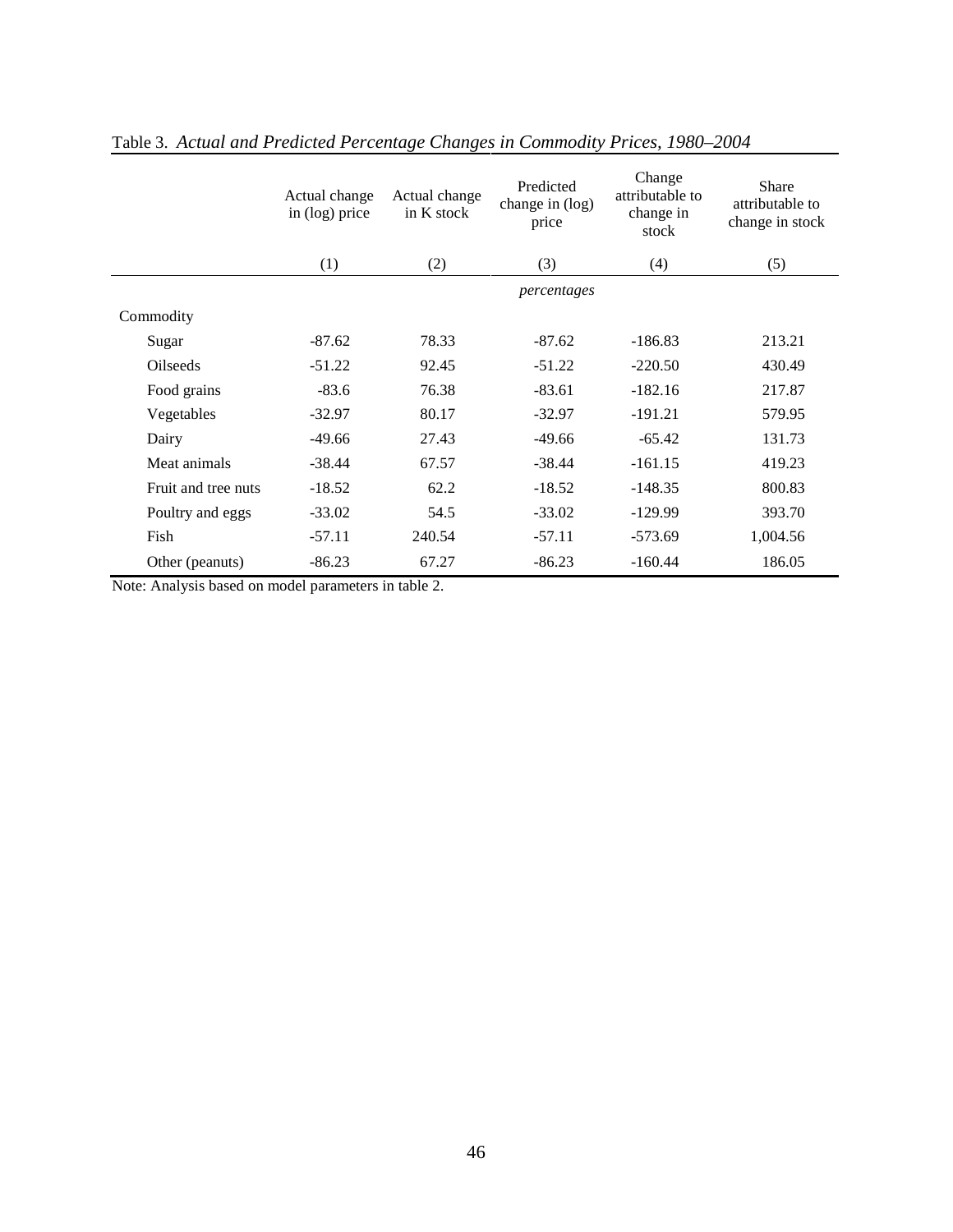Table 3. *Actual and Predicted Percentage Changes in Commodity Prices, 1980–2004*

| | Actual change in (log) price | Actual change in K stock | Predicted change in (log) price | Change attributable to change in stock | Share attributable to change in stock |
|---|---|---|---|---|---|
| | (1) | (2) | (3) | (4) | (5) |
| | | | *percentages* | | |
| Commodity | | | | | |
| Sugar | -87.62 | 78.33 | -87.62 | -186.83 | 213.21 |
| Oilseeds | -51.22 | 92.45 | -51.22 | -220.50 | 430.49 |
| Food grains | -83.6 | 76.38 | -83.61 | -182.16 | 217.87 |
| Vegetables | -32.97 | 80.17 | -32.97 | -191.21 | 579.95 |
| Dairy | -49.66 | 27.43 | -49.66 | -65.42 | 131.73 |
| Meat animals | -38.44 | 67.57 | -38.44 | -161.15 | 419.23 |
| Fruit and tree nuts | -18.52 | 62.2 | -18.52 | -148.35 | 800.83 |
| Poultry and eggs | -33.02 | 54.5 | -33.02 | -129.99 | 393.70 |
| Fish | -57.11 | 240.54 | -57.11 | -573.69 | 1,004.56 |
| Other (peanuts) | -86.23 | 67.27 | -86.23 | -160.44 | 186.05 |

Note: Analysis based on model parameters in table 2.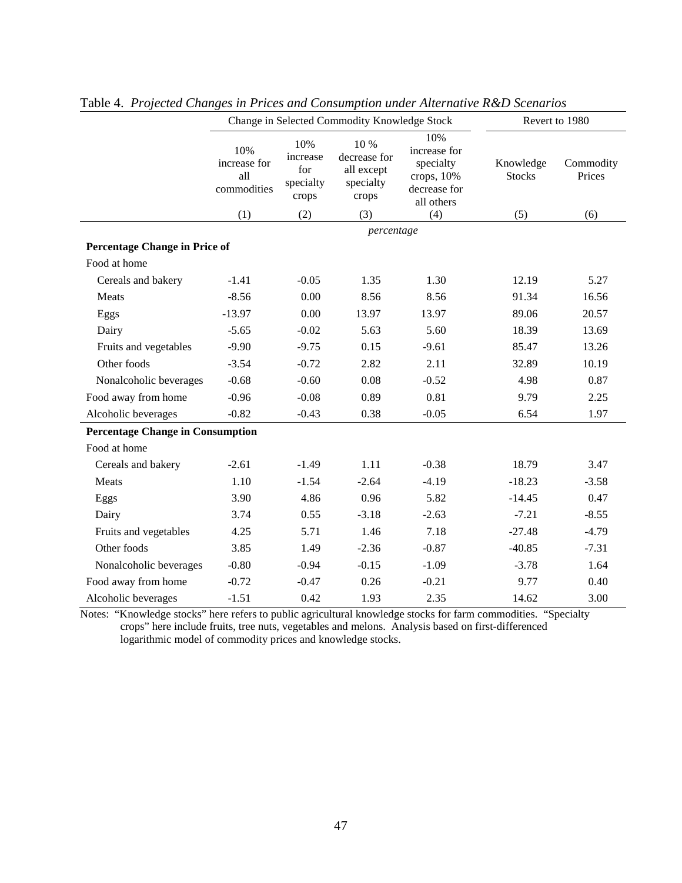Table 4. *Projected Changes in Prices and Consumption under Alternative R&D Scenarios*

| | Change in Selected Commodity Knowledge Stock | | | | Revert to 1980 | |
|---|---|---|---|---|---|---|
| | 10% increase for all commodities | 10% increase for specialty crops | 10 % decrease for all except specialty crops | 10% increase for specialty crops, 10% decrease for all others | Knowledge Stocks | Commodity Prices |
| | (1) | (2) | (3) | (4) | (5) | (6) |
| | | | *percentage* | | | |
| **Percentage Change in Price of** | | | | | | |
| Food at home | | | | | | |
| Cereals and bakery | -1.41 | -0.05 | 1.35 | 1.30 | 12.19 | 5.27 |
| Meats | -8.56 | 0.00 | 8.56 | 8.56 | 91.34 | 16.56 |
| Eggs | -13.97 | 0.00 | 13.97 | 13.97 | 89.06 | 20.57 |
| Dairy | -5.65 | -0.02 | 5.63 | 5.60 | 18.39 | 13.69 |
| Fruits and vegetables | -9.90 | -9.75 | 0.15 | -9.61 | 85.47 | 13.26 |
| Other foods | -3.54 | -0.72 | 2.82 | 2.11 | 32.89 | 10.19 |
| Nonalcoholic beverages | -0.68 | -0.60 | 0.08 | -0.52 | 4.98 | 0.87 |
| Food away from home | -0.96 | -0.08 | 0.89 | 0.81 | 9.79 | 2.25 |
| Alcoholic beverages | -0.82 | -0.43 | 0.38 | -0.05 | 6.54 | 1.97 |
| **Percentage Change in Consumption** | | | | | | |
| Food at home | | | | | | |
| Cereals and bakery | -2.61 | -1.49 | 1.11 | -0.38 | 18.79 | 3.47 |
| Meats | 1.10 | -1.54 | -2.64 | -4.19 | -18.23 | -3.58 |
| Eggs | 3.90 | 4.86 | 0.96 | 5.82 | -14.45 | 0.47 |
| Dairy | 3.74 | 0.55 | -3.18 | -2.63 | -7.21 | -8.55 |
| Fruits and vegetables | 4.25 | 5.71 | 1.46 | 7.18 | -27.48 | -4.79 |
| Other foods | 3.85 | 1.49 | -2.36 | -0.87 | -40.85 | -7.31 |
| Nonalcoholic beverages | -0.80 | -0.94 | -0.15 | -1.09 | -3.78 | 1.64 |
| Food away from home | -0.72 | -0.47 | 0.26 | -0.21 | 9.77 | 0.40 |
| Alcoholic beverages | -1.51 | 0.42 | 1.93 | 2.35 | 14.62 | 3.00 |

Notes: "Knowledge stocks" here refers to public agricultural knowledge stocks for farm commodities. "Specialty crops" here include fruits, tree nuts, vegetables and melons. Analysis based on first-differenced logarithmic model of commodity prices and knowledge stocks.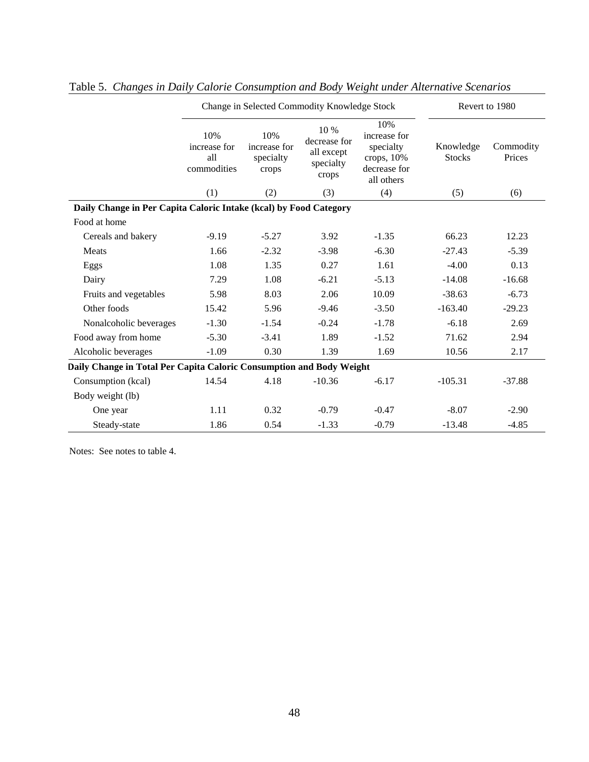Table 5. *Changes in Daily Calorie Consumption and Body Weight under Alternative Scenarios*

| | Change in Selected Commodity Knowledge Stock | | | | Revert to 1980 | |
|---|---|---|---|---|---|---|
| | 10% increase for all commodities | 10% increase for specialty crops | 10 % decrease for all except specialty crops | 10% increase for specialty crops, 10% decrease for all others | Knowledge Stocks | Commodity Prices |
| | (1) | (2) | (3) | (4) | (5) | (6) |
| **Daily Change in Per Capita Caloric Intake (kcal) by Food Category** | | | | | | |
| Food at home | | | | | | |
| Cereals and bakery | -9.19 | -5.27 | 3.92 | -1.35 | 66.23 | 12.23 |
| Meats | 1.66 | -2.32 | -3.98 | -6.30 | -27.43 | -5.39 |
| Eggs | 1.08 | 1.35 | 0.27 | 1.61 | -4.00 | 0.13 |
| Dairy | 7.29 | 1.08 | -6.21 | -5.13 | -14.08 | -16.68 |
| Fruits and vegetables | 5.98 | 8.03 | 2.06 | 10.09 | -38.63 | -6.73 |
| Other foods | 15.42 | 5.96 | -9.46 | -3.50 | -163.40 | -29.23 |
| Nonalcoholic beverages | -1.30 | -1.54 | -0.24 | -1.78 | -6.18 | 2.69 |
| Food away from home | -5.30 | -3.41 | 1.89 | -1.52 | 71.62 | 2.94 |
| Alcoholic beverages | -1.09 | 0.30 | 1.39 | 1.69 | 10.56 | 2.17 |
| **Daily Change in Total Per Capita Caloric Consumption and Body Weight** | | | | | | |
| Consumption (kcal) | 14.54 | 4.18 | -10.36 | -6.17 | -105.31 | -37.88 |
| Body weight (lb) | | | | | | |
| One year | 1.11 | 0.32 | -0.79 | -0.47 | -8.07 | -2.90 |
| Steady-state | 1.86 | 0.54 | -1.33 | -0.79 | -13.48 | -4.85 |

Notes: See notes to table 4.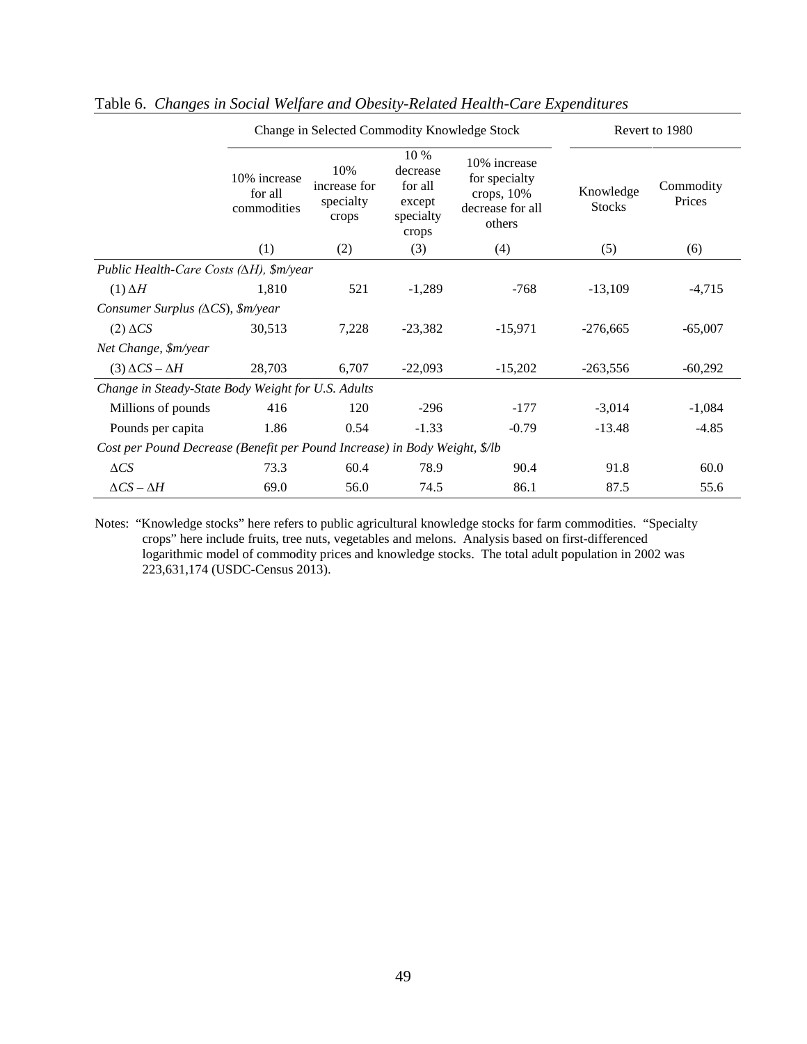Table 6. *Changes in Social Welfare and Obesity-Related Health-Care Expenditures*

| | Change in Selected Commodity Knowledge Stock | | | | Revert to 1980 | |
|---|---|---|---|---|---|---|
| | 10% increase for all commodities | 10% increase for specialty crops | 10 % decrease for all except specialty crops | 10% increase for specialty crops, 10% decrease for all others | Knowledge Stocks | Commodity Prices |
| | (1) | (2) | (3) | (4) | (5) | (6) |
| *Public Health-Care Costs ($\Delta H$), \$m/year* | | | | | | |
| (1) $\Delta H$ | 1,810 | 521 | -1,289 | -768 | -13,109 | -4,715 |
| *Consumer Surplus ($\Delta CS$), \$m/year* | | | | | | |
| (2) $\Delta CS$ | 30,513 | 7,228 | -23,382 | -15,971 | -276,665 | -65,007 |
| *Net Change, \$m/year* | | | | | | |
| (3) $\Delta CS - \Delta H$ | 28,703 | 6,707 | -22,093 | -15,202 | -263,556 | -60,292 |
| *Change in Steady-State Body Weight for U.S. Adults* | | | | | | |
| Millions of pounds | 416 | 120 | -296 | -177 | -3,014 | -1,084 |
| Pounds per capita | 1.86 | 0.54 | -1.33 | -0.79 | -13.48 | -4.85 |
| *Cost per Pound Decrease (Benefit per Pound Increase) in Body Weight, \$/lb* | | | | | | |
| $\Delta CS$ | 73.3 | 60.4 | 78.9 | 90.4 | 91.8 | 60.0 |
| $\Delta CS - \Delta H$ | 69.0 | 56.0 | 74.5 | 86.1 | 87.5 | 55.6 |

Notes: "Knowledge stocks" here refers to public agricultural knowledge stocks for farm commodities. "Specialty crops" here include fruits, tree nuts, vegetables and melons. Analysis based on first-differenced logarithmic model of commodity prices and knowledge stocks. The total adult population in 2002 was 223,631,174 (USDC-Census 2013).